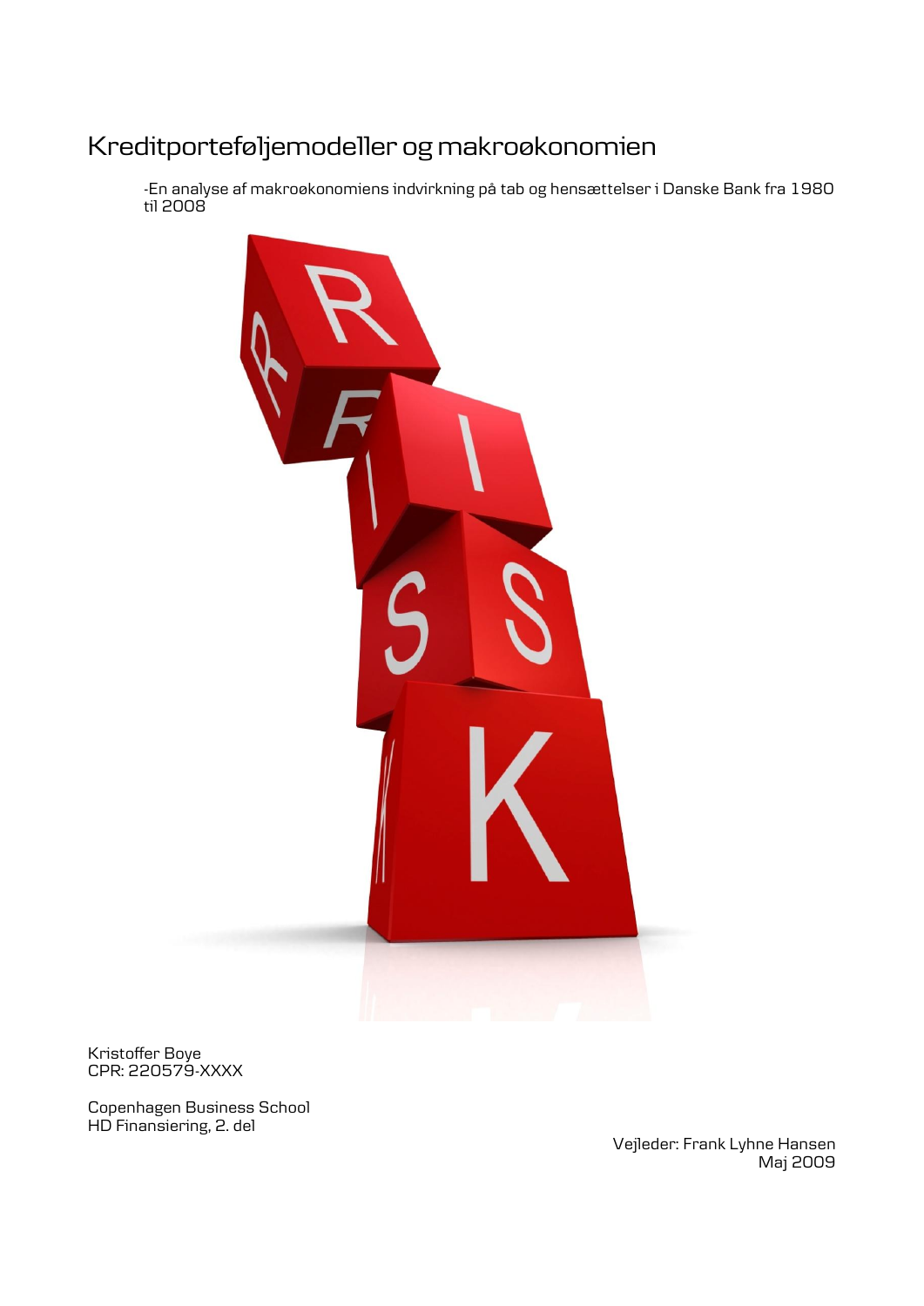# Kreditporteføljemodeller og makroøkonomien

-En analyse af makroøkonomiens indvirkning på tab og hensættelser i Danske Bank fra 1980 til 2008

Kristoffer Boye
CPR: 220579-XXXX

Copenhagen Business School
HD Finansiering, 2. del

Vejleder: Frank Lyhne Hansen
Maj 2009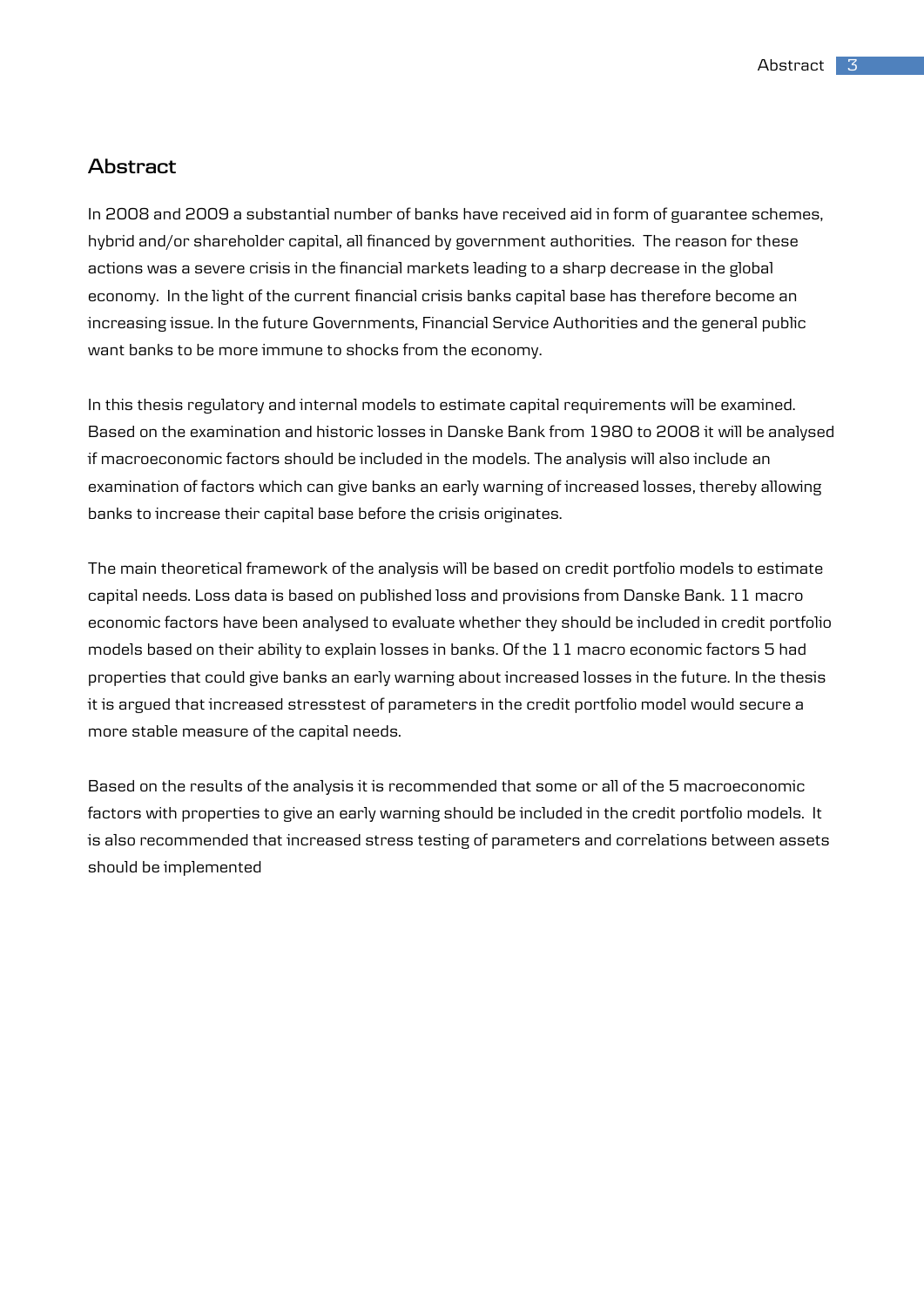## Abstract

In 2008 and 2009 a substantial number of banks have received aid in form of guarantee schemes, hybrid and/or shareholder capital, all financed by government authorities.  The reason for these actions was a severe crisis in the financial markets leading to a sharp decrease in the global economy.  In the light of the current financial crisis banks capital base has therefore become an increasing issue. In the future Governments, Financial Service Authorities and the general public want banks to be more immune to shocks from the economy.

In this thesis regulatory and internal models to estimate capital requirements will be examined. Based on the examination and historic losses in Danske Bank from 1980 to 2008 it will be analysed if macroeconomic factors should be included in the models. The analysis will also include an examination of factors which can give banks an early warning of increased losses, thereby allowing banks to increase their capital base before the crisis originates.

The main theoretical framework of the analysis will be based on credit portfolio models to estimate capital needs. Loss data is based on published loss and provisions from Danske Bank. 11 macro economic factors have been analysed to evaluate whether they should be included in credit portfolio models based on their ability to explain losses in banks. Of the 11 macro economic factors 5 had properties that could give banks an early warning about increased losses in the future. In the thesis it is argued that increased stresstest of parameters in the credit portfolio model would secure a more stable measure of the capital needs.

Based on the results of the analysis it is recommended that some or all of the 5 macroeconomic factors with properties to give an early warning should be included in the credit portfolio models.  It is also recommended that increased stress testing of parameters and correlations between assets should be implemented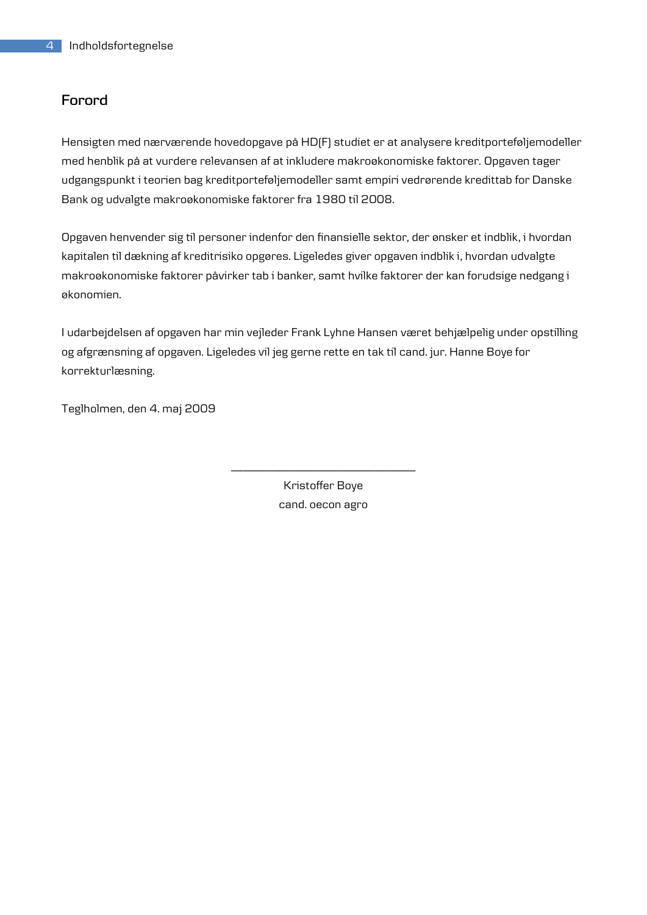## Forord

Hensigten med nærværende hovedopgave på HD(F) studiet er at analysere kreditporteføljemodeller med henblik på at vurdere relevansen af at inkludere makroøkonomiske faktorer. Opgaven tager udgangspunkt i teorien bag kreditporteføljemodeller samt empiri vedrørende kredittab for Danske Bank og udvalgte makroøkonomiske faktorer fra 1980 til 2008.

Opgaven henvender sig til personer indenfor den finansielle sektor, der ønsker et indblik, i hvordan kapitalen til dækning af kreditrisiko opgøres. Ligeledes giver opgaven indblik i, hvordan udvalgte makroøkonomiske faktorer påvirker tab i banker, samt hvilke faktorer der kan forudsige nedgang i økonomien.

I udarbejdelsen af opgaven har min vejleder Frank Lyhne Hansen været behjælpelig under opstilling og afgrænsning af opgaven. Ligeledes vil jeg gerne rette en tak til cand. jur. Hanne Boye for korrekturlæsning.

Teglholmen, den 4. maj 2009

\_\_\_\_\_\_\_\_\_\_\_\_\_\_\_\_\_\_\_\_\_\_\_\_\_\_\_\_\_\_\_\_\_\_

Kristoffer Boye

cand. oecon agro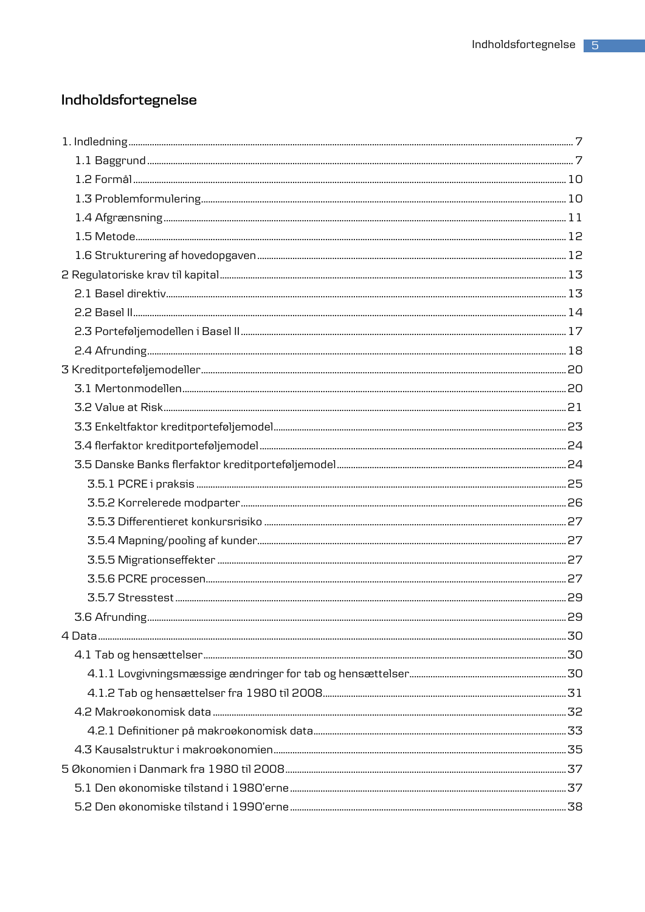# Indholdsfortegnelse

1. Indledning ............ 7
   - 1.1 Baggrund ............ 7
   - 1.2 Formål ............ 10
   - 1.3 Problemformulering ............ 10
   - 1.4 Afgrænsning ............ 11
   - 1.5 Metode ............ 12
   - 1.6 Strukturering af hovedopgaven ............ 12

2 Regulatoriske krav til kapital ............ 13
   - 2.1 Basel direktiv ............ 13
   - 2.2 Basel II ............ 14
   - 2.3 Porteføljemodellen i Basel II ............ 17
   - 2.4 Afrunding ............ 18

3 Kreditporteføljemodeller ............ 20
   - 3.1 Mertonmodellen ............ 20
   - 3.2 Value at Risk ............ 21
   - 3.3 Enkeltfaktor kreditporteføljemodel ............ 23
   - 3.4 flerfaktor kreditporteføljemodel ............ 24
   - 3.5 Danske Banks flerfaktor kreditporteføljemodel ............ 24
     - 3.5.1 PCRE i praksis ............ 25
     - 3.5.2 Korrelerede modparter ............ 26
     - 3.5.3 Differentieret konkursrisiko ............ 27
     - 3.5.4 Mapning/pooling af kunder ............ 27
     - 3.5.5 Migrationseffekter ............ 27
     - 3.5.6 PCRE processen ............ 27
     - 3.5.7 Stresstest ............ 29
   - 3.6 Afrunding ............ 29

4 Data ............ 30
   - 4.1 Tab og hensættelser ............ 30
     - 4.1.1 Lovgivningsmæssige ændringer for tab og hensættelser ............ 30
     - 4.1.2 Tab og hensættelser fra 1980 til 2008 ............ 31
   - 4.2 Makroøkonomisk data ............ 32
     - 4.2.1 Definitioner på makroøkonomisk data ............ 33
   - 4.3 Kausalstruktur i makroøkonomien ............ 35

5 Økonomien i Danmark fra 1980 til 2008 ............ 37
   - 5.1 Den økonomiske tilstand i 1980'erne ............ 37
   - 5.2 Den økonomiske tilstand i 1990'erne ............ 38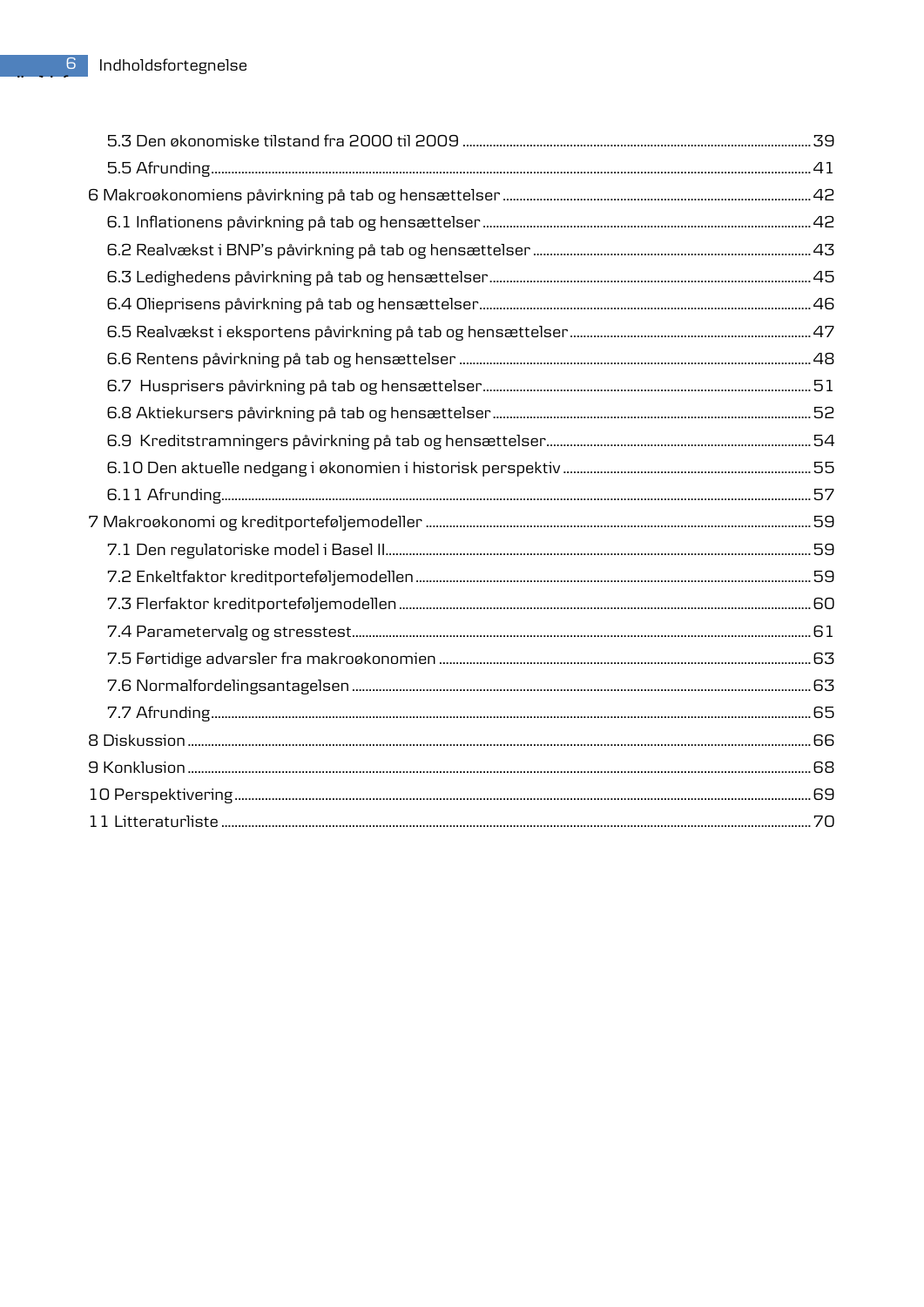5.3 Den økonomiske tilstand fra 2000 til 2009 ........ 39
5.5 Afrunding ........ 41
6 Makroøkonomiens påvirkning på tab og hensættelser ........ 42
6.1 Inflationens påvirkning på tab og hensættelser ........ 42
6.2 Realvækst i BNP's påvirkning på tab og hensættelser ........ 43
6.3 Ledighedens påvirkning på tab og hensættelser ........ 45
6.4 Olieprisens påvirkning på tab og hensættelser ........ 46
6.5 Realvækst i eksportens påvirkning på tab og hensættelser ........ 47
6.6 Rentens påvirkning på tab og hensættelser ........ 48
6.7 Husprisers påvirkning på tab og hensættelser ........ 51
6.8 Aktiekursers påvirkning på tab og hensættelser ........ 52
6.9 Kreditstramningers påvirkning på tab og hensættelser ........ 54
6.10 Den aktuelle nedgang i økonomien i historisk perspektiv ........ 55
6.11 Afrunding ........ 57
7 Makroøkonomi og kreditporteføljemodeller ........ 59
7.1 Den regulatoriske model i Basel II ........ 59
7.2 Enkeltfaktor kreditporteføljemodellen ........ 59
7.3 Flerfaktor kreditporteføljemodellen ........ 60
7.4 Parametervalg og stresstest ........ 61
7.5 Førtidige advarsler fra makroøkonomien ........ 63
7.6 Normalfordelingsantagelsen ........ 63
7.7 Afrunding ........ 65
8 Diskussion ........ 66
9 Konklusion ........ 68
10 Perspektivering ........ 69
11 Litteraturliste ........ 70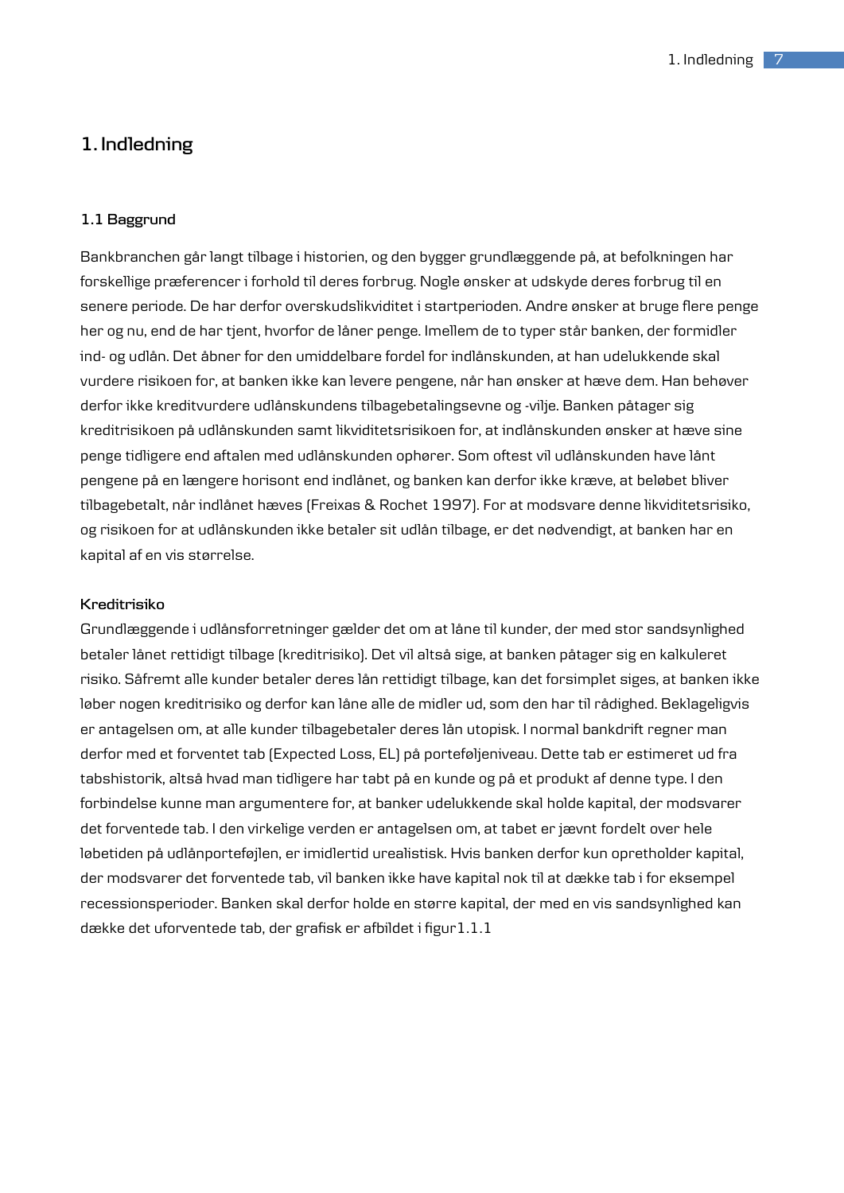# 1. Indledning

### 1.1 Baggrund

Bankbranchen går langt tilbage i historien, og den bygger grundlæggende på, at befolkningen har forskellige præferencer i forhold til deres forbrug. Nogle ønsker at udskyde deres forbrug til en senere periode. De har derfor overskudslikviditet i startperioden. Andre ønsker at bruge flere penge her og nu, end de har tjent, hvorfor de låner penge. Imellem de to typer står banken, der formidler ind- og udlån. Det åbner for den umiddelbare fordel for indlånskunden, at han udelukkende skal vurdere risikoen for, at banken ikke kan levere pengene, når han ønsker at hæve dem. Han behøver derfor ikke kreditvurdere udlånskundens tilbagebetalingsevne og -vilje. Banken påtager sig kreditrisikoen på udlånskunden samt likviditetsrisikoen for, at indlånskunden ønsker at hæve sine penge tidligere end aftalen med udlånskunden ophører. Som oftest vil udlånskunden have lånt pengene på en længere horisont end indlånet, og banken kan derfor ikke kræve, at beløbet bliver tilbagebetalt, når indlånet hæves (Freixas & Rochet 1997). For at modsvare denne likviditetsrisiko, og risikoen for at udlånskunden ikke betaler sit udlån tilbage, er det nødvendigt, at banken har en kapital af en vis størrelse.

**Kreditrisiko**

Grundlæggende i udlånsforretninger gælder det om at låne til kunder, der med stor sandsynlighed betaler lånet rettidigt tilbage (kreditrisiko). Det vil altså sige, at banken påtager sig en kalkuleret risiko. Såfremt alle kunder betaler deres lån rettidigt tilbage, kan det forsimplet siges, at banken ikke løber nogen kreditrisiko og derfor kan låne alle de midler ud, som den har til rådighed. Beklageligvis er antagelsen om, at alle kunder tilbagebetaler deres lån utopisk. I normal bankdrift regner man derfor med et forventet tab (Expected Loss, EL) på porteføljeniveau. Dette tab er estimeret ud fra tabshistorik, altså hvad man tidligere har tabt på en kunde og på et produkt af denne type. I den forbindelse kunne man argumentere for, at banker udelukkende skal holde kapital, der modsvarer det forventede tab. I den virkelige verden er antagelsen om, at tabet er jævnt fordelt over hele løbetiden på udlånporteføljen, er imidlertid urealistisk. Hvis banken derfor kun opretholder kapital, der modsvarer det forventede tab, vil banken ikke have kapital nok til at dække tab i for eksempel recessionsperioder. Banken skal derfor holde en større kapital, der med en vis sandsynlighed kan dække det uforventede tab, der grafisk er afbildet i figur1.1.1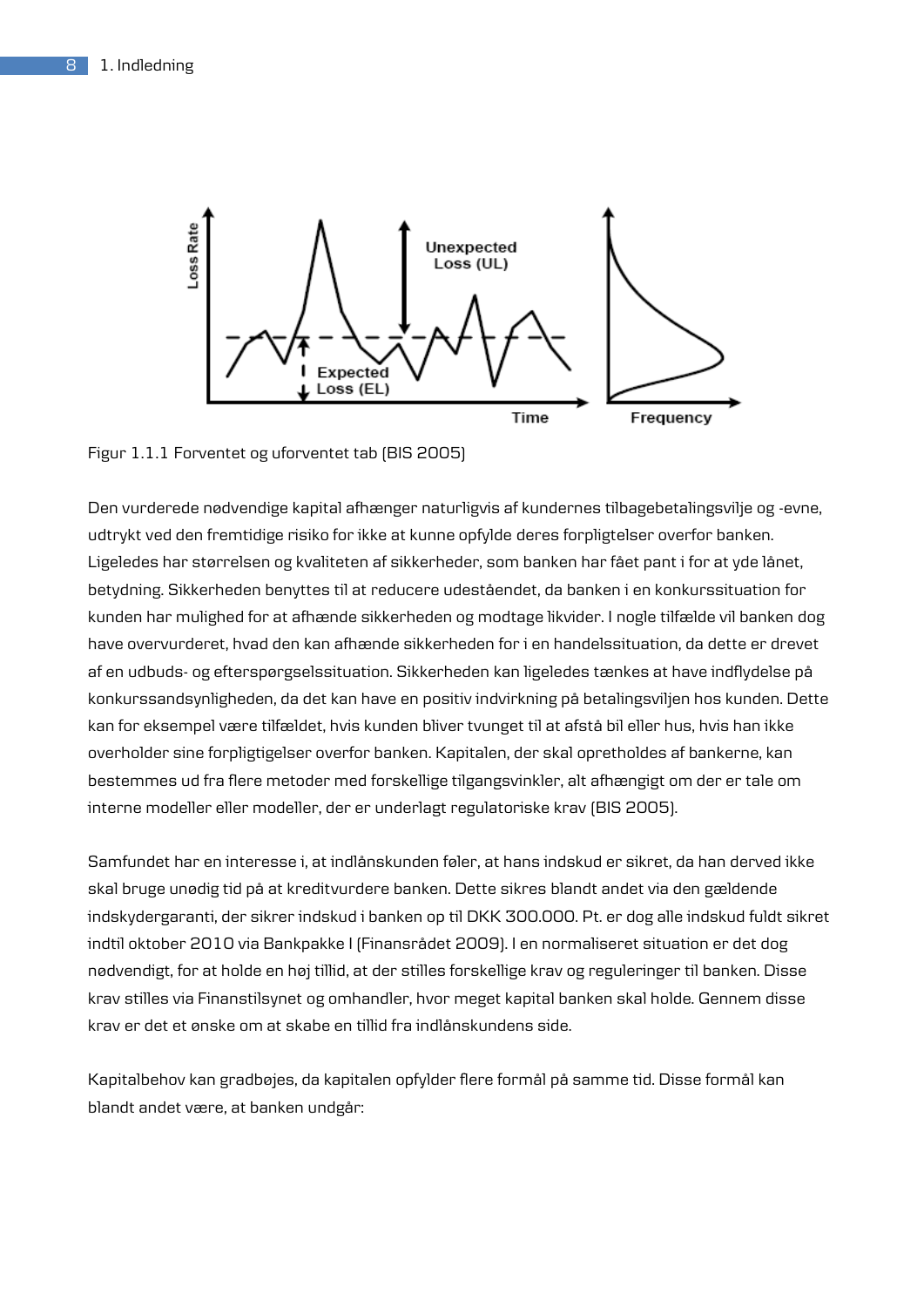Loss Rate

Unexpected Loss (UL)

Expected Loss (EL)

Time

Frequency

Figur 1.1.1 Forventet og uforventet tab (BIS 2005)

Den vurderede nødvendige kapital afhænger naturligvis af kundernes tilbagebetalingsvilje og -evne, udtrykt ved den fremtidige risiko for ikke at kunne opfylde deres forpligtelser overfor banken. Ligeledes har størrelsen og kvaliteten af sikkerheder, som banken har fået pant i for at yde lånet, betydning. Sikkerheden benyttes til at reducere udeståendet, da banken i en konkurssituation for kunden har mulighed for at afhænde sikkerheden og modtage likvider. I nogle tilfælde vil banken dog have overvurderet, hvad den kan afhænde sikkerheden for i en handelssituation, da dette er drevet af en udbuds- og efterspørgselssituation. Sikkerheden kan ligeledes tænkes at have indflydelse på konkurssandsynligheden, da det kan have en positiv indvirkning på betalingsviljen hos kunden. Dette kan for eksempel være tilfældet, hvis kunden bliver tvunget til at afstå bil eller hus, hvis han ikke overholder sine forpligtigelser overfor banken. Kapitalen, der skal opretholdes af bankerne, kan bestemmes ud fra flere metoder med forskellige tilgangsvinkler, alt afhængigt om der er tale om interne modeller eller modeller, der er underlagt regulatoriske krav (BIS 2005).

Samfundet har en interesse i, at indlånskunden føler, at hans indskud er sikret, da han derved ikke skal bruge unødig tid på at kreditvurdere banken. Dette sikres blandt andet via den gældende indskydergaranti, der sikrer indskud i banken op til DKK 300.000. Pt. er dog alle indskud fuldt sikret indtil oktober 2010 via Bankpakke I (Finansrådet 2009). I en normaliseret situation er det dog nødvendigt, for at holde en høj tillid, at der stilles forskellige krav og reguleringer til banken. Disse krav stilles via Finanstilsynet og omhandler, hvor meget kapital banken skal holde. Gennem disse krav er det et ønske om at skabe en tillid fra indlånskundens side.

Kapitalbehov kan gradbøjes, da kapitalen opfylder flere formål på samme tid. Disse formål kan blandt andet være, at banken undgår: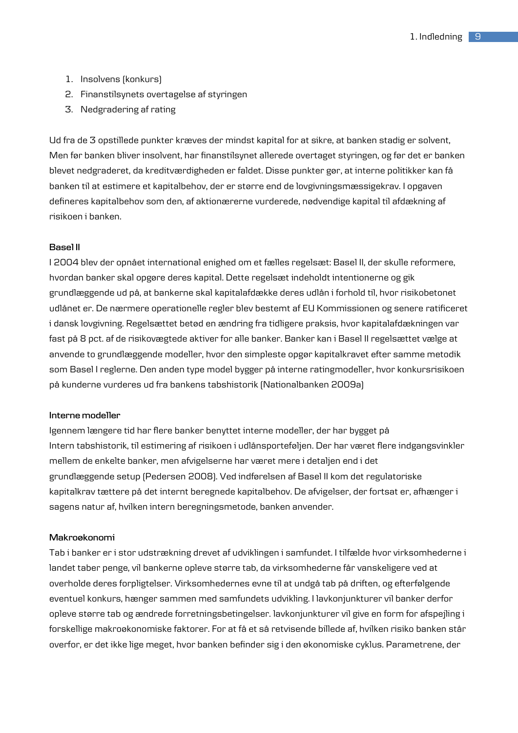1. Insolvens (konkurs)
2. Finanstilsynets overtagelse af styringen
3. Nedgradering af rating

Ud fra de 3 opstillede punkter kræves der mindst kapital for at sikre, at banken stadig er solvent, Men før banken bliver insolvent, har finanstilsynet allerede overtaget styringen, og før det er banken blevet nedgraderet, da kreditværdigheden er faldet. Disse punkter gør, at interne politikker kan få banken til at estimere et kapitalbehov, der er større end de lovgivningsmæssigekrav. I opgaven defineres kapitalbehov som den, af aktionærerne vurderede, nødvendige kapital til afdækning af risikoen i banken.

**Basel II**

I 2004 blev der opnået international enighed om et fælles regelsæt: Basel II, der skulle reformere, hvordan banker skal opgøre deres kapital. Dette regelsæt indeholdt intentionerne og gik grundlæggende ud på, at bankerne skal kapitalafdække deres udlån i forhold til, hvor risikobetonet udlånet er. De nærmere operationelle regler blev bestemt af EU Kommissionen og senere ratificeret i dansk lovgivning. Regelsættet betød en ændring fra tidligere praksis, hvor kapitalafdækningen var fast på 8 pct. af de risikovægtede aktiver for alle banker. Banker kan i Basel II regelsættet vælge at anvende to grundlæggende modeller, hvor den simpleste opgør kapitalkravet efter samme metodik som Basel I reglerne. Den anden type model bygger på interne ratingmodeller, hvor konkursrisikoen på kunderne vurderes ud fra bankens tabshistorik (Nationalbanken 2009a)

**Interne modeller**

Igennem længere tid har flere banker benyttet interne modeller, der har bygget på Intern tabshistorik, til estimering af risikoen i udlånsporteføljen. Der har været flere indgangsvinkler mellem de enkelte banker, men afvigelserne har været mere i detaljen end i det grundlæggende setup (Pedersen 2008). Ved indførelsen af Basel II kom det regulatoriske kapitalkrav tættere på det internt beregnede kapitalbehov. De afvigelser, der fortsat er, afhænger i sagens natur af, hvilken intern beregningsmetode, banken anvender.

**Makroøkonomi**

Tab i banker er i stor udstrækning drevet af udviklingen i samfundet. I tilfælde hvor virksomhederne i landet taber penge, vil bankerne opleve større tab, da virksomhederne får vanskeligere ved at overholde deres forpligtelser. Virksomhedernes evne til at undgå tab på driften, og efterfølgende eventuel konkurs, hænger sammen med samfundets udvikling. I lavkonjunkturer vil banker derfor opleve større tab og ændrede forretningsbetingelser. lavkonjunkturer vil give en form for afspejling i forskellige makroøkonomiske faktorer. For at få et så retvisende billede af, hvilken risiko banken står overfor, er det ikke lige meget, hvor banken befinder sig i den økonomiske cyklus. Parametrene, der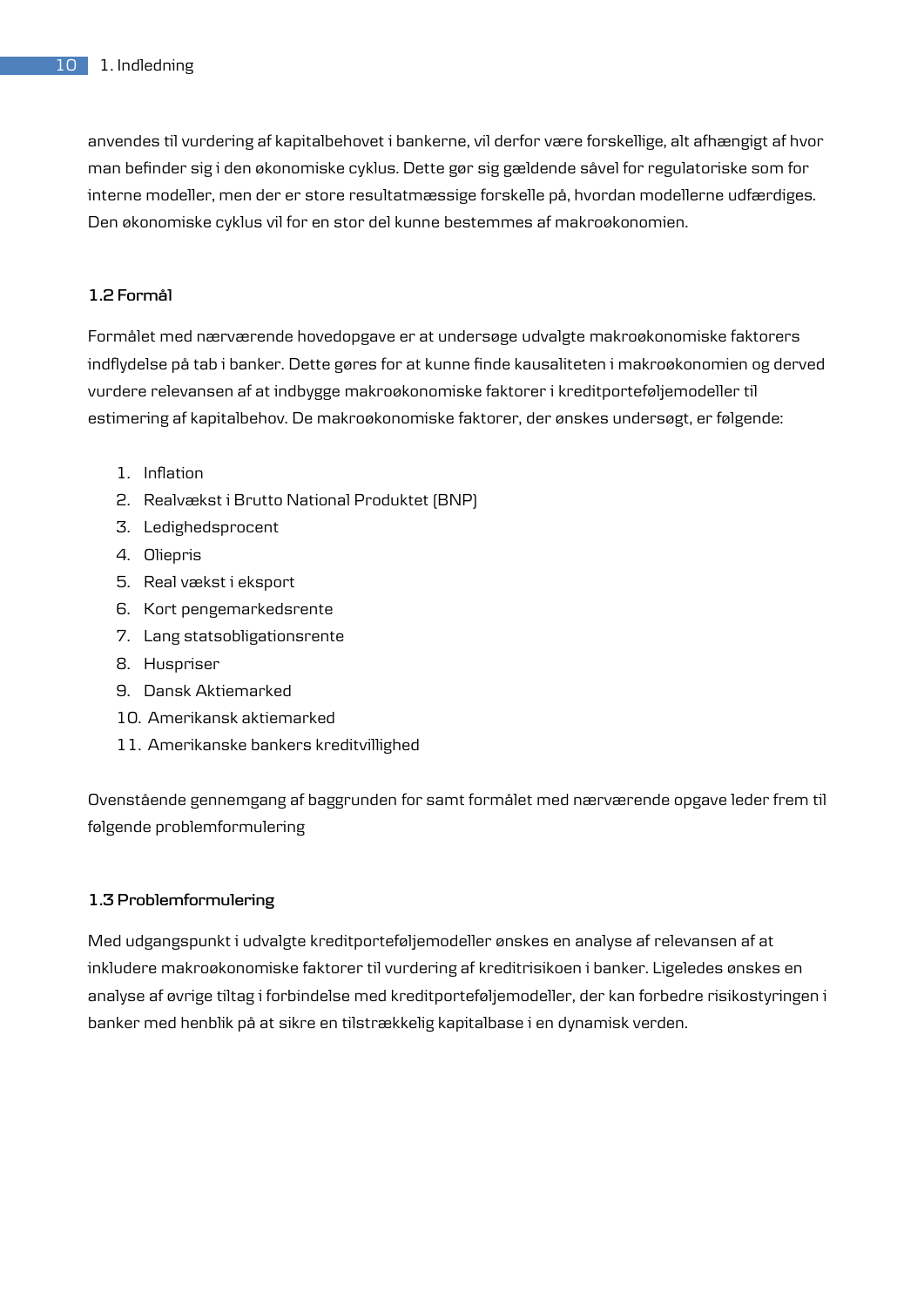anvendes til vurdering af kapitalbehovet i bankerne, vil derfor være forskellige, alt afhængigt af hvor man befinder sig i den økonomiske cyklus. Dette gør sig gældende såvel for regulatoriske som for interne modeller, men der er store resultatmæssige forskelle på, hvordan modellerne udfærdiges. Den økonomiske cyklus vil for en stor del kunne bestemmes af makroøkonomien.

## 1.2 Formål

Formålet med nærværende hovedopgave er at undersøge udvalgte makroøkonomiske faktorers indflydelse på tab i banker. Dette gøres for at kunne finde kausaliteten i makroøkonomien og derved vurdere relevansen af at indbygge makroøkonomiske faktorer i kreditporteføljemodeller til estimering af kapitalbehov. De makroøkonomiske faktorer, der ønskes undersøgt, er følgende:

1. Inflation
2. Realvækst i Brutto National Produktet (BNP)
3. Ledighedsprocent
4. Oliepris
5. Real vækst i eksport
6. Kort pengemarkedsrente
7. Lang statsobligationsrente
8. Huspriser
9. Dansk Aktiemarked
10. Amerikansk aktiemarked
11. Amerikanske bankers kreditvillighed

Ovenstående gennemgang af baggrunden for samt formålet med nærværende opgave leder frem til følgende problemformulering

## 1.3 Problemformulering

Med udgangspunkt i udvalgte kreditporteføljemodeller ønskes en analyse af relevansen af at inkludere makroøkonomiske faktorer til vurdering af kreditrisikoen i banker. Ligeledes ønskes en analyse af øvrige tiltag i forbindelse med kreditporteføljemodeller, der kan forbedre risikostyringen i banker med henblik på at sikre en tilstrækkelig kapitalbase i en dynamisk verden.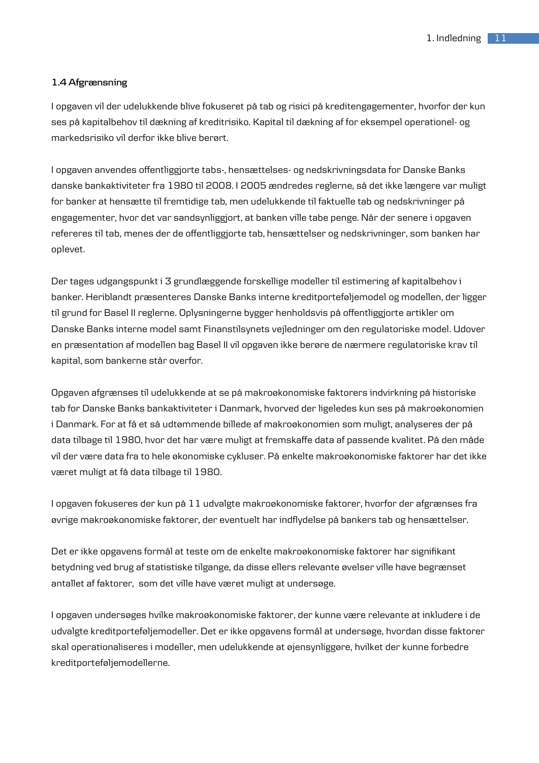### 1.4 Afgrænsning

I opgaven vil der udelukkende blive fokuseret på tab og risici på kreditengagementer, hvorfor der kun ses på kapitalbehov til dækning af kreditrisiko. Kapital til dækning af for eksempel operationel- og markedsrisiko vil derfor ikke blive berørt.

I opgaven anvendes offentliggjorte tabs-, hensættelses- og nedskrivningsdata for Danske Banks danske bankaktiviteter fra 1980 til 2008. I 2005 ændredes reglerne, så det ikke længere var muligt for banker at hensætte til fremtidige tab, men udelukkende til faktuelle tab og nedskrivninger på engagementer, hvor det var sandsynliggjort, at banken ville tabe penge. Når der senere i opgaven refereres til tab, menes der de offentliggjorte tab, hensættelser og nedskrivninger, som banken har oplevet.

Der tages udgangspunkt i 3 grundlæggende forskellige modeller til estimering af kapitalbehov i banker. Heriblandt præsenteres Danske Banks interne kreditporteføljemodel og modellen, der ligger til grund for Basel II reglerne. Oplysningerne bygger henholdsvis på offentliggjorte artikler om Danske Banks interne model samt Finanstilsynets vejledninger om den regulatoriske model. Udover en præsentation af modellen bag Basel II vil opgaven ikke berøre de nærmere regulatoriske krav til kapital, som bankerne står overfor.

Opgaven afgrænses til udelukkende at se på makroøkonomiske faktorers indvirkning på historiske tab for Danske Banks bankaktiviteter i Danmark, hvorved der ligeledes kun ses på makroøkonomien i Danmark. For at få et så udtømmende billede af makroøkonomien som muligt, analyseres der på data tilbage til 1980, hvor det har være muligt at fremskaffe data af passende kvalitet. På den måde vil der være data fra to hele økonomiske cykluser. På enkelte makroøkonomiske faktorer har det ikke været muligt at få data tilbage til 1980.

I opgaven fokuseres der kun på 11 udvalgte makroøkonomiske faktorer, hvorfor der afgrænses fra øvrige makroøkonomiske faktorer, der eventuelt har indflydelse på bankers tab og hensættelser.

Det er ikke opgavens formål at teste om de enkelte makroøkonomiske faktorer har signifikant betydning ved brug af statistiske tilgange, da disse ellers relevante øvelser ville have begrænset antallet af faktorer, som det ville have været muligt at undersøge.

I opgaven undersøges hvilke makroøkonomiske faktorer, der kunne være relevante at inkludere i de udvalgte kreditporteføljemodeller. Det er ikke opgavens formål at undersøge, hvordan disse faktorer skal operationaliseres i modeller, men udelukkende at øjensynliggøre, hvilket der kunne forbedre kreditporteføljemodellerne.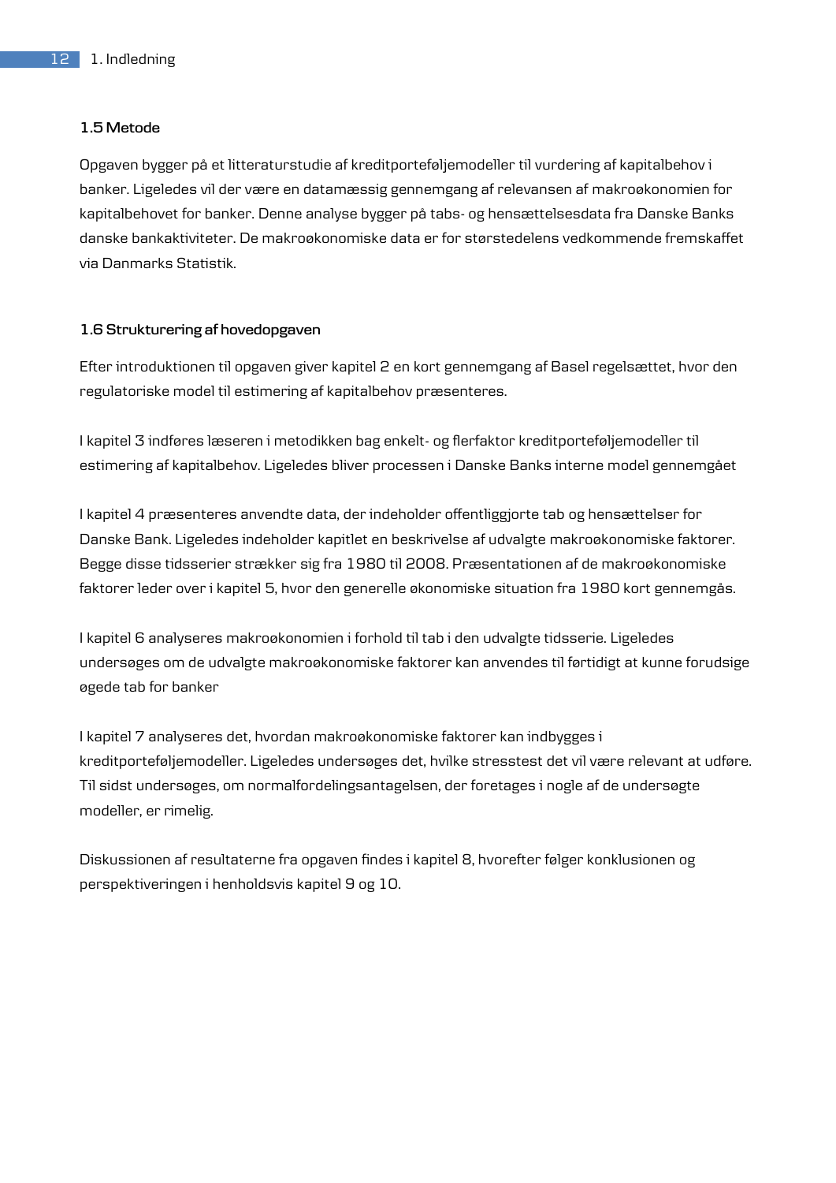## 1.5 Metode

Opgaven bygger på et litteraturstudie af kreditporteføljemodeller til vurdering af kapitalbehov i banker. Ligeledes vil der være en datamæssig gennemgang af relevansen af makroøkonomien for kapitalbehovet for banker. Denne analyse bygger på tabs- og hensættelsesdata fra Danske Banks danske bankaktiviteter. De makroøkonomiske data er for størstedelens vedkommende fremskaffet via Danmarks Statistik.

## 1.6 Strukturering af hovedopgaven

Efter introduktionen til opgaven giver kapitel 2 en kort gennemgang af Basel regelsættet, hvor den regulatoriske model til estimering af kapitalbehov præsenteres.

I kapitel 3 indføres læseren i metodikken bag enkelt- og flerfaktor kreditporteføljemodeller til estimering af kapitalbehov. Ligeledes bliver processen i Danske Banks interne model gennemgået

I kapitel 4 præsenteres anvendte data, der indeholder offentliggjorte tab og hensættelser for Danske Bank. Ligeledes indeholder kapitlet en beskrivelse af udvalgte makroøkonomiske faktorer. Begge disse tidsserier strækker sig fra 1980 til 2008. Præsentationen af de makroøkonomiske faktorer leder over i kapitel 5, hvor den generelle økonomiske situation fra 1980 kort gennemgås.

I kapitel 6 analyseres makroøkonomien i forhold til tab i den udvalgte tidsserie. Ligeledes undersøges om de udvalgte makroøkonomiske faktorer kan anvendes til førtidigt at kunne forudsige øgede tab for banker

I kapitel 7 analyseres det, hvordan makroøkonomiske faktorer kan indbygges i kreditporteføljemodeller. Ligeledes undersøges det, hvilke stresstest det vil være relevant at udføre. Til sidst undersøges, om normalfordelingsantagelsen, der foretages i nogle af de undersøgte modeller, er rimelig.

Diskussionen af resultaterne fra opgaven findes i kapitel 8, hvorefter følger konklusionen og perspektiveringen i henholdsvis kapitel 9 og 10.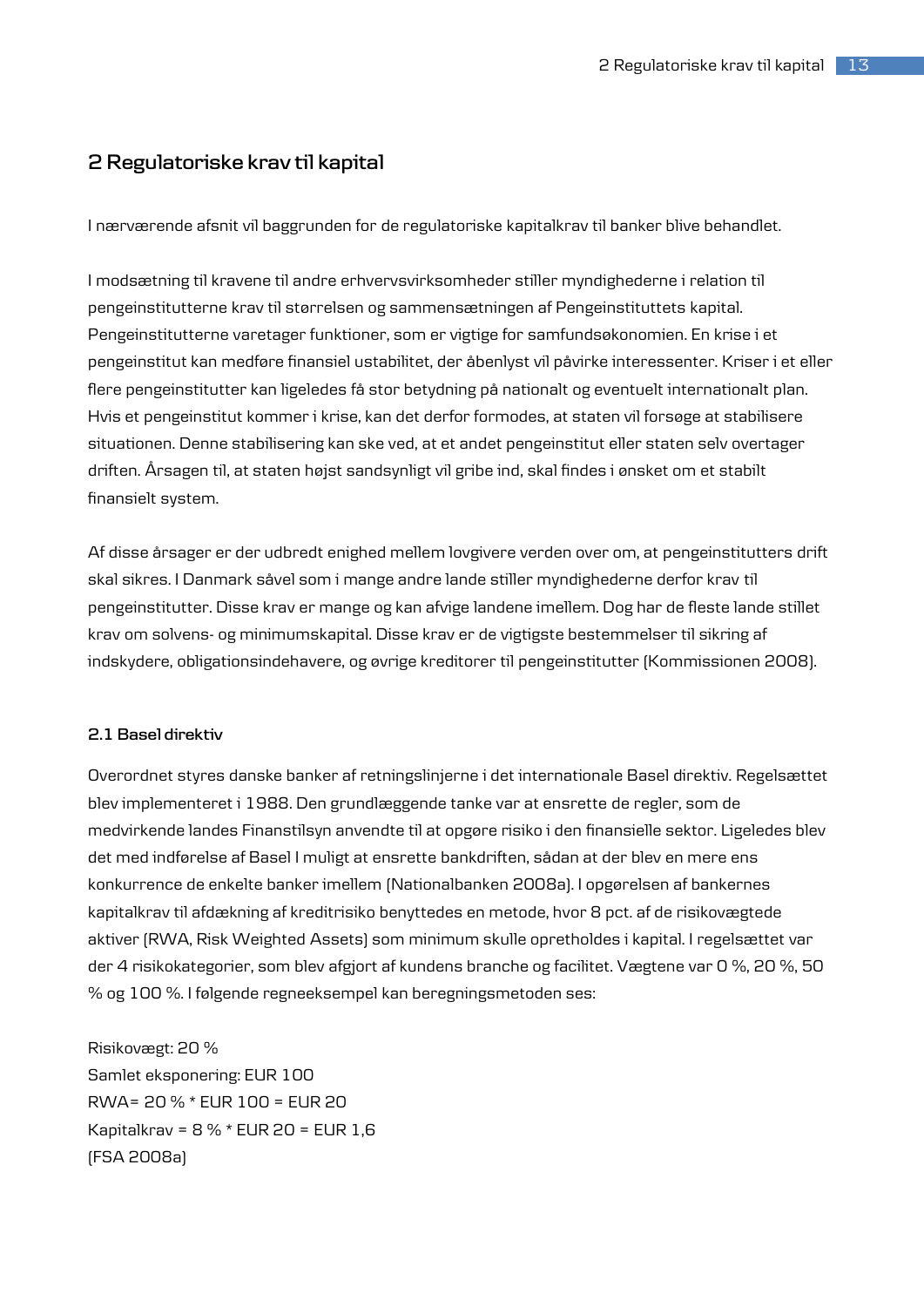# 2 Regulatoriske krav til kapital

I nærværende afsnit vil baggrunden for de regulatoriske kapitalkrav til banker blive behandlet.

I modsætning til kravene til andre erhvervsvirksomheder stiller myndighederne i relation til pengeinstitutterne krav til størrelsen og sammensætningen af Pengeinstituttets kapital. Pengeinstitutterne varetager funktioner, som er vigtige for samfundsøkonomien. En krise i et pengeinstitut kan medføre finansiel ustabilitet, der åbenlyst vil påvirke interessenter. Kriser i et eller flere pengeinstitutter kan ligeledes få stor betydning på nationalt og eventuelt internationalt plan. Hvis et pengeinstitut kommer i krise, kan det derfor formodes, at staten vil forsøge at stabilisere situationen. Denne stabilisering kan ske ved, at et andet pengeinstitut eller staten selv overtager driften. Årsagen til, at staten højst sandsynligt vil gribe ind, skal findes i ønsket om et stabilt finansielt system.

Af disse årsager er der udbredt enighed mellem lovgivere verden over om, at pengeinstitutters drift skal sikres. I Danmark såvel som i mange andre lande stiller myndighederne derfor krav til pengeinstitutter. Disse krav er mange og kan afvige landene imellem. Dog har de fleste lande stillet krav om solvens- og minimumskapital. Disse krav er de vigtigste bestemmelser til sikring af indskydere, obligationsindehavere, og øvrige kreditorer til pengeinstitutter (Kommissionen 2008).

## 2.1 Basel direktiv

Overordnet styres danske banker af retningslinjerne i det internationale Basel direktiv. Regelsættet blev implementeret i 1988. Den grundlæggende tanke var at ensrette de regler, som de medvirkende landes Finanstilsyn anvendte til at opgøre risiko i den finansielle sektor. Ligeledes blev det med indførelse af Basel I muligt at ensrette bankdriften, sådan at der blev en mere ens konkurrence de enkelte banker imellem (Nationalbanken 2008a). I opgørelsen af bankernes kapitalkrav til afdækning af kreditrisiko benyttedes en metode, hvor 8 pct. af de risikovægtede aktiver (RWA, Risk Weighted Assets) som minimum skulle opretholdes i kapital. I regelsættet var der 4 risikokategorier, som blev afgjort af kundens branche og facilitet. Vægtene var 0 %, 20 %, 50 % og 100 %. I følgende regneeksempel kan beregningsmetoden ses:

Risikovægt: 20 %  
Samlet eksponering: EUR 100  
RWA= 20 % * EUR 100 = EUR 20  
Kapitalkrav = 8 % * EUR 20 = EUR 1,6  
(FSA 2008a)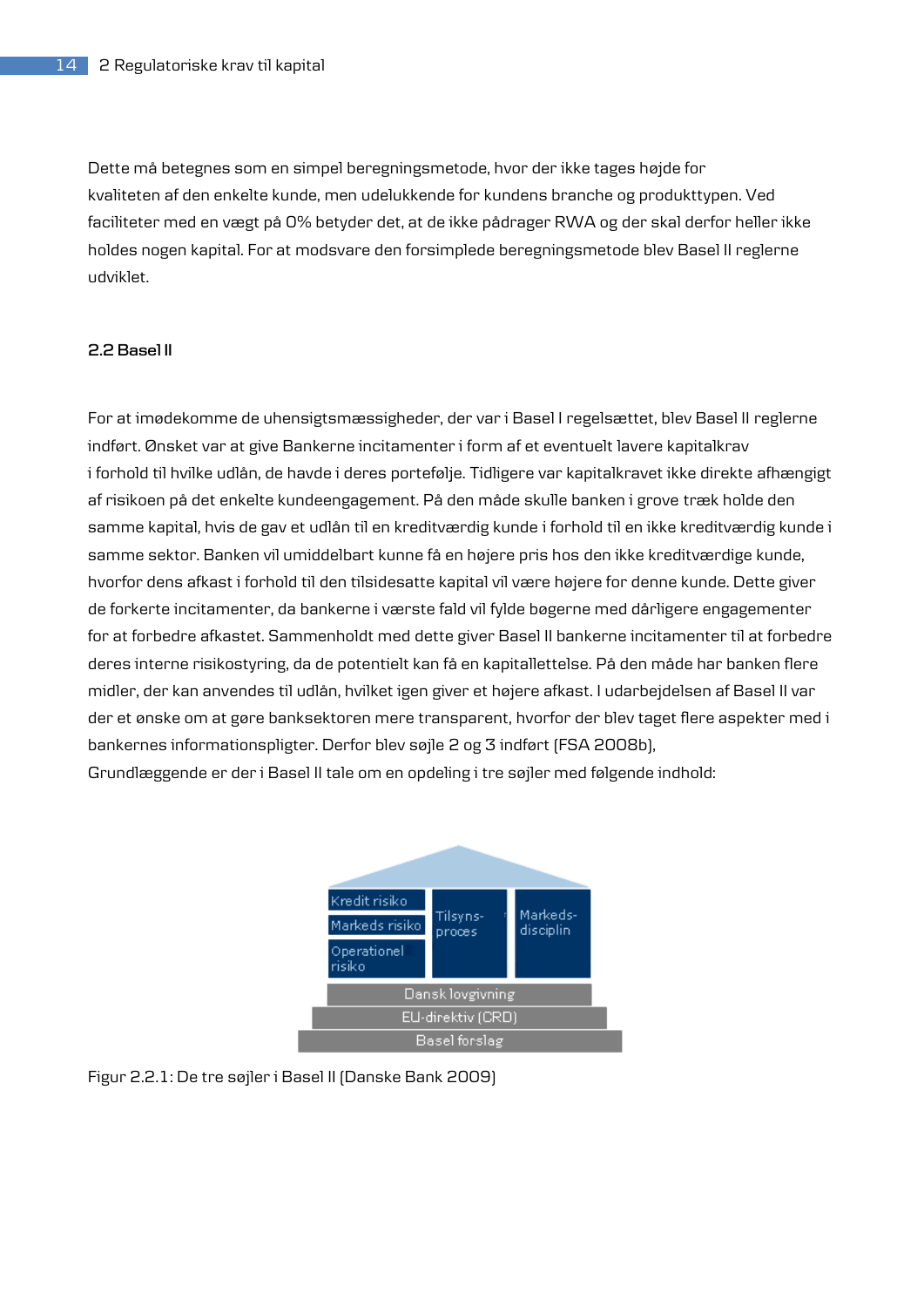Dette må betegnes som en simpel beregningsmetode, hvor der ikke tages højde for kvaliteten af den enkelte kunde, men udelukkende for kundens branche og produkttypen. Ved faciliteter med en vægt på 0% betyder det, at de ikke pådrager RWA og der skal derfor heller ikke holdes nogen kapital. For at modsvare den forsimplede beregningsmetode blev Basel II reglerne udviklet.

## 2.2 Basel II

For at imødekomme de uhensigtsmæssigheder, der var i Basel I regelsættet, blev Basel II reglerne indført. Ønsket var at give Bankerne incitamenter i form af et eventuelt lavere kapitalkrav i forhold til hvilke udlån, de havde i deres portefølje. Tidligere var kapitalkravet ikke direkte afhængigt af risikoen på det enkelte kundeengagement. På den måde skulle banken i grove træk holde den samme kapital, hvis de gav et udlån til en kreditværdig kunde i forhold til en ikke kreditværdig kunde i samme sektor. Banken vil umiddelbart kunne få en højere pris hos den ikke kreditværdige kunde, hvorfor dens afkast i forhold til den tilsidesatte kapital vil være højere for denne kunde. Dette giver de forkerte incitamenter, da bankerne i værste fald vil fylde bøgerne med dårligere engagementer for at forbedre afkastet. Sammenholdt med dette giver Basel II bankerne incitamenter til at forbedre deres interne risikostyring, da de potentielt kan få en kapitallettelse. På den måde har banken flere midler, der kan anvendes til udlån, hvilket igen giver et højere afkast. I udarbejdelsen af Basel II var der et ønske om at gøre banksektoren mere transparent, hvorfor der blev taget flere aspekter med i bankernes informationspligter. Derfor blev søjle 2 og 3 indført (FSA 2008b),
Grundlæggende er der i Basel II tale om en opdeling i tre søjler med følgende indhold:

Kredit risiko
Markeds risiko
Operationel risiko
Tilsyns-proces
Markeds-disciplin
Dansk lovgivning
EU-direktiv (CRD)
Basel forslag

Figur 2.2.1: De tre søjler i Basel II (Danske Bank 2009)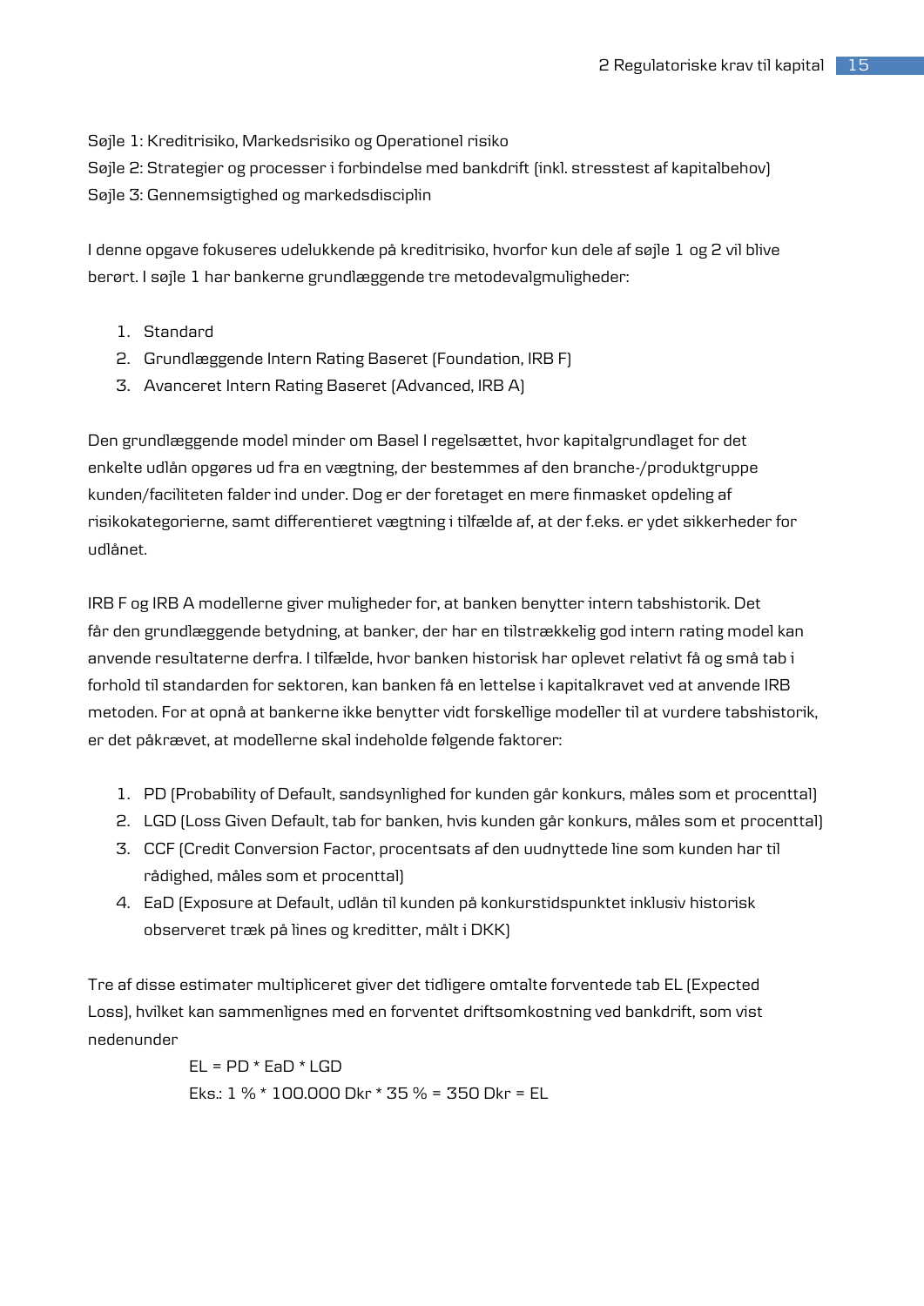Søjle 1: Kreditrisiko, Markedsrisiko og Operationel risiko
Søjle 2: Strategier og processer i forbindelse med bankdrift (inkl. stresstest af kapitalbehov)
Søjle 3: Gennemsigtighed og markedsdisciplin

I denne opgave fokuseres udelukkende på kreditrisiko, hvorfor kun dele af søjle 1 og 2 vil blive berørt. I søjle 1 har bankerne grundlæggende tre metodevalgmuligheder:

1. Standard
2. Grundlæggende Intern Rating Baseret (Foundation, IRB F)
3. Avanceret Intern Rating Baseret (Advanced, IRB A)

Den grundlæggende model minder om Basel I regelsættet, hvor kapitalgrundlaget for det enkelte udlån opgøres ud fra en vægtning, der bestemmes af den branche-/produktgruppe kunden/faciliteten falder ind under. Dog er der foretaget en mere finmasket opdeling af risikokategorierne, samt differentieret vægtning i tilfælde af, at der f.eks. er ydet sikkerheder for udlånet.

IRB F og IRB A modellerne giver muligheder for, at banken benytter intern tabshistorik. Det får den grundlæggende betydning, at banker, der har en tilstrækkelig god intern rating model kan anvende resultaterne derfra. I tilfælde, hvor banken historisk har oplevet relativt få og små tab i forhold til standarden for sektoren, kan banken få en lettelse i kapitalkravet ved at anvende IRB metoden. For at opnå at bankerne ikke benytter vidt forskellige modeller til at vurdere tabshistorik, er det påkrævet, at modellerne skal indeholde følgende faktorer:

1. PD (Probability of Default, sandsynlighed for kunden går konkurs, måles som et procenttal)
2. LGD (Loss Given Default, tab for banken, hvis kunden går konkurs, måles som et procenttal)
3. CCF (Credit Conversion Factor, procentsats af den uudnyttede line som kunden har til rådighed, måles som et procenttal)
4. EaD (Exposure at Default, udlån til kunden på konkurstidspunktet inklusiv historisk observeret træk på lines og kreditter, målt i DKK)

Tre af disse estimater multipliceret giver det tidligere omtalte forventede tab EL (Expected Loss), hvilket kan sammenlignes med en forventet driftsomkostning ved bankdrift, som vist nedenunder

$$EL = PD * EaD * LGD$$

$$\text{Eks.: } 1\ \% * 100.000\ \text{Dkr} * 35\ \% = 350\ \text{Dkr} = EL$$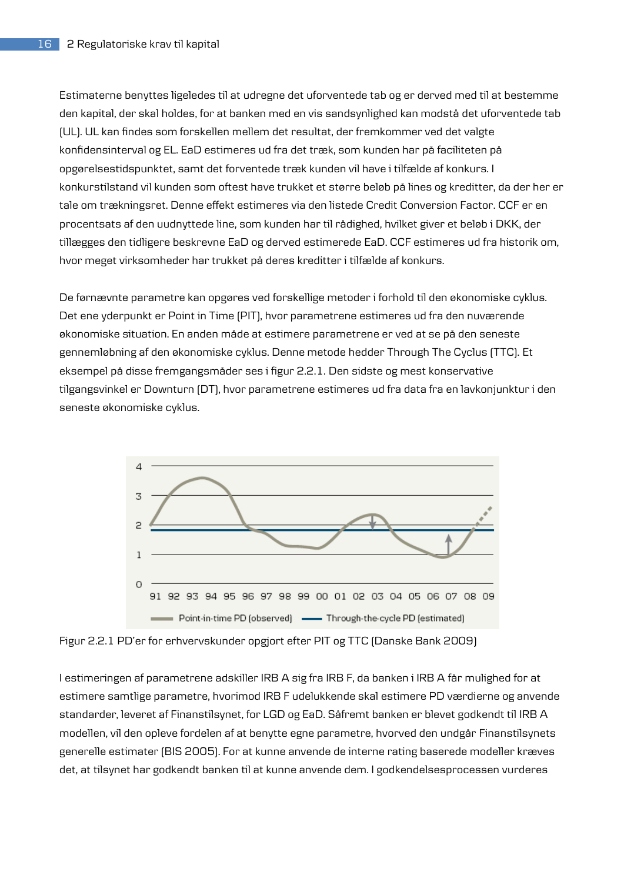Estimaterne benyttes ligeledes til at udregne det uforventede tab og er derved med til at bestemme den kapital, der skal holdes, for at banken med en vis sandsynlighed kan modstå det uforventede tab (UL). UL kan findes som forskellen mellem det resultat, der fremkommer ved det valgte konfidensinterval og EL. EaD estimeres ud fra det træk, som kunden har på faciliteten på opgørelsestidspunktet, samt det forventede træk kunden vil have i tilfælde af konkurs. I konkurstilstand vil kunden som oftest have trukket et større beløb på lines og kreditter, da der her er tale om trækningsret. Denne effekt estimeres via den listede Credit Conversion Factor. CCF er en procentsats af den uudnyttede line, som kunden har til rådighed, hvilket giver et beløb i DKK, der tillægges den tidligere beskrevne EaD og derved estimerede EaD. CCF estimeres ud fra historik om, hvor meget virksomheder har trukket på deres kreditter i tilfælde af konkurs.

De førnævnte parametre kan opgøres ved forskellige metoder i forhold til den økonomiske cyklus. Det ene yderpunkt er Point in Time (PIT), hvor parametrene estimeres ud fra den nuværende økonomiske situation. En anden måde at estimere parametrene er ved at se på den seneste gennemløbning af den økonomiske cyklus. Denne metode hedder Through The Cyclus (TTC). Et eksempel på disse fremgangsmåder ses i figur 2.2.1. Den sidste og mest konservative tilgangsvinkel er Downturn (DT), hvor parametrene estimeres ud fra data fra en lavkonjunktur i den seneste økonomiske cyklus.

4
3
2
1
0
91 92 93 94 95 96 97 98 99 00 01 02 03 04 05 06 07 08 09
Point-in-time PD (observed)
Through-the-cycle PD (estimated)

Figur 2.2.1 PD'er for erhvervskunder opgjort efter PIT og TTC (Danske Bank 2009)

I estimeringen af parametrene adskiller IRB A sig fra IRB F, da banken i IRB A får mulighed for at estimere samtlige parametre, hvorimod IRB F udelukkende skal estimere PD værdierne og anvende standarder, leveret af Finanstilsynet, for LGD og EaD. Såfremt banken er blevet godkendt til IRB A modellen, vil den opleve fordelen af at benytte egne parametre, hvorved den undgår Finanstilsynets generelle estimater (BIS 2005). For at kunne anvende de interne rating baserede modeller kræves det, at tilsynet har godkendt banken til at kunne anvende dem. I godkendelsesprocessen vurderes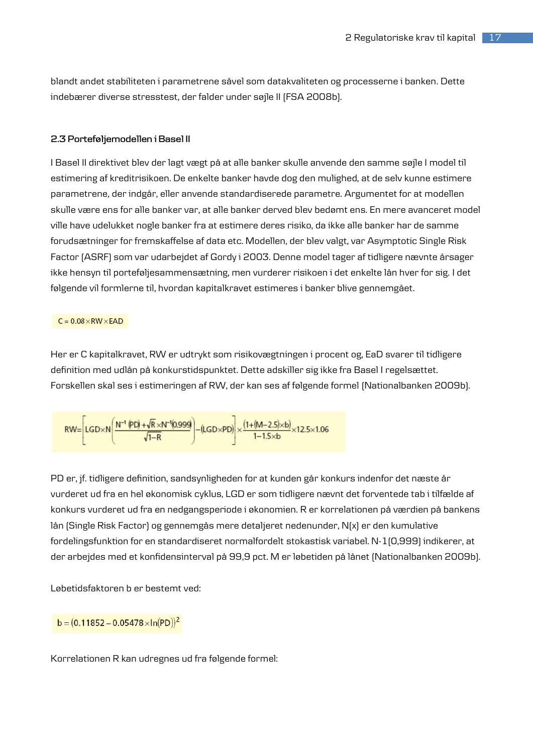blandt andet stabiliteten i parametrene såvel som datakvaliteten og processerne i banken. Dette indebærer diverse stresstest, der falder under søjle II (FSA 2008b).

### 2.3 Porteføljemodellen i Basel II

I Basel II direktivet blev der lagt vægt på at alle banker skulle anvende den samme søjle I model til estimering af kreditrisikoen. De enkelte banker havde dog den mulighed, at de selv kunne estimere parametrene, der indgår, eller anvende standardiserede parametre. Argumentet for at modellen skulle være ens for alle banker var, at alle banker derved blev bedømt ens. En mere avanceret model ville have udelukket nogle banker fra at estimere deres risiko, da ikke alle banker har de samme forudsætninger for fremskaffelse af data etc. Modellen, der blev valgt, var Asymptotic Single Risk Factor (ASRF) som var udarbejdet af Gordy i 2003. Denne model tager af tidligere nævnte årsager ikke hensyn til porteføljesammensætning, men vurderer risikoen i det enkelte lån hver for sig. I det følgende vil formlerne til, hvordan kapitalkravet estimeres i banker blive gennemgået.

$$C = 0.08 \times RW \times EAD$$

Her er C kapitalkravet, RW er udtrykt som risikovægtningen i procent og, EaD svarer til tidligere definition med udlån på konkurstidspunktet. Dette adskiller sig ikke fra Basel I regelsættet. Forskellen skal ses i estimeringen af RW, der kan ses af følgende formel (Nationalbanken 2009b).

$$RW = \left[ LGD \times N\left( \frac{N^{-1}(PD) + \sqrt{R} \times N^{-1}(0.999)}{\sqrt{1-R}} \right) - (LGD \times PD) \right] \times \frac{(1+(M-2.5)\times b)}{1-1.5\times b} \times 12.5 \times 1.06$$

PD er, jf. tidligere definition, sandsynligheden for at kunden går konkurs indenfor det næste år vurderet ud fra en hel økonomisk cyklus, LGD er som tidligere nævnt det forventede tab i tilfælde af konkurs vurderet ud fra en nedgangsperiode i økonomien. R er korrelationen på værdien på bankens lån (Single Risk Factor) og gennemgås mere detaljeret nedenunder, N(x) er den kumulative fordelingsfunktion for en standardiseret normalfordelt stokastisk variabel. N-1(0,999) indikerer, at der arbejdes med et konfidensinterval på 99,9 pct. M er løbetiden på lånet (Nationalbanken 2009b).

Løbetidsfaktoren b er bestemt ved:

$$b = (0.11852 - 0.05478 \times \ln(PD))^2$$

Korrelationen R kan udregnes ud fra følgende formel: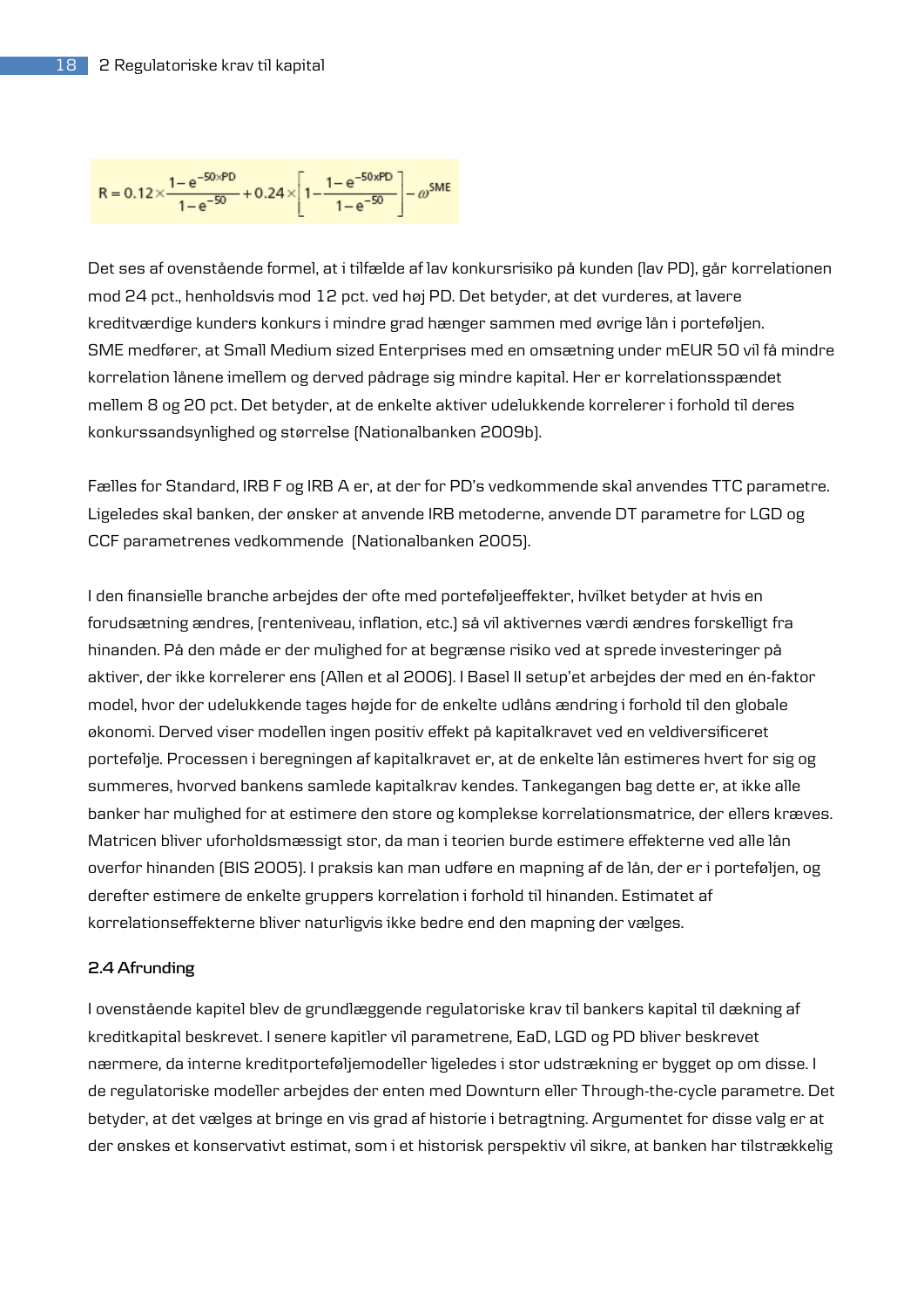$$R = 0.12 \times \frac{1 - e^{-50 \times PD}}{1 - e^{-50}} + 0.24 \times \left[1 - \frac{1 - e^{-50 \times PD}}{1 - e^{-50}}\right] - \omega^{SME}$$

Det ses af ovenstående formel, at i tilfælde af lav konkursrisiko på kunden (lav PD), går korrelationen mod 24 pct., henholdsvis mod 12 pct. ved høj PD. Det betyder, at det vurderes, at lavere kreditværdige kunders konkurs i mindre grad hænger sammen med øvrige lån i porteføljen. SME medfører, at Small Medium sized Enterprises med en omsætning under mEUR 50 vil få mindre korrelation lånene imellem og derved pådrage sig mindre kapital. Her er korrelationsspændet mellem 8 og 20 pct. Det betyder, at de enkelte aktiver udelukkende korrelerer i forhold til deres konkurssandsynlighed og størrelse (Nationalbanken 2009b).

Fælles for Standard, IRB F og IRB A er, at der for PD's vedkommende skal anvendes TTC parametre. Ligeledes skal banken, der ønsker at anvende IRB metoderne, anvende DT parametre for LGD og CCF parametrenes vedkommende (Nationalbanken 2005).

I den finansielle branche arbejdes der ofte med porteføljeeffekter, hvilket betyder at hvis en forudsætning ændres, (renteniveau, inflation, etc.) så vil aktivernes værdi ændres forskelligt fra hinanden. På den måde er der mulighed for at begrænse risiko ved at sprede investeringer på aktiver, der ikke korrelerer ens (Allen et al 2006). I Basel II setup'et arbejdes der med en én-faktor model, hvor der udelukkende tages højde for de enkelte udlåns ændring i forhold til den globale økonomi. Derved viser modellen ingen positiv effekt på kapitalkravet ved en veldiversificeret portefølje. Processen i beregningen af kapitalkravet er, at de enkelte lån estimeres hvert for sig og summeres, hvorved bankens samlede kapitalkrav kendes. Tankegangen bag dette er, at ikke alle banker har mulighed for at estimere den store og komplekse korrelationsmatrice, der ellers kræves. Matricen bliver uforholdsmæssigt stor, da man i teorien burde estimere effekterne ved alle lån overfor hinanden (BIS 2005). I praksis kan man udføre en mapning af de lån, der er i porteføljen, og derefter estimere de enkelte gruppers korrelation i forhold til hinanden. Estimatet af korrelationseffekterne bliver naturligvis ikke bedre end den mapning der vælges.

### 2.4 Afrunding

I ovenstående kapitel blev de grundlæggende regulatoriske krav til bankers kapital til dækning af kreditkapital beskrevet. I senere kapitler vil parametrene, EaD, LGD og PD bliver beskrevet nærmere, da interne kreditporteføljemodeller ligeledes i stor udstrækning er bygget op om disse. I de regulatoriske modeller arbejdes der enten med Downturn eller Through-the-cycle parametre. Det betyder, at det vælges at bringe en vis grad af historie i betragtning. Argumentet for disse valg er at der ønskes et konservativt estimat, som i et historisk perspektiv vil sikre, at banken har tilstrækkelig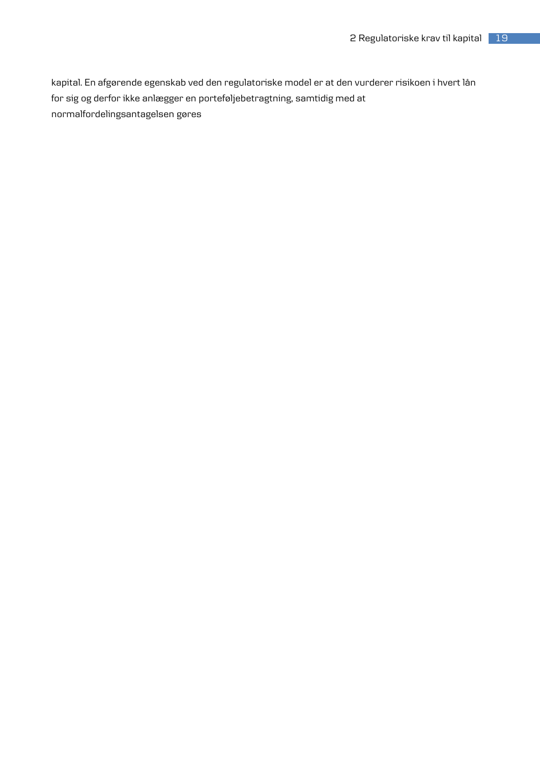kapital. En afgørende egenskab ved den regulatoriske model er at den vurderer risikoen i hvert lån for sig og derfor ikke anlægger en porteføljebetragtning, samtidig med at normalfordelingsantagelsen gøres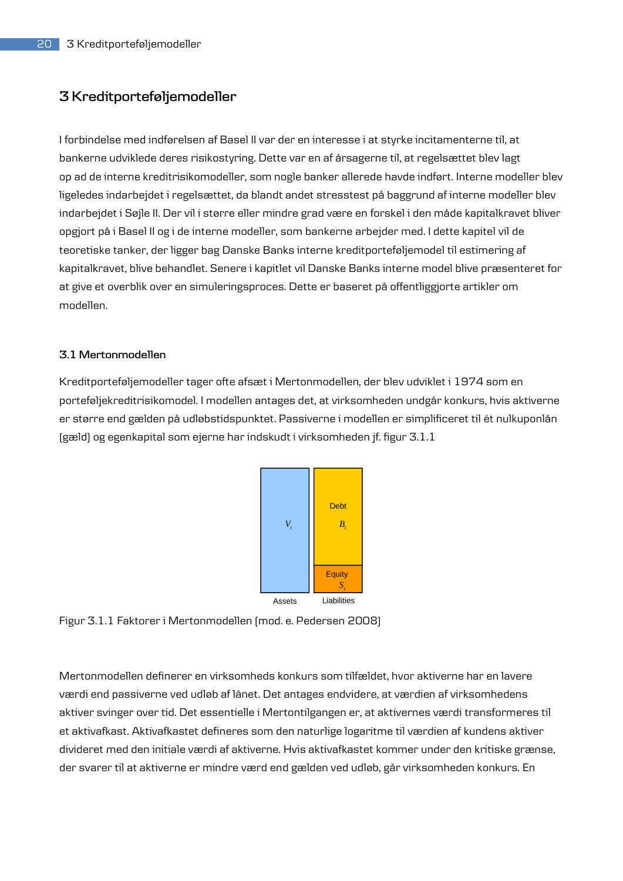# 3 Kreditporteføljemodeller

I forbindelse med indførelsen af Basel II var der en interesse i at styrke incitamenterne til, at bankerne udviklede deres risikostyring. Dette var en af årsagerne til, at regelsættet blev lagt op ad de interne kreditrisikomodeller, som nogle banker allerede havde indført. Interne modeller blev ligeledes indarbejdet i regelsættet, da blandt andet stresstest på baggrund af interne modeller blev indarbejdet i Søjle II. Der vil i større eller mindre grad være en forskel i den måde kapitalkravet bliver opgjort på i Basel II og i de interne modeller, som bankerne arbejder med. I dette kapitel vil de teoretiske tanker, der ligger bag Danske Banks interne kreditporteføljemodel til estimering af kapitalkravet, blive behandlet. Senere i kapitlet vil Danske Banks interne model blive præsenteret for at give et overblik over en simuleringsproces. Dette er baseret på offentliggjorte artikler om modellen.

## 3.1 Mertonmodellen

Kreditporteføljemodeller tager ofte afsæt i Mertonmodellen, der blev udviklet i 1974 som en porteføljekreditrisikomodel. I modellen antages det, at virksomheden undgår konkurs, hvis aktiverne er større end gælden på udløbstidspunktet. Passiverne i modellen er simplificeret til ét nulkuponlån (gæld) og egenkapital som ejerne har indskudt i virksomheden jf. figur 3.1.1

$V_t$

Debt
$B_t$

Equity
$S_t$

Assets

Liabilities

Figur 3.1.1 Faktorer i Mertonmodellen (mod. e. Pedersen 2008)

Mertonmodellen definerer en virksomheds konkurs som tilfældet, hvor aktiverne har en lavere værdi end passiverne ved udløb af lånet. Det antages endvidere, at værdien af virksomhedens aktiver svinger over tid. Det essentielle i Mertontilgangen er, at aktivernes værdi transformeres til et aktivafkast. Aktivafkastet defineres som den naturlige logaritme til værdien af kundens aktiver divideret med den initiale værdi af aktiverne. Hvis aktivafkastet kommer under den kritiske grænse, der svarer til at aktiverne er mindre værd end gælden ved udløb, går virksomheden konkurs. En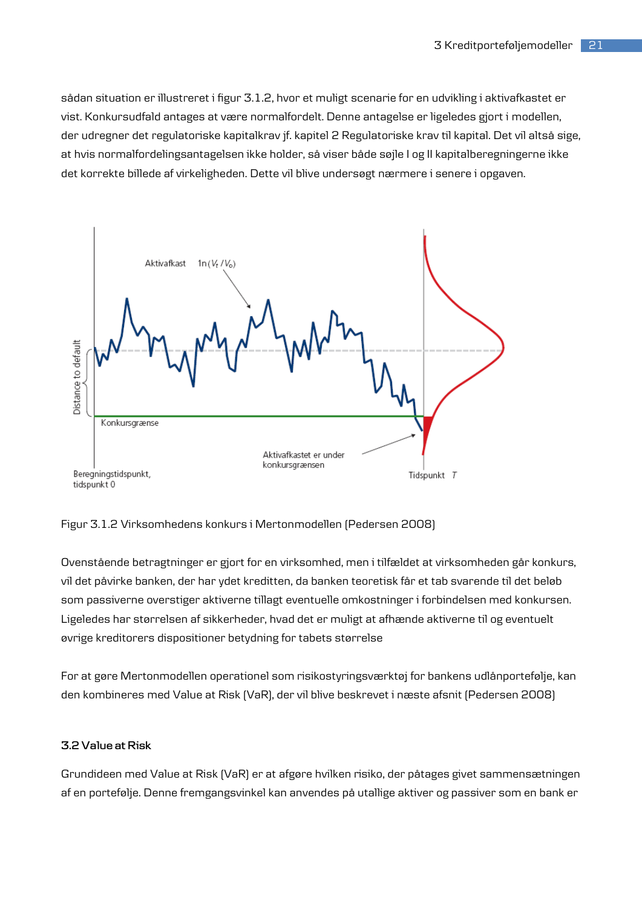sådan situation er illustreret i figur 3.1.2, hvor et muligt scenarie for en udvikling i aktivafkastet er vist. Konkursudfald antages at være normalfordelt. Denne antagelse er ligeledes gjort i modellen, der udregner det regulatoriske kapitalkrav jf. kapitel 2 Regulatoriske krav til kapital. Det vil altså sige, at hvis normalfordelingsantagelsen ikke holder, så viser både søjle I og II kapitalberegningerne ikke det korrekte billede af virkeligheden. Dette vil blive undersøgt nærmere i senere i opgaven.

Aktivafkast $\ln(V_t/V_0)$

Distance to default

Konkursgrænse

Aktivafkastet er under konkursgrænsen

Beregningstidspunkt, tidspunkt 0

Tidspunkt $T$

Figur 3.1.2 Virksomhedens konkurs i Mertonmodellen (Pedersen 2008)

Ovenstående betragtninger er gjort for en virksomhed, men i tilfældet at virksomheden går konkurs, vil det påvirke banken, der har ydet kreditten, da banken teoretisk får et tab svarende til det beløb som passiverne overstiger aktiverne tillagt eventuelle omkostninger i forbindelsen med konkursen. Ligeledes har størrelsen af sikkerheder, hvad det er muligt at afhænde aktiverne til og eventuelt øvrige kreditorers dispositioner betydning for tabets størrelse

For at gøre Mertonmodellen operationel som risikostyringsværktøj for bankens udlånportefølje, kan den kombineres med Value at Risk (VaR), der vil blive beskrevet i næste afsnit (Pedersen 2008)

### 3.2 Value at Risk

Grundideen med Value at Risk (VaR) er at afgøre hvilken risiko, der påtages givet sammensætningen af en portefølje. Denne fremgangsvinkel kan anvendes på utallige aktiver og passiver som en bank er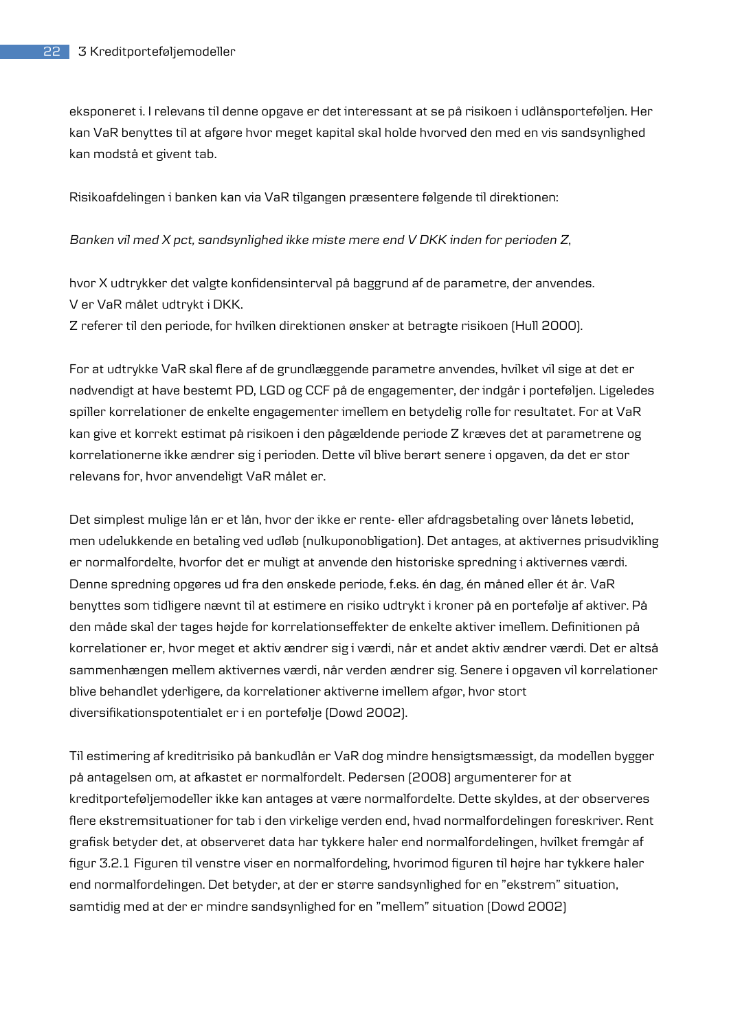eksponeret i. I relevans til denne opgave er det interessant at se på risikoen i udlånsporteføljen. Her kan VaR benyttes til at afgøre hvor meget kapital skal holde hvorved den med en vis sandsynlighed kan modstå et givent tab.

Risikoafdelingen i banken kan via VaR tilgangen præsentere følgende til direktionen:

*Banken vil med X pct, sandsynlighed ikke miste mere end V DKK inden for perioden Z*,

hvor X udtrykker det valgte konfidensinterval på baggrund af de parametre, der anvendes.
V er VaR målet udtrykt i DKK.
Z referer til den periode, for hvilken direktionen ønsker at betragte risikoen (Hull 2000).

For at udtrykke VaR skal flere af de grundlæggende parametre anvendes, hvilket vil sige at det er nødvendigt at have bestemt PD, LGD og CCF på de engagementer, der indgår i porteføljen. Ligeledes spiller korrelationer de enkelte engagementer imellem en betydelig rolle for resultatet. For at VaR kan give et korrekt estimat på risikoen i den pågældende periode Z kræves det at parametrene og korrelationerne ikke ændrer sig i perioden. Dette vil blive berørt senere i opgaven, da det er stor relevans for, hvor anvendeligt VaR målet er.

Det simplest mulige lån er et lån, hvor der ikke er rente- eller afdragsbetaling over lånets løbetid, men udelukkende en betaling ved udløb (nulkuponobligation). Det antages, at aktivernes prisudvikling er normalfordelte, hvorfor det er muligt at anvende den historiske spredning i aktivernes værdi. Denne spredning opgøres ud fra den ønskede periode, f.eks. én dag, én måned eller ét år. VaR benyttes som tidligere nævnt til at estimere en risiko udtrykt i kroner på en portefølje af aktiver. På den måde skal der tages højde for korrelationseffekter de enkelte aktiver imellem. Definitionen på korrelationer er, hvor meget et aktiv ændrer sig i værdi, når et andet aktiv ændrer værdi. Det er altså sammenhængen mellem aktivernes værdi, når verden ændrer sig. Senere i opgaven vil korrelationer blive behandlet yderligere, da korrelationer aktiverne imellem afgør, hvor stort diversifikationspotentialet er i en portefølje (Dowd 2002).

Til estimering af kreditrisiko på bankudlån er VaR dog mindre hensigtsmæssigt, da modellen bygger på antagelsen om, at afkastet er normalfordelt. Pedersen (2008) argumenterer for at kreditporteføljemodeller ikke kan antages at være normalfordelte. Dette skyldes, at der observeres flere ekstremsituationer for tab i den virkelige verden end, hvad normalfordelingen foreskriver. Rent grafisk betyder det, at observeret data har tykkere haler end normalfordelingen, hvilket fremgår af figur 3.2.1 Figuren til venstre viser en normalfordeling, hvorimod figuren til højre har tykkere haler end normalfordelingen. Det betyder, at der er større sandsynlighed for en "ekstrem" situation, samtidig med at der er mindre sandsynlighed for en "mellem" situation (Dowd 2002)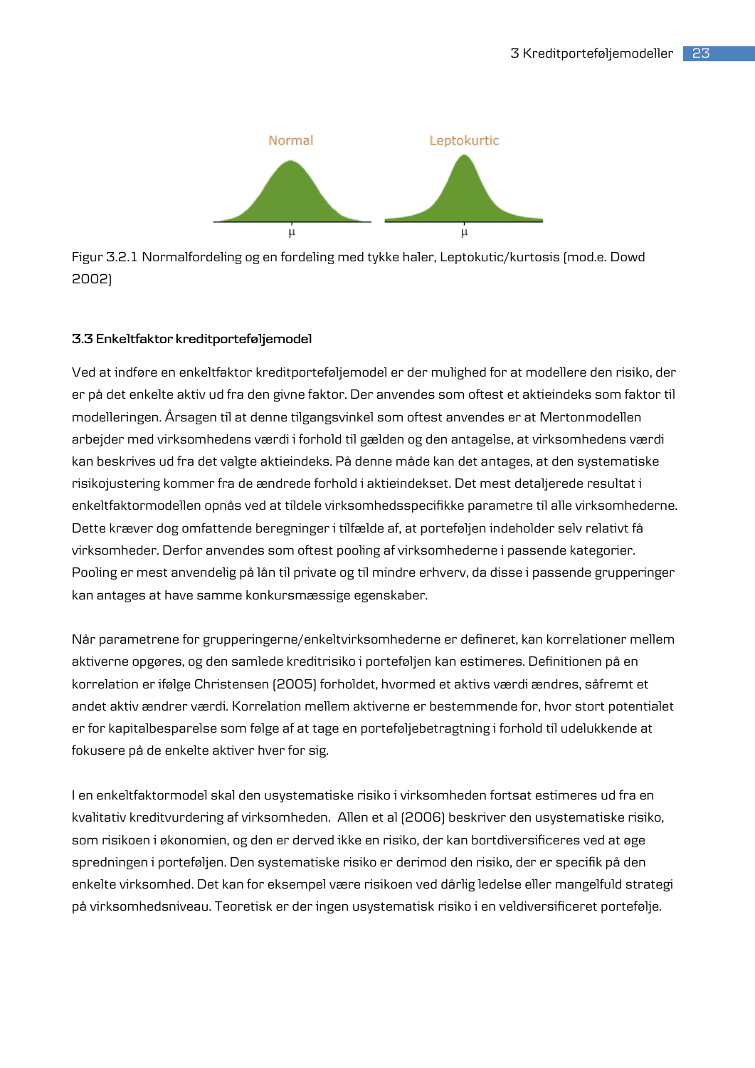Normal

μ

Leptokurtic

μ

Figur 3.2.1 Normalfordeling og en fordeling med tykke haler, Leptokutic/kurtosis (mod.e. Dowd 2002)

### 3.3 Enkeltfaktor kreditporteføljemodel

Ved at indføre en enkeltfaktor kreditporteføljemodel er der mulighed for at modellere den risiko, der er på det enkelte aktiv ud fra den givne faktor. Der anvendes som oftest et aktieindeks som faktor til modelleringen. Årsagen til at denne tilgangsvinkel som oftest anvendes er at Mertonmodellen arbejder med virksomhedens værdi i forhold til gælden og den antagelse, at virksomhedens værdi kan beskrives ud fra det valgte aktieindeks. På denne måde kan det antages, at den systematiske risikojustering kommer fra de ændrede forhold i aktieindekset. Det mest detaljerede resultat i enkeltfaktormodellen opnås ved at tildele virksomhedsspecifikke parametre til alle virksomhederne. Dette kræver dog omfattende beregninger i tilfælde af, at porteføljen indeholder selv relativt få virksomheder. Derfor anvendes som oftest pooling af virksomhederne i passende kategorier. Pooling er mest anvendelig på lån til private og til mindre erhverv, da disse i passende grupperinger kan antages at have samme konkursmæssige egenskaber.

Når parametrene for grupperingerne/enkeltvirksomhederne er defineret, kan korrelationer mellem aktiverne opgøres, og den samlede kreditrisiko i porteføljen kan estimeres. Definitionen på en korrelation er ifølge Christensen (2005) forholdet, hvormed et aktivs værdi ændres, såfremt et andet aktiv ændrer værdi. Korrelation mellem aktiverne er bestemmende for, hvor stort potentialet er for kapitalbesparelse som følge af at tage en porteføljebetragtning i forhold til udelukkende at fokusere på de enkelte aktiver hver for sig.

I en enkeltfaktormodel skal den usystematiske risiko i virksomheden fortsat estimeres ud fra en kvalitativ kreditvurdering af virksomheden. Allen et al (2006) beskriver den usystematiske risiko, som risikoen i økonomien, og den er derved ikke en risiko, der kan bortdiversificeres ved at øge spredningen i porteføljen. Den systematiske risiko er derimod den risiko, der er specifik på den enkelte virksomhed. Det kan for eksempel være risikoen ved dårlig ledelse eller mangelfuld strategi på virksomhedsniveau. Teoretisk er der ingen usystematisk risiko i en veldiversificeret portefølje.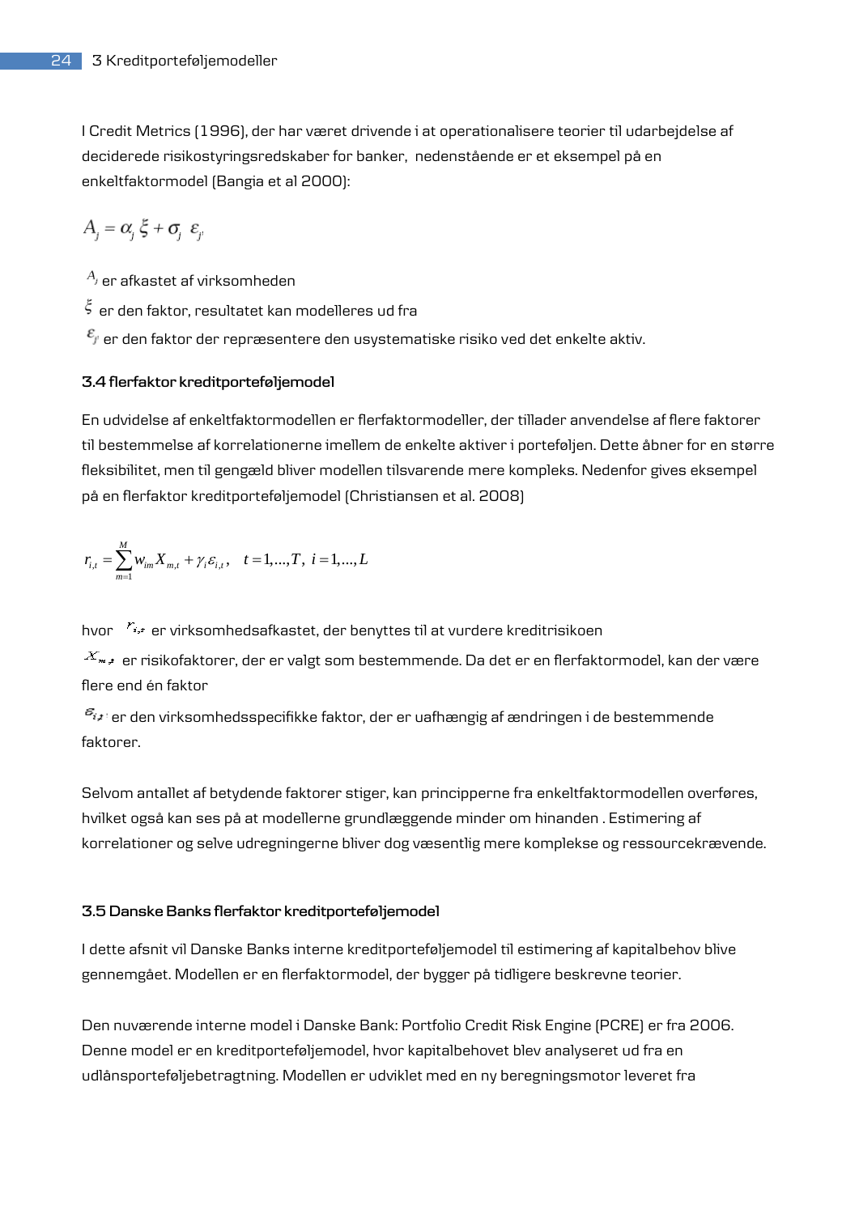I Credit Metrics (1996), der har været drivende i at operationalisere teorier til udarbejdelse af deciderede risikostyringsredskaber for banker,  nedenstående er et eksempel på en enkeltfaktormodel (Bangia et al 2000):

$$A_j = \alpha_j \, \xi + \sigma_j \, \varepsilon_{j'}$$

$A_j$ er afkastet af virksomheden

$\xi$ er den faktor, resultatet kan modelleres ud fra

$\varepsilon_{j'}$ er den faktor der repræsentere den usystematiske risiko ved det enkelte aktiv.

### 3.4 flerfaktor kreditporteføljemodel

En udvidelse af enkeltfaktormodellen er flerfaktormodeller, der tillader anvendelse af flere faktorer til bestemmelse af korrelationerne imellem de enkelte aktiver i porteføljen. Dette åbner for en større fleksibilitet, men til gengæld bliver modellen tilsvarende mere kompleks. Nedenfor gives eksempel på en flerfaktor kreditporteføljemodel (Christiansen et al. 2008)

$$r_{i,t} = \sum_{m=1}^{M} w_{im} X_{m,t} + \gamma_i \varepsilon_{i,t}, \quad t = 1,...,T, \; i = 1,...,L$$

hvor $r_{i,t}$ er virksomhedsafkastet, der benyttes til at vurdere kreditrisikoen

$X_{m,t}$ er risikofaktorer, der er valgt som bestemmende. Da det er en flerfaktormodel, kan der være flere end én faktor

$\varepsilon_{i,t}$ er den virksomhedsspecifikke faktor, der er uafhængig af ændringen i de bestemmende faktorer.

Selvom antallet af betydende faktorer stiger, kan principperne fra enkeltfaktormodellen overføres, hvilket også kan ses på at modellerne grundlæggende minder om hinanden . Estimering af korrelationer og selve udregningerne bliver dog væsentlig mere komplekse og ressourcekrævende.

### 3.5 Danske Banks flerfaktor kreditporteføljemodel

I dette afsnit vil Danske Banks interne kreditporteføljemodel til estimering af kapitalbehov blive gennemgået. Modellen er en flerfaktormodel, der bygger på tidligere beskrevne teorier.

Den nuværende interne model i Danske Bank: Portfolio Credit Risk Engine (PCRE) er fra 2006. Denne model er en kreditporteføljemodel, hvor kapitalbehovet blev analyseret ud fra en udlånsporteføljebetragtning. Modellen er udviklet med en ny beregningsmotor leveret fra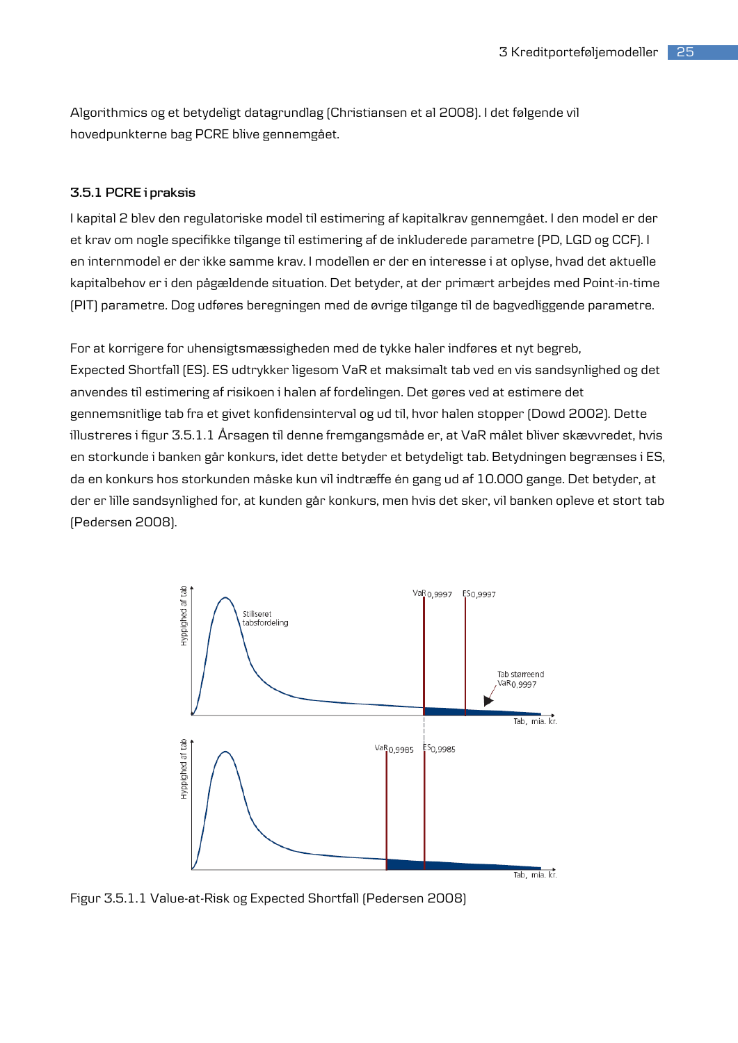Algorithmics og et betydeligt datagrundlag (Christiansen et al 2008). I det følgende vil hovedpunkterne bag PCRE blive gennemgået.

### 3.5.1 PCRE i praksis

I kapital 2 blev den regulatoriske model til estimering af kapitalkrav gennemgået. I den model er der et krav om nogle specifikke tilgange til estimering af de inkluderede parametre (PD, LGD og CCF). I en internmodel er der ikke samme krav. I modellen er der en interesse i at oplyse, hvad det aktuelle kapitalbehov er i den pågældende situation. Det betyder, at der primært arbejdes med Point-in-time (PIT) parametre. Dog udføres beregningen med de øvrige tilgange til de bagvedliggende parametre.

For at korrigere for uhensigtsmæssigheden med de tykke haler indføres et nyt begreb, Expected Shortfall (ES). ES udtrykker ligesom VaR et maksimalt tab ved en vis sandsynlighed og det anvendes til estimering af risikoen i halen af fordelingen. Det gøres ved at estimere det gennemsnitlige tab fra et givet konfidensinterval og ud til, hvor halen stopper (Dowd 2002). Dette illustreres i figur 3.5.1.1 Årsagen til denne fremgangsmåde er, at VaR målet bliver skævvredet, hvis en storkunde i banken går konkurs, idet dette betyder et betydeligt tab. Betydningen begrænses i ES, da en konkurs hos storkunden måske kun vil indtræffe én gang ud af 10.000 gange. Det betyder, at der er lille sandsynlighed for, at kunden går konkurs, men hvis det sker, vil banken opleve et stort tab (Pedersen 2008).

Hyppighed af tab
Stiliseret tabsfordeling
$VaR_{0,9997}$
$ES_{0,9997}$
Tab større end $VaR_{0,9997}$
Tab, mia. kr.

Hyppighed af tab
$VaR_{0,9985}$
$ES_{0,9985}$
Tab, mia. kr.

Figur 3.5.1.1 Value-at-Risk og Expected Shortfall (Pedersen 2008)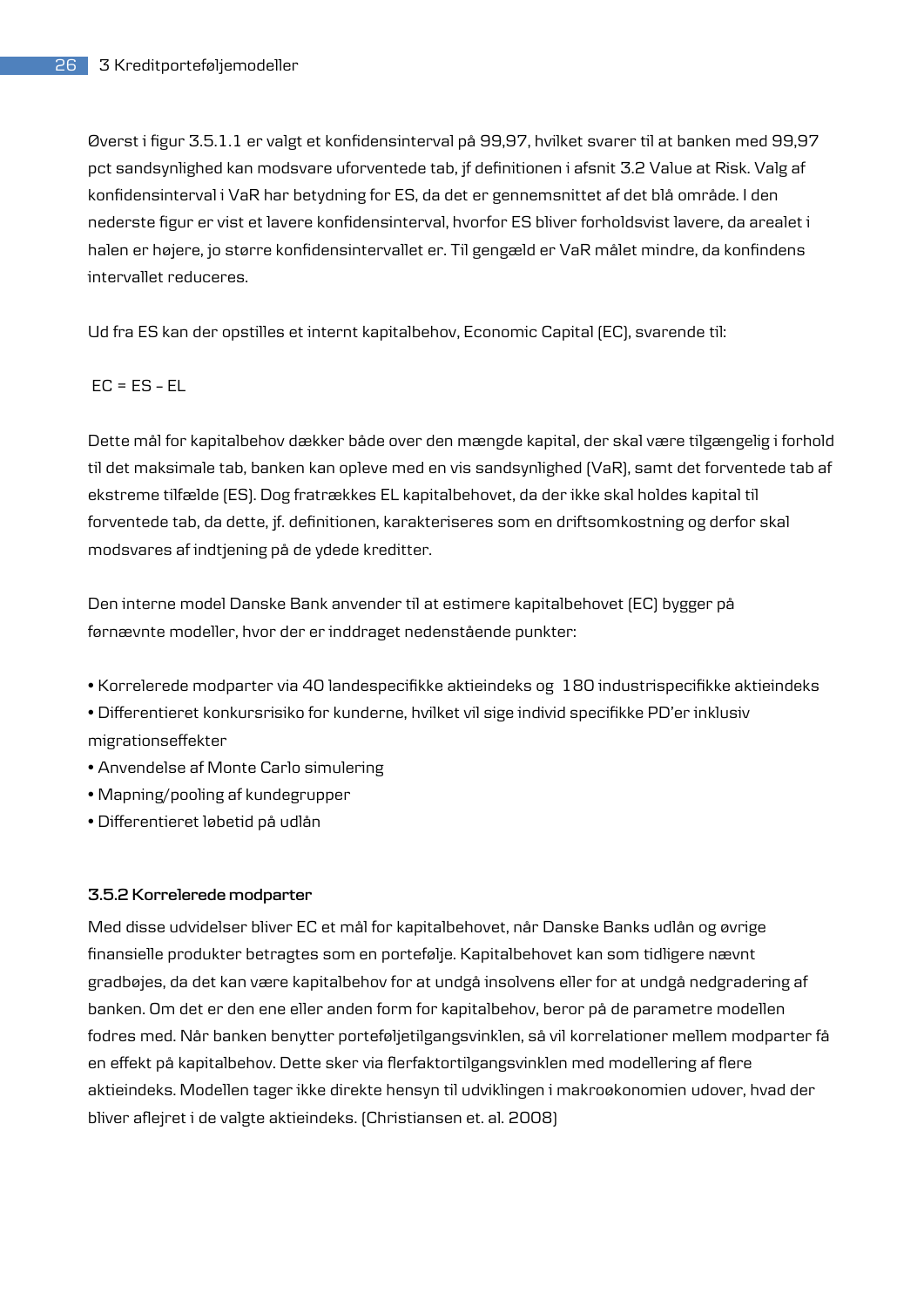Øverst i figur 3.5.1.1 er valgt et konfidensinterval på 99,97, hvilket svarer til at banken med 99,97 pct sandsynlighed kan modsvare uforventede tab, jf definitionen i afsnit 3.2 Value at Risk. Valg af konfidensinterval i VaR har betydning for ES, da det er gennemsnittet af det blå område. I den nederste figur er vist et lavere konfidensinterval, hvorfor ES bliver forholdsvist lavere, da arealet i halen er højere, jo større konfidensintervallet er. Til gengæld er VaR målet mindre, da konfindens intervallet reduceres.

Ud fra ES kan der opstilles et internt kapitalbehov, Economic Capital (EC), svarende til:

$$EC = ES - EL$$

Dette mål for kapitalbehov dækker både over den mængde kapital, der skal være tilgængelig i forhold til det maksimale tab, banken kan opleve med en vis sandsynlighed (VaR), samt det forventede tab af ekstreme tilfælde (ES). Dog fratrækkes EL kapitalbehovet, da der ikke skal holdes kapital til forventede tab, da dette, jf. definitionen, karakteriseres som en driftsomkostning og derfor skal modsvares af indtjening på de ydede kreditter.

Den interne model Danske Bank anvender til at estimere kapitalbehovet (EC) bygger på førnævnte modeller, hvor der er inddraget nedenstående punkter:

- Korrelerede modparter via 40 landespecifikke aktieindeks og 180 industrispecifikke aktieindeks
- Differentieret konkursrisiko for kunderne, hvilket vil sige individ specifikke PD'er inklusiv migrationseffekter
- Anvendelse af Monte Carlo simulering
- Mapning/pooling af kundegrupper
- Differentieret løbetid på udlån

### 3.5.2 Korrelerede modparter

Med disse udvidelser bliver EC et mål for kapitalbehovet, når Danske Banks udlån og øvrige finansielle produkter betragtes som en portefølje. Kapitalbehovet kan som tidligere nævnt gradbøjes, da det kan være kapitalbehov for at undgå insolvens eller for at undgå nedgradering af banken. Om det er den ene eller anden form for kapitalbehov, beror på de parametre modellen fodres med. Når banken benytter porteføljetilgangsvinklen, så vil korrelationer mellem modparter få en effekt på kapitalbehov. Dette sker via flerfaktortilgangsvinklen med modellering af flere aktieindeks. Modellen tager ikke direkte hensyn til udviklingen i makroøkonomien udover, hvad der bliver aflejret i de valgte aktieindeks. (Christiansen et. al. 2008)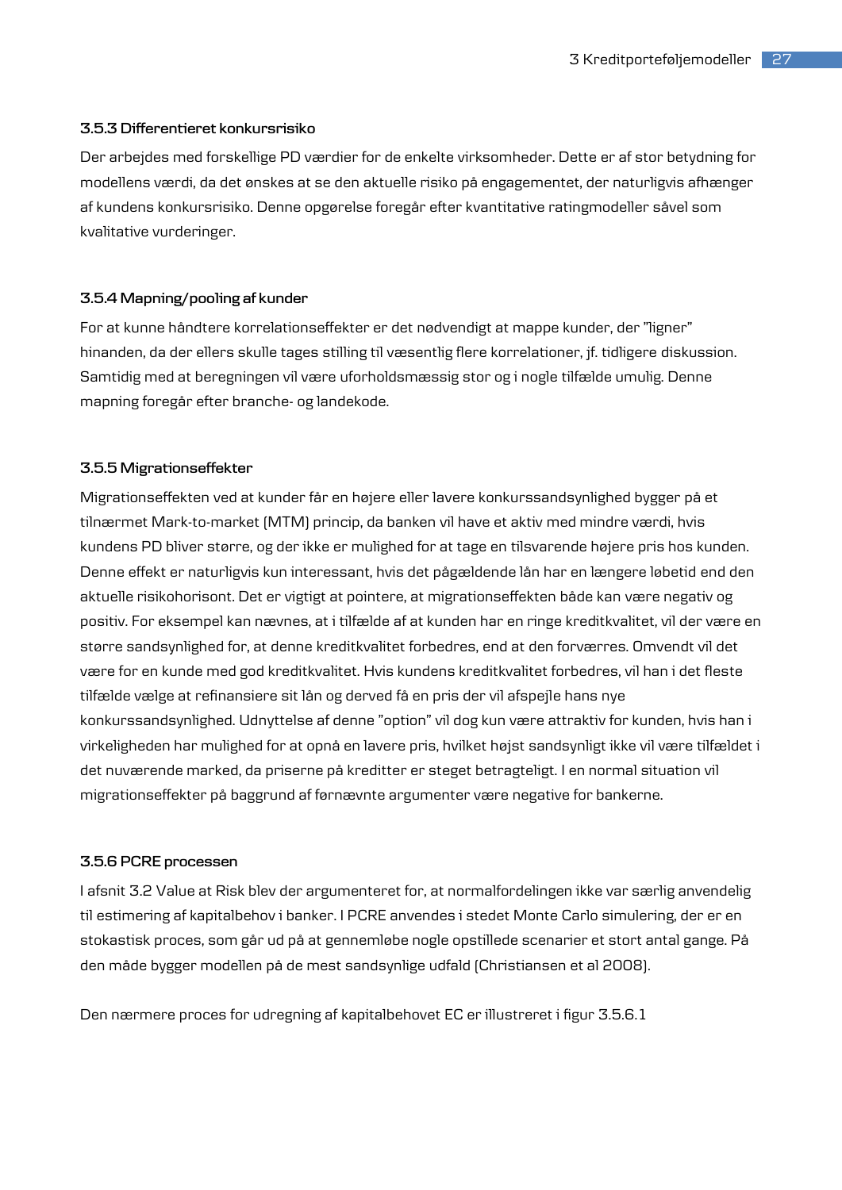### 3.5.3 Differentieret konkursrisiko

Der arbejdes med forskellige PD værdier for de enkelte virksomheder. Dette er af stor betydning for modellens værdi, da det ønskes at se den aktuelle risiko på engagementet, der naturligvis afhænger af kundens konkursrisiko. Denne opgørelse foregår efter kvantitative ratingmodeller såvel som kvalitative vurderinger.

### 3.5.4 Mapning/pooling af kunder

For at kunne håndtere korrelationseffekter er det nødvendigt at mappe kunder, der "ligner" hinanden, da der ellers skulle tages stilling til væsentlig flere korrelationer, jf. tidligere diskussion. Samtidig med at beregningen vil være uforholdsmæssig stor og i nogle tilfælde umulig. Denne mapning foregår efter branche- og landekode.

### 3.5.5 Migrationseffekter

Migrationseffekten ved at kunder får en højere eller lavere konkurssandsynlighed bygger på et tilnærmet Mark-to-market (MTM) princip, da banken vil have et aktiv med mindre værdi, hvis kundens PD bliver større, og der ikke er mulighed for at tage en tilsvarende højere pris hos kunden. Denne effekt er naturligvis kun interessant, hvis det pågældende lån har en længere løbetid end den aktuelle risikohorisont. Det er vigtigt at pointere, at migrationseffekten både kan være negativ og positiv. For eksempel kan nævnes, at i tilfælde af at kunden har en ringe kreditkvalitet, vil der være en større sandsynlighed for, at denne kreditkvalitet forbedres, end at den forværres. Omvendt vil det være for en kunde med god kreditkvalitet. Hvis kundens kreditkvalitet forbedres, vil han i det fleste tilfælde vælge at refinansiere sit lån og derved få en pris der vil afspejle hans nye konkurssandsynlighed. Udnyttelse af denne "option" vil dog kun være attraktiv for kunden, hvis han i virkeligheden har mulighed for at opnå en lavere pris, hvilket højst sandsynligt ikke vil være tilfældet i det nuværende marked, da priserne på kreditter er steget betragteligt. I en normal situation vil migrationseffekter på baggrund af førnævnte argumenter være negative for bankerne.

### 3.5.6 PCRE processen

I afsnit 3.2 Value at Risk blev der argumenteret for, at normalfordelingen ikke var særlig anvendelig til estimering af kapitalbehov i banker. I PCRE anvendes i stedet Monte Carlo simulering, der er en stokastisk proces, som går ud på at gennemløbe nogle opstillede scenarier et stort antal gange. På den måde bygger modellen på de mest sandsynlige udfald (Christiansen et al 2008).

Den nærmere proces for udregning af kapitalbehovet EC er illustreret i figur 3.5.6.1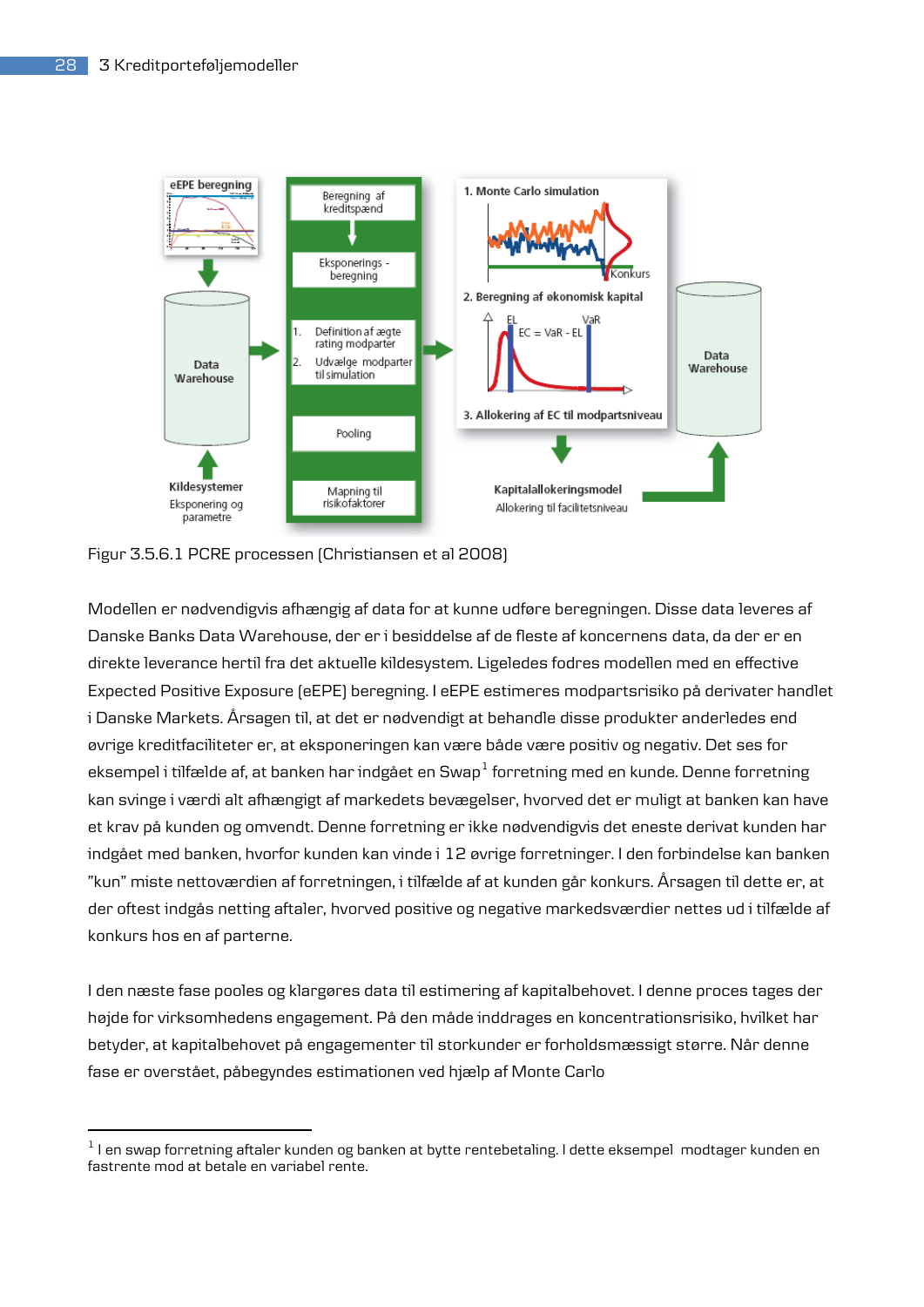eEPE beregning

Data Warehouse

Kildesystemer

Eksponering og parametre

Beregning af kreditspænd

Eksponerings - beregning

1. Definition af ægte rating modparter
2. Udvælge modparter til simulation

Pooling

Mapning til risikofaktorer

1. Monte Carlo simulation

Konkurs

2. Beregning af økonomisk kapital

EL

VaR

EC = VaR - EL

3. Allokering af EC til modpartsniveau

Data Warehouse

Kapitalallokeringsmodel

Allokering til facilitetsniveau

Figur 3.5.6.1 PCRE processen (Christiansen et al 2008)

Modellen er nødvendigvis afhængig af data for at kunne udføre beregningen. Disse data leveres af Danske Banks Data Warehouse, der er i besiddelse af de fleste af koncernens data, da der er en direkte leverance hertil fra det aktuelle kildesystem. Ligeledes fodres modellen med en effective Expected Positive Exposure (eEPE) beregning. I eEPE estimeres modpartsrisiko på derivater handlet i Danske Markets. Årsagen til, at det er nødvendigt at behandle disse produkter anderledes end øvrige kreditfaciliteter er, at eksponeringen kan være både være positiv og negativ. Det ses for eksempel i tilfælde af, at banken har indgået en Swap[1] forretning med en kunde. Denne forretning kan svinge i værdi alt afhængigt af markedets bevægelser, hvorved det er muligt at banken kan have et krav på kunden og omvendt. Denne forretning er ikke nødvendigvis det eneste derivat kunden har indgået med banken, hvorfor kunden kan vinde i 12 øvrige forretninger. I den forbindelse kan banken "kun" miste nettoværdien af forretningen, i tilfælde af at kunden går konkurs. Årsagen til dette er, at der oftest indgås netting aftaler, hvorved positive og negative markedsværdier nettes ud i tilfælde af konkurs hos en af parterne.

I den næste fase pooles og klargøres data til estimering af kapitalbehovet. I denne proces tages der højde for virksomhedens engagement. På den måde inddrages en koncentrationsrisiko, hvilket har betyder, at kapitalbehovet på engagementer til storkunder er forholdsmæssigt større. Når denne fase er overstået, påbegyndes estimationen ved hjælp af Monte Carlo

[1] I en swap forretning aftaler kunden og banken at bytte rentebetaling. I dette eksempel modtager kunden en fastrente mod at betale en variabel rente.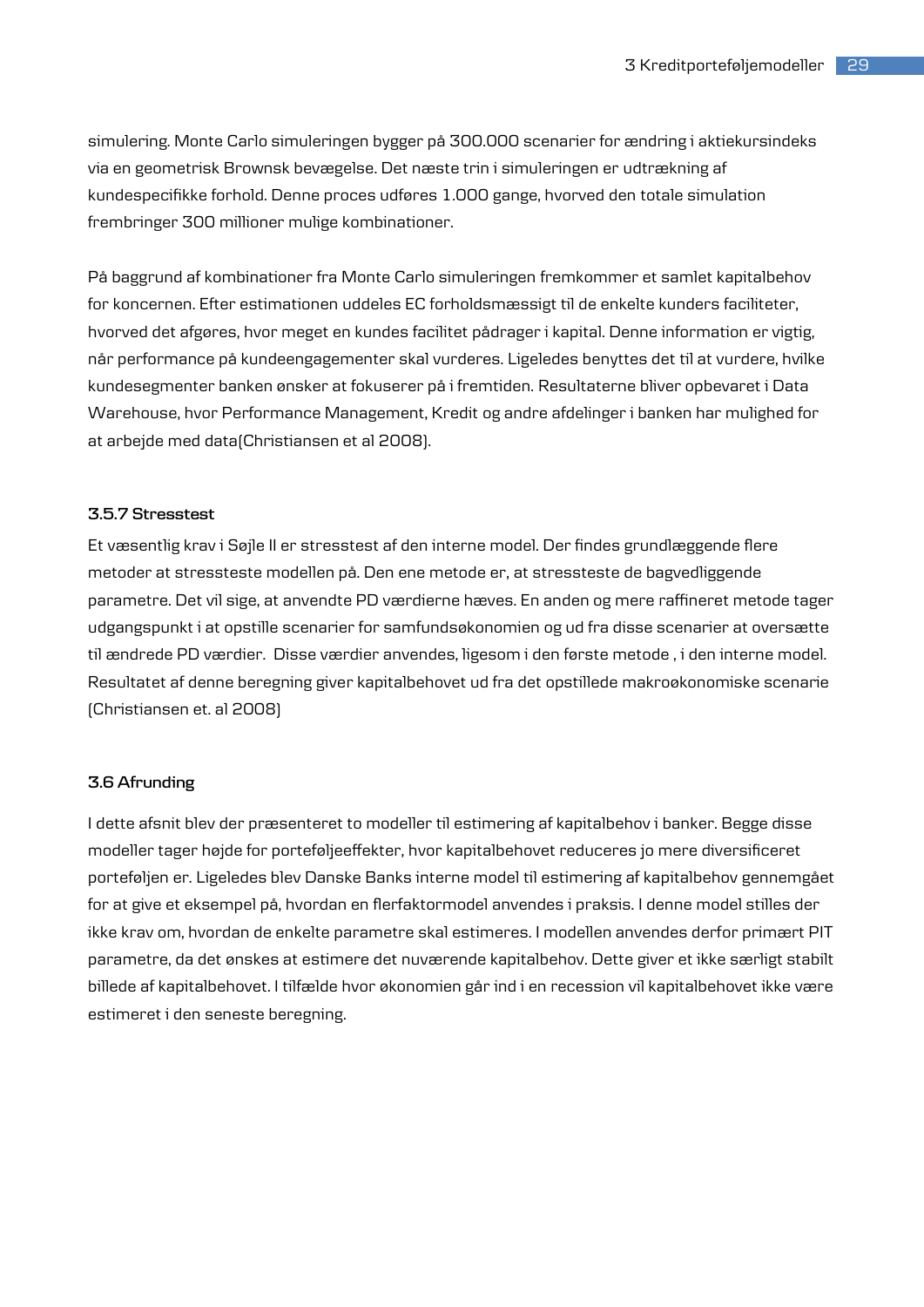simulering. Monte Carlo simuleringen bygger på 300.000 scenarier for ændring i aktiekursindeks via en geometrisk Brownsk bevægelse. Det næste trin i simuleringen er udtrækning af kundespecifikke forhold. Denne proces udføres 1.000 gange, hvorved den totale simulation frembringer 300 millioner mulige kombinationer.

På baggrund af kombinationer fra Monte Carlo simuleringen fremkommer et samlet kapitalbehov for koncernen. Efter estimationen uddeles EC forholdsmæssigt til de enkelte kunders faciliteter, hvorved det afgøres, hvor meget en kundes facilitet pådrager i kapital. Denne information er vigtig, når performance på kundeengagementer skal vurderes. Ligeledes benyttes det til at vurdere, hvilke kundesegmenter banken ønsker at fokuserer på i fremtiden. Resultaterne bliver opbevaret i Data Warehouse, hvor Performance Management, Kredit og andre afdelinger i banken har mulighed for at arbejde med data(Christiansen et al 2008).

### 3.5.7 Stresstest

Et væsentlig krav i Søjle II er stresstest af den interne model. Der findes grundlæggende flere metoder at stressteste modellen på. Den ene metode er, at stressteste de bagvedliggende parametre. Det vil sige, at anvendte PD værdierne hæves. En anden og mere raffineret metode tager udgangspunkt i at opstille scenarier for samfundsøkonomien og ud fra disse scenarier at oversætte til ændrede PD værdier. Disse værdier anvendes, ligesom i den første metode , i den interne model. Resultatet af denne beregning giver kapitalbehovet ud fra det opstillede makroøkonomiske scenarie (Christiansen et. al 2008)

## 3.6 Afrunding

I dette afsnit blev der præsenteret to modeller til estimering af kapitalbehov i banker. Begge disse modeller tager højde for porteføljeeffekter, hvor kapitalbehovet reduceres jo mere diversificeret porteføljen er. Ligeledes blev Danske Banks interne model til estimering af kapitalbehov gennemgået for at give et eksempel på, hvordan en flerfaktormodel anvendes i praksis. I denne model stilles der ikke krav om, hvordan de enkelte parametre skal estimeres. I modellen anvendes derfor primært PIT parametre, da det ønskes at estimere det nuværende kapitalbehov. Dette giver et ikke særligt stabilt billede af kapitalbehovet. I tilfælde hvor økonomien går ind i en recession vil kapitalbehovet ikke være estimeret i den seneste beregning.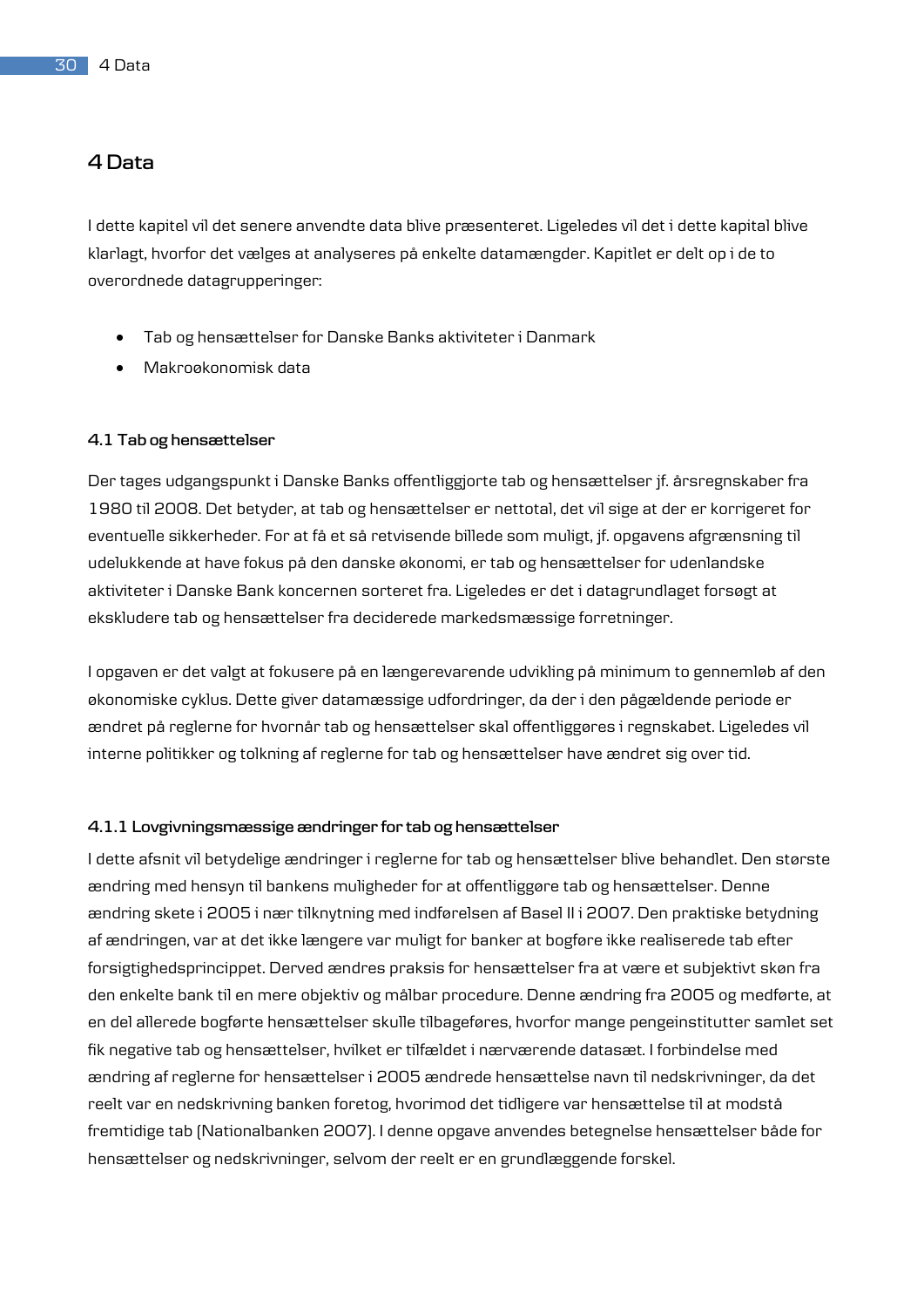# 4 Data

I dette kapitel vil det senere anvendte data blive præsenteret. Ligeledes vil det i dette kapital blive klarlagt, hvorfor det vælges at analyseres på enkelte datamængder. Kapitlet er delt op i de to overordnede datagrupperinger:

- Tab og hensættelser for Danske Banks aktiviteter i Danmark
- Makroøkonomisk data

## 4.1 Tab og hensættelser

Der tages udgangspunkt i Danske Banks offentliggjorte tab og hensættelser jf. årsregnskaber fra 1980 til 2008. Det betyder, at tab og hensættelser er nettotal, det vil sige at der er korrigeret for eventuelle sikkerheder. For at få et så retvisende billede som muligt, jf. opgavens afgrænsning til udelukkende at have fokus på den danske økonomi, er tab og hensættelser for udenlandske aktiviteter i Danske Bank koncernen sorteret fra. Ligeledes er det i datagrundlaget forsøgt at ekskludere tab og hensættelser fra deciderede markedsmæssige forretninger.

I opgaven er det valgt at fokusere på en længerevarende udvikling på minimum to gennemløb af den økonomiske cyklus. Dette giver datamæssige udfordringer, da der i den pågældende periode er ændret på reglerne for hvornår tab og hensættelser skal offentliggøres i regnskabet. Ligeledes vil interne politikker og tolkning af reglerne for tab og hensættelser have ændret sig over tid.

### 4.1.1 Lovgivningsmæssige ændringer for tab og hensættelser

I dette afsnit vil betydelige ændringer i reglerne for tab og hensættelser blive behandlet. Den største ændring med hensyn til bankens muligheder for at offentliggøre tab og hensættelser. Denne ændring skete i 2005 i nær tilknytning med indførelsen af Basel II i 2007. Den praktiske betydning af ændringen, var at det ikke længere var muligt for banker at bogføre ikke realiserede tab efter forsigtighedsprincippet. Derved ændres praksis for hensættelser fra at være et subjektivt skøn fra den enkelte bank til en mere objektiv og målbar procedure. Denne ændring fra 2005 og medførte, at en del allerede bogførte hensættelser skulle tilbageføres, hvorfor mange pengeinstitutter samlet set fik negative tab og hensættelser, hvilket er tilfældet i nærværende datasæt. I forbindelse med ændring af reglerne for hensættelser i 2005 ændrede hensættelse navn til nedskrivninger, da det reelt var en nedskrivning banken foretog, hvorimod det tidligere var hensættelse til at modstå fremtidige tab (Nationalbanken 2007). I denne opgave anvendes betegnelse hensættelser både for hensættelser og nedskrivninger, selvom der reelt er en grundlæggende forskel.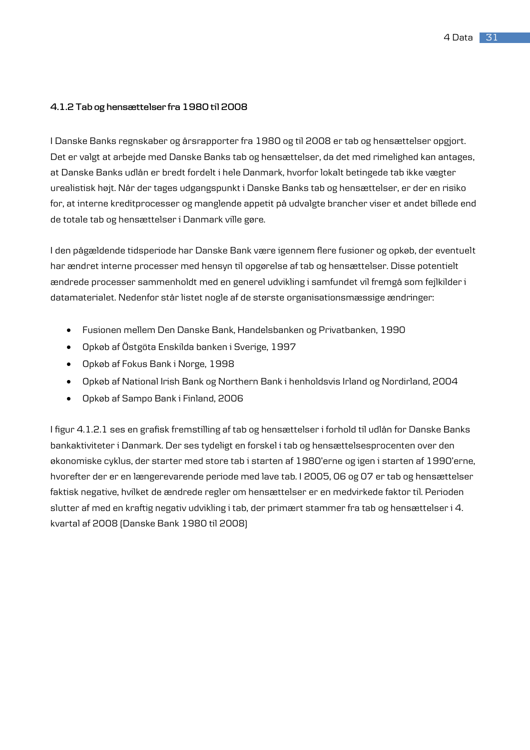### 4.1.2 Tab og hensættelser fra 1980 til 2008

I Danske Banks regnskaber og årsrapporter fra 1980 og til 2008 er tab og hensættelser opgjort. Det er valgt at arbejde med Danske Banks tab og hensættelser, da det med rimelighed kan antages, at Danske Banks udlån er bredt fordelt i hele Danmark, hvorfor lokalt betingede tab ikke vægter urealistisk højt. Når der tages udgangspunkt i Danske Banks tab og hensættelser, er der en risiko for, at interne kreditprocesser og manglende appetit på udvalgte brancher viser et andet billede end de totale tab og hensættelser i Danmark ville gøre.

I den pågældende tidsperiode har Danske Bank være igennem flere fusioner og opkøb, der eventuelt har ændret interne processer med hensyn til opgørelse af tab og hensættelser. Disse potentielt ændrede processer sammenholdt med en generel udvikling i samfundet vil fremgå som fejlkilder i datamaterialet. Nedenfor står listet nogle af de største organisationsmæssige ændringer:

- Fusionen mellem Den Danske Bank, Handelsbanken og Privatbanken, 1990
- Opkøb af Östgöta Enskilda banken i Sverige, 1997
- Opkøb af Fokus Bank i Norge, 1998
- Opkøb af National Irish Bank og Northern Bank i henholdsvis Irland og Nordirland, 2004
- Opkøb af Sampo Bank i Finland, 2006

I figur 4.1.2.1 ses en grafisk fremstilling af tab og hensættelser i forhold til udlån for Danske Banks bankaktiviteter i Danmark. Der ses tydeligt en forskel i tab og hensættelsesprocenten over den økonomiske cyklus, der starter med store tab i starten af 1980'erne og igen i starten af 1990'erne, hvorefter der er en længerevarende periode med lave tab. I 2005, 06 og 07 er tab og hensættelser faktisk negative, hvilket de ændrede regler om hensættelser er en medvirkede faktor til. Perioden slutter af med en kraftig negativ udvikling i tab, der primært stammer fra tab og hensættelser i 4. kvartal af 2008 (Danske Bank 1980 til 2008)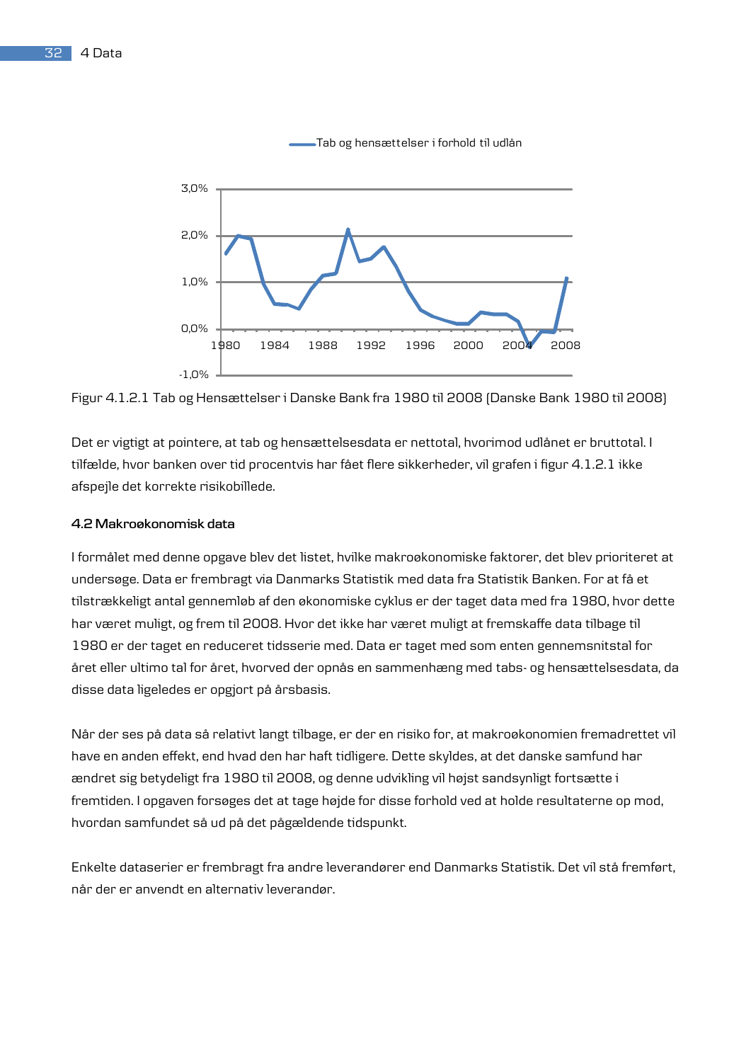Tab og hensættelser i forhold til udlån

3,0%
2,0%
1,0%
0,0%
-1,0%

1980 1984 1988 1992 1996 2000 2004 2008

Figur 4.1.2.1 Tab og Hensættelser i Danske Bank fra 1980 til 2008 (Danske Bank 1980 til 2008)

Det er vigtigt at pointere, at tab og hensættelsesdata er nettotal, hvorimod udlånet er bruttotal. I tilfælde, hvor banken over tid procentvis har fået flere sikkerheder, vil grafen i figur 4.1.2.1 ikke afspejle det korrekte risikobillede.

### 4.2 Makroøkonomisk data

I formålet med denne opgave blev det listet, hvilke makroøkonomiske faktorer, det blev prioriteret at undersøge. Data er frembragt via Danmarks Statistik med data fra Statistik Banken. For at få et tilstrækkeligt antal gennemløb af den økonomiske cyklus er der taget data med fra 1980, hvor dette har været muligt, og frem til 2008. Hvor det ikke har været muligt at fremskaffe data tilbage til 1980 er der taget en reduceret tidsserie med. Data er taget med som enten gennemsnitstal for året eller ultimo tal for året, hvorved der opnås en sammenhæng med tabs- og hensættelsesdata, da disse data ligeledes er opgjort på årsbasis.

Når der ses på data så relativt langt tilbage, er der en risiko for, at makroøkonomien fremadrettet vil have en anden effekt, end hvad den har haft tidligere. Dette skyldes, at det danske samfund har ændret sig betydeligt fra 1980 til 2008, og denne udvikling vil højst sandsynligt fortsætte i fremtiden. I opgaven forsøges det at tage højde for disse forhold ved at holde resultaterne op mod, hvordan samfundet så ud på det pågældende tidspunkt.

Enkelte dataserier er frembragt fra andre leverandører end Danmarks Statistik. Det vil stå fremført, når der er anvendt en alternativ leverandør.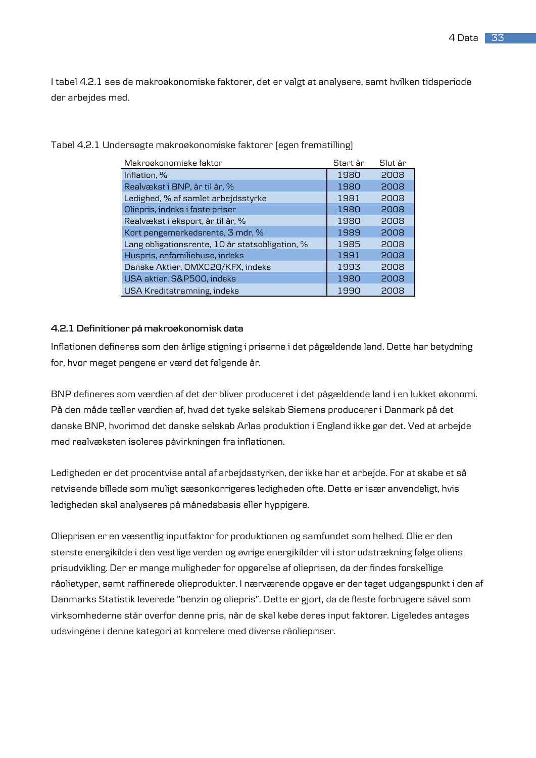I tabel 4.2.1 ses de makroøkonomiske faktorer, det er valgt at analysere, samt hvilken tidsperiode der arbejdes med.

Tabel 4.2.1 Undersøgte makroøkonomiske faktorer (egen fremstilling)

| Makroøkonomiske faktor | Start år | Slut år |
|---|---|---|
| Inflation, % | 1980 | 2008 |
| Realvækst i BNP, år til år, % | 1980 | 2008 |
| Ledighed, % af samlet arbejdsstyrke | 1981 | 2008 |
| Oliepris, indeks i faste priser | 1980 | 2008 |
| Realvækst i eksport, år til år, % | 1980 | 2008 |
| Kort pengemarkedsrente, 3 mdr, % | 1989 | 2008 |
| Lang obligationsrente, 10 år statsobligation, % | 1985 | 2008 |
| Huspris, enfamiliehuse, indeks | 1991 | 2008 |
| Danske Aktier, OMXC20/KFX, indeks | 1993 | 2008 |
| USA aktier, S&P500, indeks | 1980 | 2008 |
| USA Kreditstramning, indeks | 1990 | 2008 |

### 4.2.1 Definitioner på makroøkonomisk data

Inflationen defineres som den årlige stigning i priserne i det pågældende land. Dette har betydning for, hvor meget pengene er værd det følgende år.

BNP defineres som værdien af det der bliver produceret i det pågældende land i en lukket økonomi. På den måde tæller værdien af, hvad det tyske selskab Siemens producerer i Danmark på det danske BNP, hvorimod det danske selskab Arlas produktion i England ikke gør det. Ved at arbejde med realvæksten isoleres påvirkningen fra inflationen.

Ledigheden er det procentvise antal af arbejdsstyrken, der ikke har et arbejde. For at skabe et så retvisende billede som muligt sæsonkorrigeres ledigheden ofte. Dette er især anvendeligt, hvis ledigheden skal analyseres på månedsbasis eller hyppigere.

Olieprisen er en væsentlig inputfaktor for produktionen og samfundet som helhed. Olie er den største energikilde i den vestlige verden og øvrige energikilder vil i stor udstrækning følge oliens prisudvikling. Der er mange muligheder for opgørelse af olieprisen, da der findes forskellige råolietyper, samt raffinerede olieprodukter. I nærværende opgave er der taget udgangspunkt i den af Danmarks Statistik leverede "benzin og oliepris". Dette er gjort, da de fleste forbrugere såvel som virksomhederne står overfor denne pris, når de skal købe deres input faktorer. Ligeledes antages udsvingene i denne kategori at korrelere med diverse råoliepriser.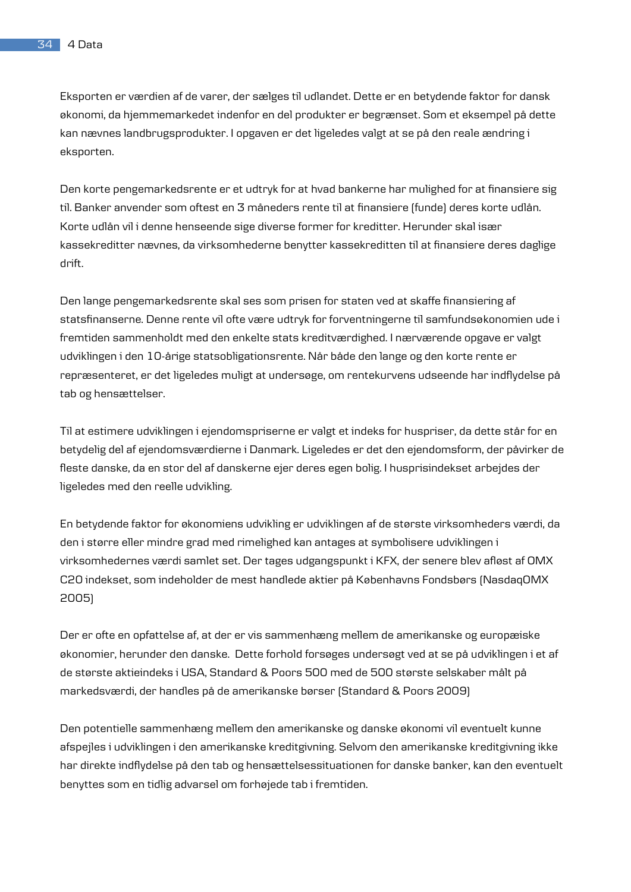Eksporten er værdien af de varer, der sælges til udlandet. Dette er en betydende faktor for dansk økonomi, da hjemmemarkedet indenfor en del produkter er begrænset. Som et eksempel på dette kan nævnes landbrugsprodukter. I opgaven er det ligeledes valgt at se på den reale ændring i eksporten.

Den korte pengemarkedsrente er et udtryk for at hvad bankerne har mulighed for at finansiere sig til. Banker anvender som oftest en 3 måneders rente til at finansiere (funde) deres korte udlån. Korte udlån vil i denne henseende sige diverse former for kreditter. Herunder skal især kassekreditter nævnes, da virksomhederne benytter kassekreditten til at finansiere deres daglige drift.

Den lange pengemarkedsrente skal ses som prisen for staten ved at skaffe finansiering af statsfinanserne. Denne rente vil ofte være udtryk for forventningerne til samfundsøkonomien ude i fremtiden sammenholdt med den enkelte stats kreditværdighed. I nærværende opgave er valgt udviklingen i den 10-årige statsobligationsrente. Når både den lange og den korte rente er repræsenteret, er det ligeledes muligt at undersøge, om rentekurvens udseende har indflydelse på tab og hensættelser.

Til at estimere udviklingen i ejendomspriserne er valgt et indeks for huspriser, da dette står for en betydelig del af ejendomsværdierne i Danmark. Ligeledes er det den ejendomsform, der påvirker de fleste danske, da en stor del af danskerne ejer deres egen bolig. I husprisindekset arbejdes der ligeledes med den reelle udvikling.

En betydende faktor for økonomiens udvikling er udviklingen af de største virksomheders værdi, da den i større eller mindre grad med rimelighed kan antages at symbolisere udviklingen i virksomhedernes værdi samlet set. Der tages udgangspunkt i KFX, der senere blev afløst af OMX C20 indekset, som indeholder de mest handlede aktier på Københavns Fondsbørs (NasdaqOMX 2005)

Der er ofte en opfattelse af, at der er vis sammenhæng mellem de amerikanske og europæiske økonomier, herunder den danske.  Dette forhold forsøges undersøgt ved at se på udviklingen i et af de største aktieindeks i USA, Standard & Poors 500 med de 500 største selskaber målt på markedsværdi, der handles på de amerikanske børser (Standard & Poors 2009)

Den potentielle sammenhæng mellem den amerikanske og danske økonomi vil eventuelt kunne afspejles i udviklingen i den amerikanske kreditgivning. Selvom den amerikanske kreditgivning ikke har direkte indflydelse på den tab og hensættelsessituationen for danske banker, kan den eventuelt benyttes som en tidlig advarsel om forhøjede tab i fremtiden.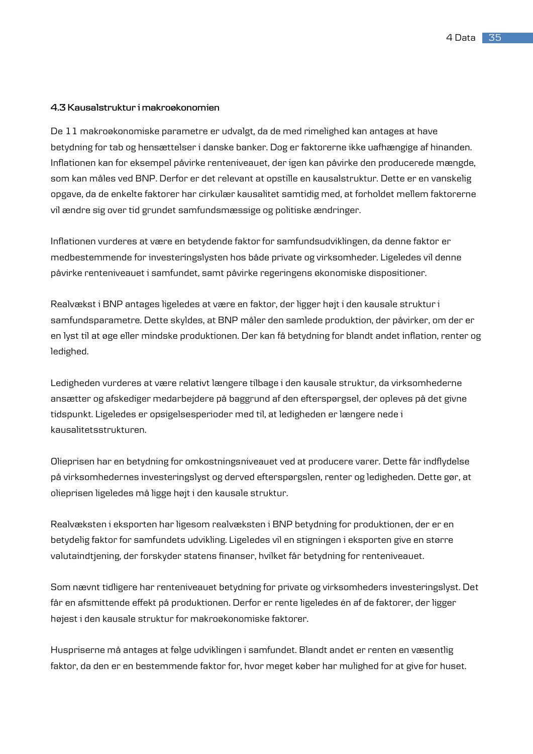### 4.3 Kausalstruktur i makroøkonomien

De 11 makroøkonomiske parametre er udvalgt, da de med rimelighed kan antages at have betydning for tab og hensættelser i danske banker. Dog er faktorerne ikke uafhængige af hinanden. Inflationen kan for eksempel påvirke renteniveauet, der igen kan påvirke den producerede mængde, som kan måles ved BNP. Derfor er det relevant at opstille en kausalstruktur. Dette er en vanskelig opgave, da de enkelte faktorer har cirkulær kausalitet samtidig med, at forholdet mellem faktorerne vil ændre sig over tid grundet samfundsmæssige og politiske ændringer.

Inflationen vurderes at være en betydende faktor for samfundsudviklingen, da denne faktor er medbestemmende for investeringslysten hos både private og virksomheder. Ligeledes vil denne påvirke renteniveauet i samfundet, samt påvirke regeringens økonomiske dispositioner.

Realvækst i BNP antages ligeledes at være en faktor, der ligger højt i den kausale struktur i samfundsparametre. Dette skyldes, at BNP måler den samlede produktion, der påvirker, om der er en lyst til at øge eller mindske produktionen. Der kan få betydning for blandt andet inflation, renter og ledighed.

Ledigheden vurderes at være relativt længere tilbage i den kausale struktur, da virksomhederne ansætter og afskediger medarbejdere på baggrund af den efterspørgsel, der opleves på det givne tidspunkt. Ligeledes er opsigelsesperioder med til, at ledigheden er længere nede i kausalitetsstrukturen.

Olieprisen har en betydning for omkostningsniveauet ved at producere varer. Dette får indflydelse på virksomhedernes investeringslyst og derved efterspørgslen, renter og ledigheden. Dette gør, at olieprisen ligeledes må ligge højt i den kausale struktur.

Realvæksten i eksporten har ligesom realvæksten i BNP betydning for produktionen, der er en betydelig faktor for samfundets udvikling. Ligeledes vil en stigningen i eksporten give en større valutaindtjening, der forskyder statens finanser, hvilket får betydning for renteniveauet.

Som nævnt tidligere har renteniveauet betydning for private og virksomheders investeringslyst. Det får en afsmittende effekt på produktionen. Derfor er rente ligeledes én af de faktorer, der ligger højest i den kausale struktur for makroøkonomiske faktorer.

Huspriserne må antages at følge udviklingen i samfundet. Blandt andet er renten en væsentlig faktor, da den er en bestemmende faktor for, hvor meget køber har mulighed for at give for huset.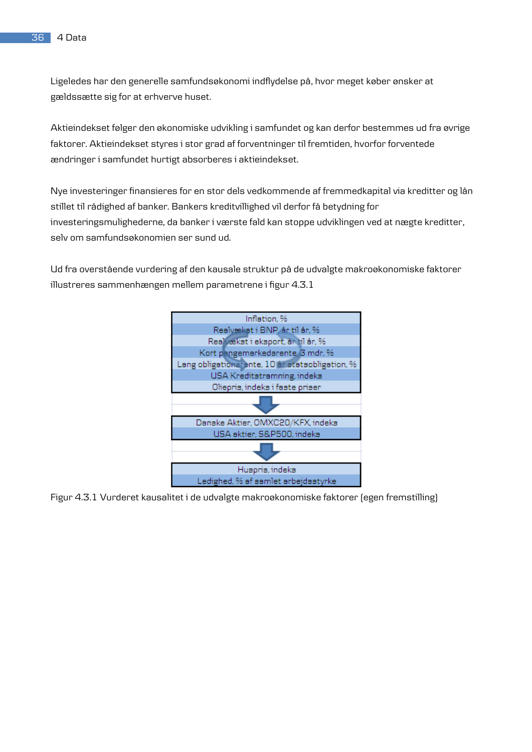Ligeledes har den generelle samfundsøkonomi indflydelse på, hvor meget køber ønsker at gældssætte sig for at erhverve huset.

Aktieindekset følger den økonomiske udvikling i samfundet og kan derfor bestemmes ud fra øvrige faktorer. Aktieindekset styres i stor grad af forventninger til fremtiden, hvorfor forventede ændringer i samfundet hurtigt absorberes i aktieindekset.

Nye investeringer finansieres for en stor dels vedkommende af fremmedkapital via kreditter og lån stillet til rådighed af banker. Bankers kreditvillighed vil derfor få betydning for investeringsmulighederne, da banker i værste fald kan stoppe udviklingen ved at nægte kreditter, selv om samfundsøkonomien ser sund ud.

Ud fra overstående vurdering af den kausale struktur på de udvalgte makroøkonomiske faktorer illustreres sammenhængen mellem parametrene i figur 4.3.1

Inflation, %
Realvækst i BNP, år til år, %
Realvækst i eksport, år til år, %
Kort pengemarkedsrente, 3 mdr, %
Lang obligationsrente, 10 år statsobligation, %
USA Kreditstramning, indeks
Oliepris, indeks i faste priser

Danske Aktier, OMXC20/KFX, indeks
USA aktier, S&P500, indeks

Huspris, indeks
Ledighed, % af samlet arbejdsstyrke

Figur 4.3.1 Vurderet kausalitet i de udvalgte makroøkonomiske faktorer (egen fremstilling)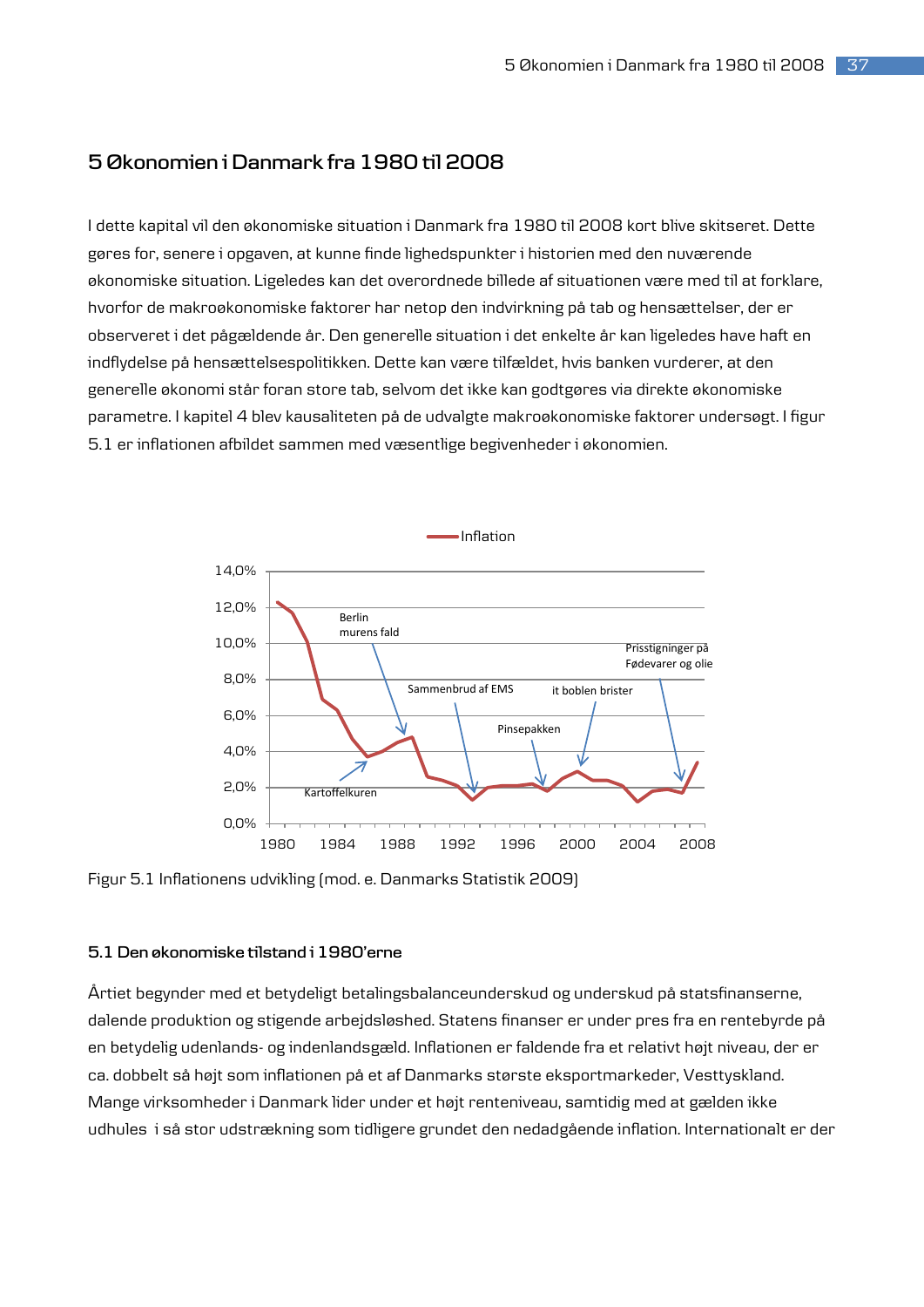# 5 Økonomien i Danmark fra 1980 til 2008

I dette kapital vil den økonomiske situation i Danmark fra 1980 til 2008 kort blive skitseret. Dette gøres for, senere i opgaven, at kunne finde lighedspunkter i historien med den nuværende økonomiske situation. Ligeledes kan det overordnede billede af situationen være med til at forklare, hvorfor de makroøkonomiske faktorer har netop den indvirkning på tab og hensættelser, der er observeret i det pågældende år. Den generelle situation i det enkelte år kan ligeledes have haft en indflydelse på hensættelsespolitikken. Dette kan være tilfældet, hvis banken vurderer, at den generelle økonomi står foran store tab, selvom det ikke kan godtgøres via direkte økonomiske parametre. I kapitel 4 blev kausaliteten på de udvalgte makroøkonomiske faktorer undersøgt. I figur 5.1 er inflationen afbildet sammen med væsentlige begivenheder i økonomien.

Inflation

14,0%
12,0%
10,0%
8,0%
6,0%
4,0%
2,0%
0,0%

1980 1984 1988 1992 1996 2000 2004 2008

Berlin murens fald
Sammenbrud af EMS
Pinsepakken
it boblen brister
Prisstigninger på Fødevarer og olie
Kartoffelkuren

Figur 5.1 Inflationens udvikling (mod. e. Danmarks Statistik 2009)

### 5.1 Den økonomiske tilstand i 1980'erne

Årtiet begynder med et betydeligt betalingsbalanceunderskud og underskud på statsfinanserne, dalende produktion og stigende arbejdsløshed. Statens finanser er under pres fra en rentebyrde på en betydelig udenlands- og indenlandsgæld. Inflationen er faldende fra et relativt højt niveau, der er ca. dobbelt så højt som inflationen på et af Danmarks største eksportmarkeder, Vesttyskland. Mange virksomheder i Danmark lider under et højt renteniveau, samtidig med at gælden ikke udhules i så stor udstrækning som tidligere grundet den nedadgående inflation. Internationalt er der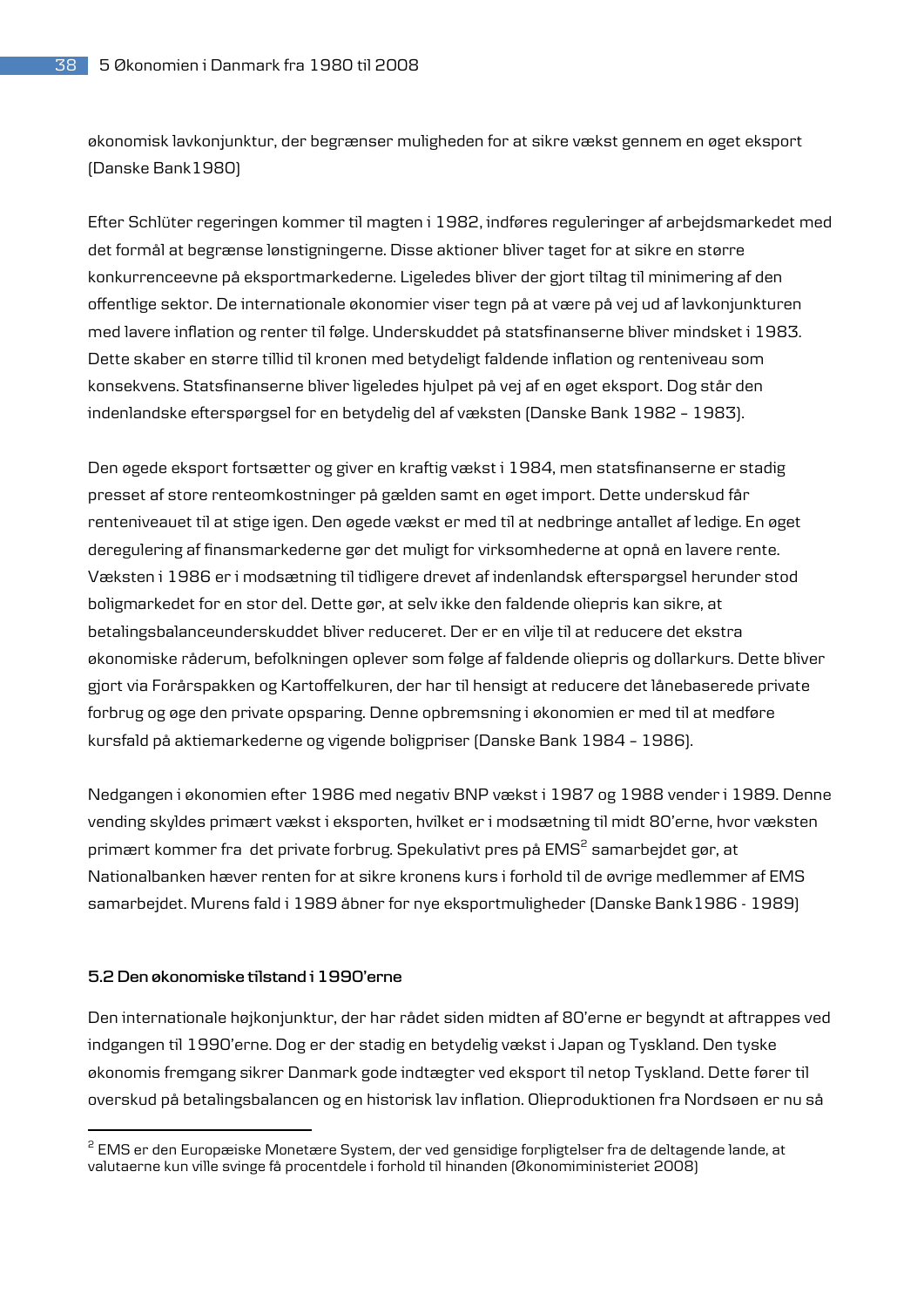økonomisk lavkonjunktur, der begrænser muligheden for at sikre vækst gennem en øget eksport (Danske Bank1980)

Efter Schlüter regeringen kommer til magten i 1982, indføres reguleringer af arbejdsmarkedet med det formål at begrænse lønstigningerne. Disse aktioner bliver taget for at sikre en større konkurrenceevne på eksportmarkederne. Ligeledes bliver der gjort tiltag til minimering af den offentlige sektor. De internationale økonomier viser tegn på at være på vej ud af lavkonjunkturen med lavere inflation og renter til følge. Underskuddet på statsfinanserne bliver mindsket i 1983. Dette skaber en større tillid til kronen med betydeligt faldende inflation og renteniveau som konsekvens. Statsfinanserne bliver ligeledes hjulpet på vej af en øget eksport. Dog står den indenlandske efterspørgsel for en betydelig del af væksten (Danske Bank 1982 – 1983).

Den øgede eksport fortsætter og giver en kraftig vækst i 1984, men statsfinanserne er stadig presset af store renteomkostninger på gælden samt en øget import. Dette underskud får renteniveauet til at stige igen. Den øgede vækst er med til at nedbringe antallet af ledige. En øget deregulering af finansmarkederne gør det muligt for virksomhederne at opnå en lavere rente. Væksten i 1986 er i modsætning til tidligere drevet af indenlandsk efterspørgsel herunder stod boligmarkedet for en stor del. Dette gør, at selv ikke den faldende oliepris kan sikre, at betalingsbalanceunderskuddet bliver reduceret. Der er en vilje til at reducere det ekstra økonomiske råderum, befolkningen oplever som følge af faldende oliepris og dollarkurs. Dette bliver gjort via Forårspakken og Kartoffelkuren, der har til hensigt at reducere det lånebaserede private forbrug og øge den private opsparing. Denne opbremsning i økonomien er med til at medføre kursfald på aktiemarkederne og vigende boligpriser (Danske Bank 1984 – 1986).

Nedgangen i økonomien efter 1986 med negativ BNP vækst i 1987 og 1988 vender i 1989. Denne vending skyldes primært vækst i eksporten, hvilket er i modsætning til midt 80'erne, hvor væksten primært kommer fra det private forbrug. Spekulativt pres på EMS[2] samarbejdet gør, at Nationalbanken hæver renten for at sikre kronens kurs i forhold til de øvrige medlemmer af EMS samarbejdet. Murens fald i 1989 åbner for nye eksportmuligheder (Danske Bank1986 - 1989)

### 5.2 Den økonomiske tilstand i 1990'erne

Den internationale højkonjunktur, der har rådet siden midten af 80'erne er begyndt at aftrappes ved indgangen til 1990'erne. Dog er der stadig en betydelig vækst i Japan og Tyskland. Den tyske økonomis fremgang sikrer Danmark gode indtægter ved eksport til netop Tyskland. Dette fører til overskud på betalingsbalancen og en historisk lav inflation. Olieproduktionen fra Nordsøen er nu så

---

[2] EMS er den Europæiske Monetære System, der ved gensidige forpligtelser fra de deltagende lande, at valutaerne kun ville svinge få procentdele i forhold til hinanden (Økonomiministeriet 2008)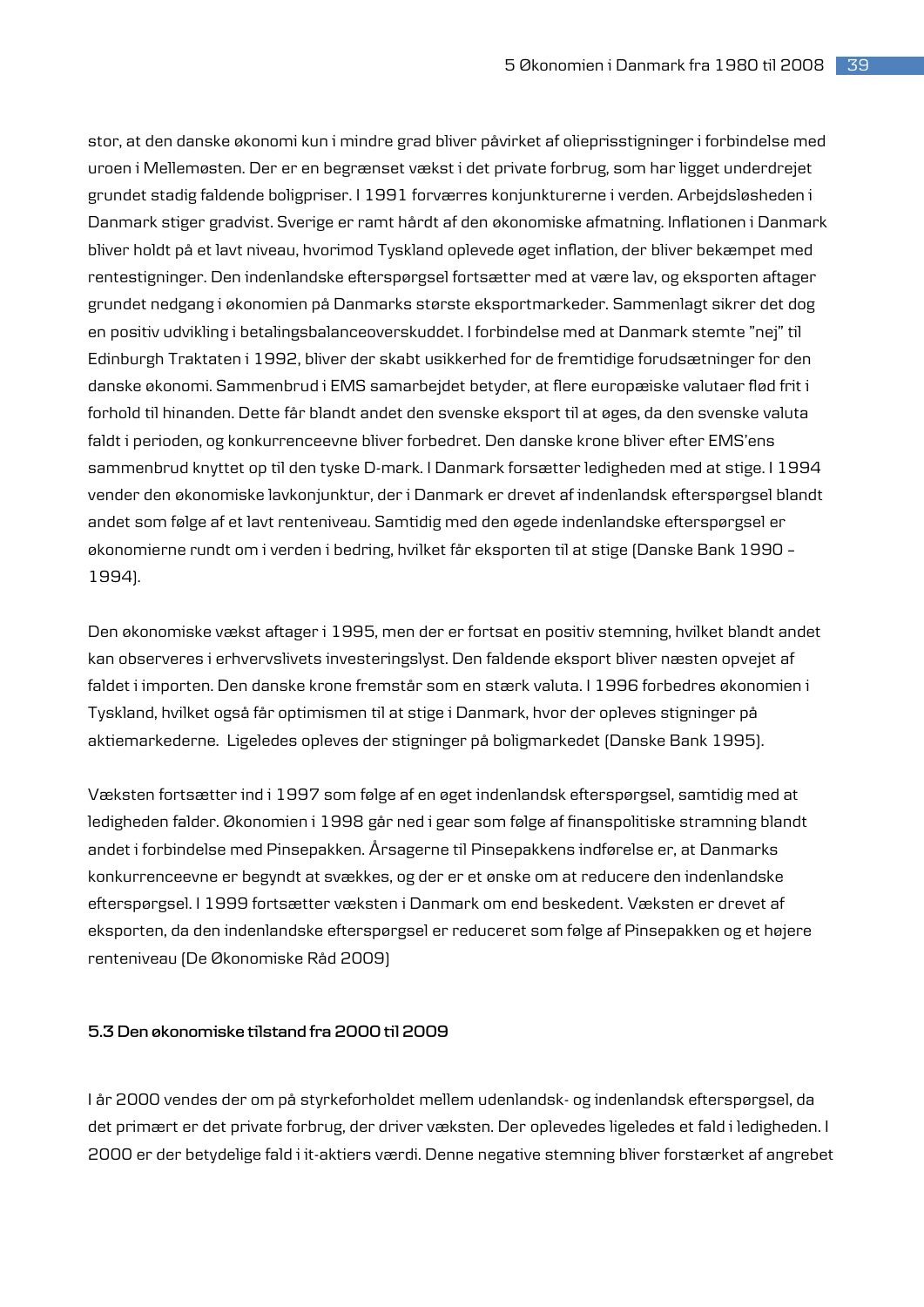stor, at den danske økonomi kun i mindre grad bliver påvirket af olieprisstigninger i forbindelse med uroen i Mellemøsten. Der er en begrænset vækst i det private forbrug, som har ligget underdrejet grundet stadig faldende boligpriser. I 1991 forværres konjunkturerne i verden. Arbejdsløsheden i Danmark stiger gradvist. Sverige er ramt hårdt af den økonomiske afmatning. Inflationen i Danmark bliver holdt på et lavt niveau, hvorimod Tyskland oplevede øget inflation, der bliver bekæmpet med rentestigninger. Den indenlandske efterspørgsel fortsætter med at være lav, og eksporten aftager grundet nedgang i økonomien på Danmarks største eksportmarkeder. Sammenlagt sikrer det dog en positiv udvikling i betalingsbalanceoverskuddet. I forbindelse med at Danmark stemte "nej" til Edinburgh Traktaten i 1992, bliver der skabt usikkerhed for de fremtidige forudsætninger for den danske økonomi. Sammenbrud i EMS samarbejdet betyder, at flere europæiske valutaer flød frit i forhold til hinanden. Dette får blandt andet den svenske eksport til at øges, da den svenske valuta faldt i perioden, og konkurrenceevne bliver forbedret. Den danske krone bliver efter EMS'ens sammenbrud knyttet op til den tyske D-mark. I Danmark forsætter ledigheden med at stige. I 1994 vender den økonomiske lavkonjunktur, der i Danmark er drevet af indenlandsk efterspørgsel blandt andet som følge af et lavt renteniveau. Samtidig med den øgede indenlandske efterspørgsel er økonomierne rundt om i verden i bedring, hvilket får eksporten til at stige (Danske Bank 1990 – 1994).

Den økonomiske vækst aftager i 1995, men der er fortsat en positiv stemning, hvilket blandt andet kan observeres i erhvervslivets investeringslyst. Den faldende eksport bliver næsten opvejet af faldet i importen. Den danske krone fremstår som en stærk valuta. I 1996 forbedres økonomien i Tyskland, hvilket også får optimismen til at stige i Danmark, hvor der opleves stigninger på aktiemarkederne. Ligeledes opleves der stigninger på boligmarkedet (Danske Bank 1995).

Væksten fortsætter ind i 1997 som følge af en øget indenlandsk efterspørgsel, samtidig med at ledigheden falder. Økonomien i 1998 går ned i gear som følge af finanspolitiske stramning blandt andet i forbindelse med Pinsepakken. Årsagerne til Pinsepakkens indførelse er, at Danmarks konkurrenceevne er begyndt at svækkes, og der er et ønske om at reducere den indenlandske efterspørgsel. I 1999 fortsætter væksten i Danmark om end beskedent. Væksten er drevet af eksporten, da den indenlandske efterspørgsel er reduceret som følge af Pinsepakken og et højere renteniveau (De Økonomiske Råd 2009)

### 5.3 Den økonomiske tilstand fra 2000 til 2009

I år 2000 vendes der om på styrkeforholdet mellem udenlandsk- og indenlandsk efterspørgsel, da det primært er det private forbrug, der driver væksten. Der oplevedes ligeledes et fald i ledigheden. I 2000 er der betydelige fald i it-aktiers værdi. Denne negative stemning bliver forstærket af angrebet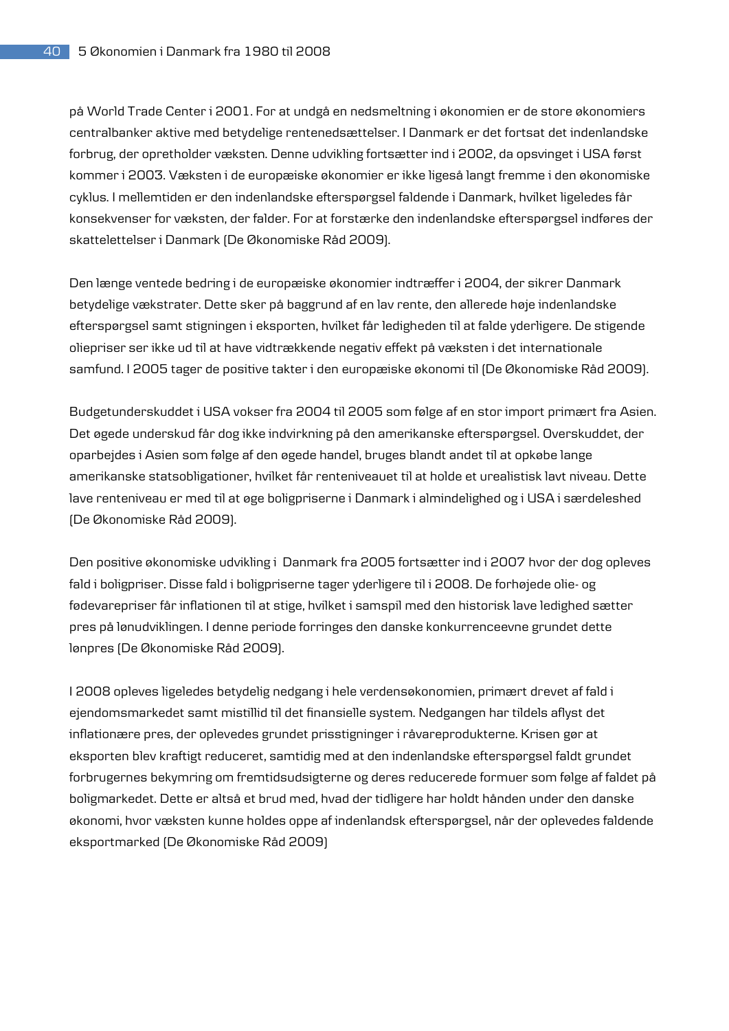på World Trade Center i 2001. For at undgå en nedsmeltning i økonomien er de store økonomiers centralbanker aktive med betydelige rentenedsættelser. I Danmark er det fortsat det indenlandske forbrug, der opretholder væksten. Denne udvikling fortsætter ind i 2002, da opsvinget i USA først kommer i 2003. Væksten i de europæiske økonomier er ikke ligeså langt fremme i den økonomiske cyklus. I mellemtiden er den indenlandske efterspørgsel faldende i Danmark, hvilket ligeledes får konsekvenser for væksten, der falder. For at forstærke den indenlandske efterspørgsel indføres der skattelettelser i Danmark (De Økonomiske Råd 2009).

Den længe ventede bedring i de europæiske økonomier indtræffer i 2004, der sikrer Danmark betydelige vækstrater. Dette sker på baggrund af en lav rente, den allerede høje indenlandske efterspørgsel samt stigningen i eksporten, hvilket får ledigheden til at falde yderligere. De stigende oliepriser ser ikke ud til at have vidtrækkende negativ effekt på væksten i det internationale samfund. I 2005 tager de positive takter i den europæiske økonomi til (De Økonomiske Råd 2009).

Budgetunderskuddet i USA vokser fra 2004 til 2005 som følge af en stor import primært fra Asien. Det øgede underskud får dog ikke indvirkning på den amerikanske efterspørgsel. Overskuddet, der oparbejdes i Asien som følge af den øgede handel, bruges blandt andet til at opkøbe lange amerikanske statsobligationer, hvilket får renteniveauet til at holde et urealistisk lavt niveau. Dette lave renteniveau er med til at øge boligpriserne i Danmark i almindelighed og i USA i særdeleshed (De Økonomiske Råd 2009).

Den positive økonomiske udvikling i Danmark fra 2005 fortsætter ind i 2007 hvor der dog opleves fald i boligpriser. Disse fald i boligpriserne tager yderligere til i 2008. De forhøjede olie- og fødevarepriser får inflationen til at stige, hvilket i samspil med den historisk lave ledighed sætter pres på lønudviklingen. I denne periode forringes den danske konkurrenceevne grundet dette lønpres (De Økonomiske Råd 2009).

I 2008 opleves ligeledes betydelig nedgang i hele verdensøkonomien, primært drevet af fald i ejendomsmarkedet samt mistillid til det finansielle system. Nedgangen har tildels aflyst det inflationære pres, der oplevedes grundet prisstigninger i råvareprodukterne. Krisen gør at eksporten blev kraftigt reduceret, samtidig med at den indenlandske efterspørgsel faldt grundet forbrugernes bekymring om fremtidsudsigterne og deres reducerede formuer som følge af faldet på boligmarkedet. Dette er altså et brud med, hvad der tidligere har holdt hånden under den danske økonomi, hvor væksten kunne holdes oppe af indenlandsk efterspørgsel, når der oplevedes faldende eksportmarked (De Økonomiske Råd 2009)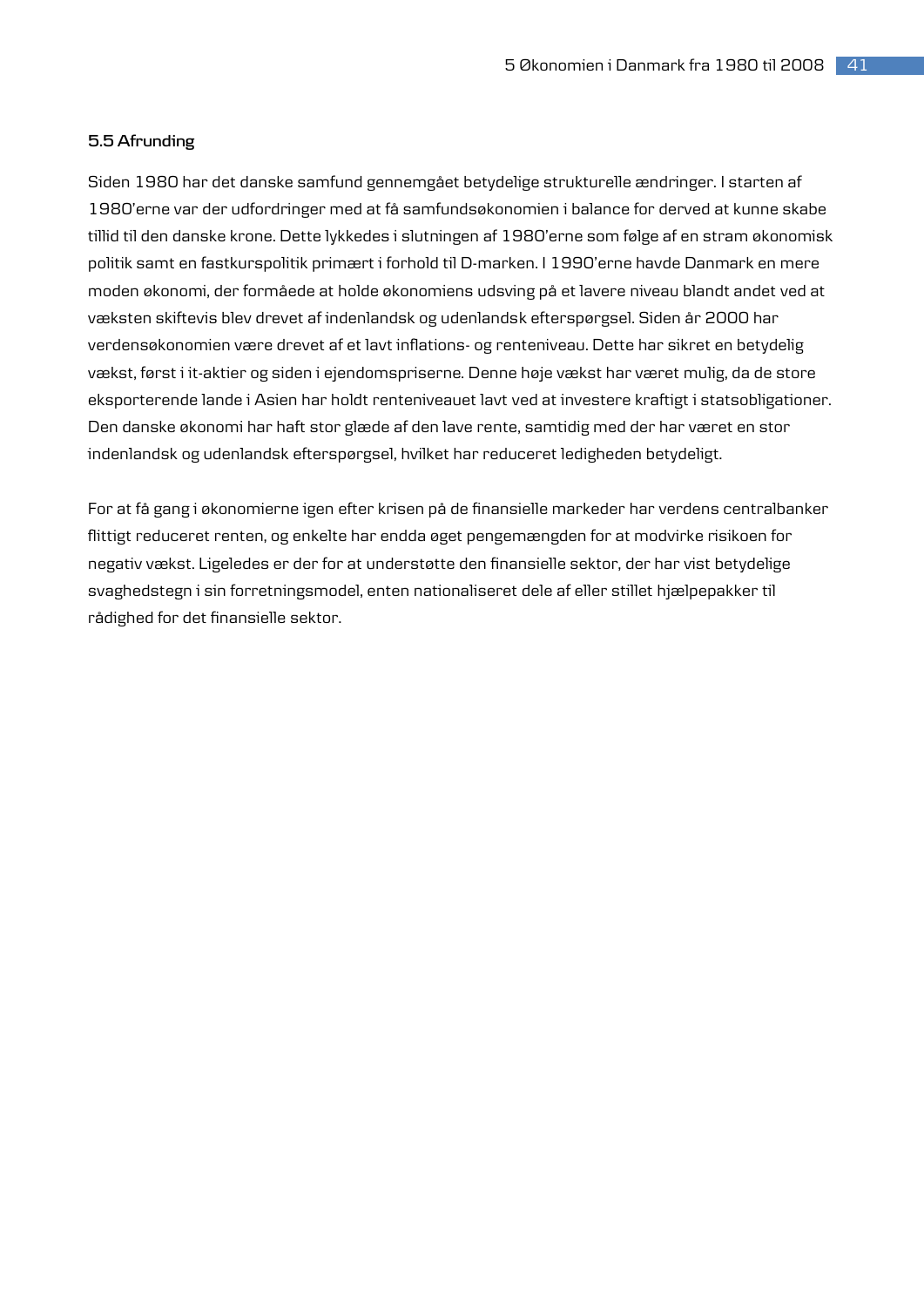### 5.5 Afrunding

Siden 1980 har det danske samfund gennemgået betydelige strukturelle ændringer. I starten af 1980'erne var der udfordringer med at få samfundsøkonomien i balance for derved at kunne skabe tillid til den danske krone. Dette lykkedes i slutningen af 1980'erne som følge af en stram økonomisk politik samt en fastkurspolitik primært i forhold til D-marken. I 1990'erne havde Danmark en mere moden økonomi, der formåede at holde økonomiens udsving på et lavere niveau blandt andet ved at væksten skiftevis blev drevet af indenlandsk og udenlandsk efterspørgsel. Siden år 2000 har verdensøkonomien være drevet af et lavt inflations- og renteniveau. Dette har sikret en betydelig vækst, først i it-aktier og siden i ejendomspriserne. Denne høje vækst har været mulig, da de store eksporterende lande i Asien har holdt renteniveauet lavt ved at investere kraftigt i statsobligationer. Den danske økonomi har haft stor glæde af den lave rente, samtidig med der har været en stor indenlandsk og udenlandsk efterspørgsel, hvilket har reduceret ledigheden betydeligt.

For at få gang i økonomierne igen efter krisen på de finansielle markeder har verdens centralbanker flittigt reduceret renten, og enkelte har endda øget pengemængden for at modvirke risikoen for negativ vækst. Ligeledes er der for at understøtte den finansielle sektor, der har vist betydelige svaghedstegn i sin forretningsmodel, enten nationaliseret dele af eller stillet hjælpepakker til rådighed for det finansielle sektor.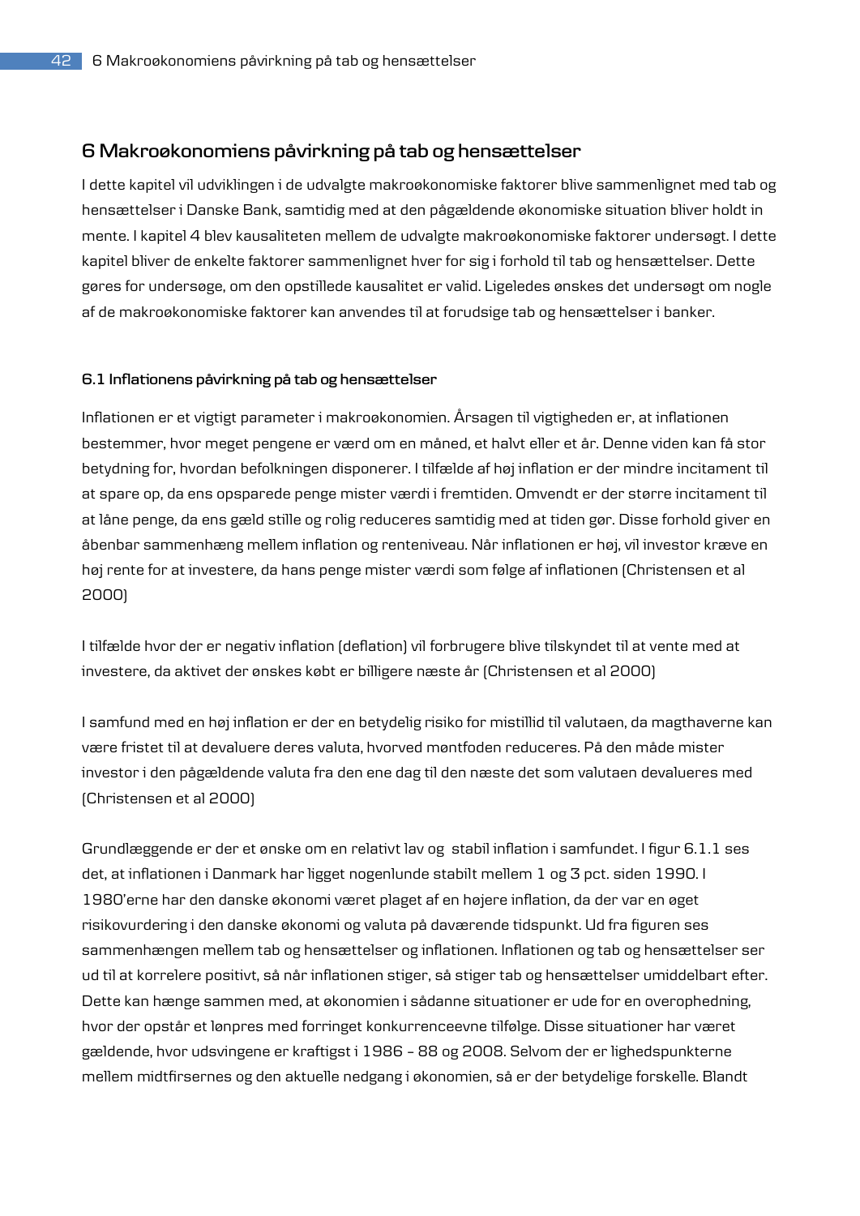# 6 Makroøkonomiens påvirkning på tab og hensættelser

I dette kapitel vil udviklingen i de udvalgte makroøkonomiske faktorer blive sammenlignet med tab og hensættelser i Danske Bank, samtidig med at den pågældende økonomiske situation bliver holdt in mente. I kapitel 4 blev kausaliteten mellem de udvalgte makroøkonomiske faktorer undersøgt. I dette kapitel bliver de enkelte faktorer sammenlignet hver for sig i forhold til tab og hensættelser. Dette gøres for undersøge, om den opstillede kausalitet er valid. Ligeledes ønskes det undersøgt om nogle af de makroøkonomiske faktorer kan anvendes til at forudsige tab og hensættelser i banker.

### 6.1 Inflationens påvirkning på tab og hensættelser

Inflationen er et vigtigt parameter i makroøkonomien. Årsagen til vigtigheden er, at inflationen bestemmer, hvor meget pengene er værd om en måned, et halvt eller et år. Denne viden kan få stor betydning for, hvordan befolkningen disponerer. I tilfælde af høj inflation er der mindre incitament til at spare op, da ens opsparede penge mister værdi i fremtiden. Omvendt er der større incitament til at låne penge, da ens gæld stille og rolig reduceres samtidig med at tiden gør. Disse forhold giver en åbenbar sammenhæng mellem inflation og renteniveau. Når inflationen er høj, vil investor kræve en høj rente for at investere, da hans penge mister værdi som følge af inflationen (Christensen et al 2000)

I tilfælde hvor der er negativ inflation (deflation) vil forbrugere blive tilskyndet til at vente med at investere, da aktivet der ønskes købt er billigere næste år (Christensen et al 2000)

I samfund med en høj inflation er der en betydelig risiko for mistillid til valutaen, da magthaverne kan være fristet til at devaluere deres valuta, hvorved møntfoden reduceres. På den måde mister investor i den pågældende valuta fra den ene dag til den næste det som valutaen devalueres med (Christensen et al 2000)

Grundlæggende er der et ønske om en relativt lav og stabil inflation i samfundet. I figur 6.1.1 ses det, at inflationen i Danmark har ligget nogenlunde stabilt mellem 1 og 3 pct. siden 1990. I 1980'erne har den danske økonomi været plaget af en højere inflation, da der var en øget risikovurdering i den danske økonomi og valuta på daværende tidspunkt. Ud fra figuren ses sammenhængen mellem tab og hensættelser og inflationen. Inflationen og tab og hensættelser ser ud til at korrelere positivt, så når inflationen stiger, så stiger tab og hensættelser umiddelbart efter. Dette kan hænge sammen med, at økonomien i sådanne situationer er ude for en overophedning, hvor der opstår et lønpres med forringet konkurrenceevne tilfølge. Disse situationer har været gældende, hvor udsvingene er kraftigst i 1986 – 88 og 2008. Selvom der er lighedspunkterne mellem midtfirsernes og den aktuelle nedgang i økonomien, så er der betydelige forskelle. Blandt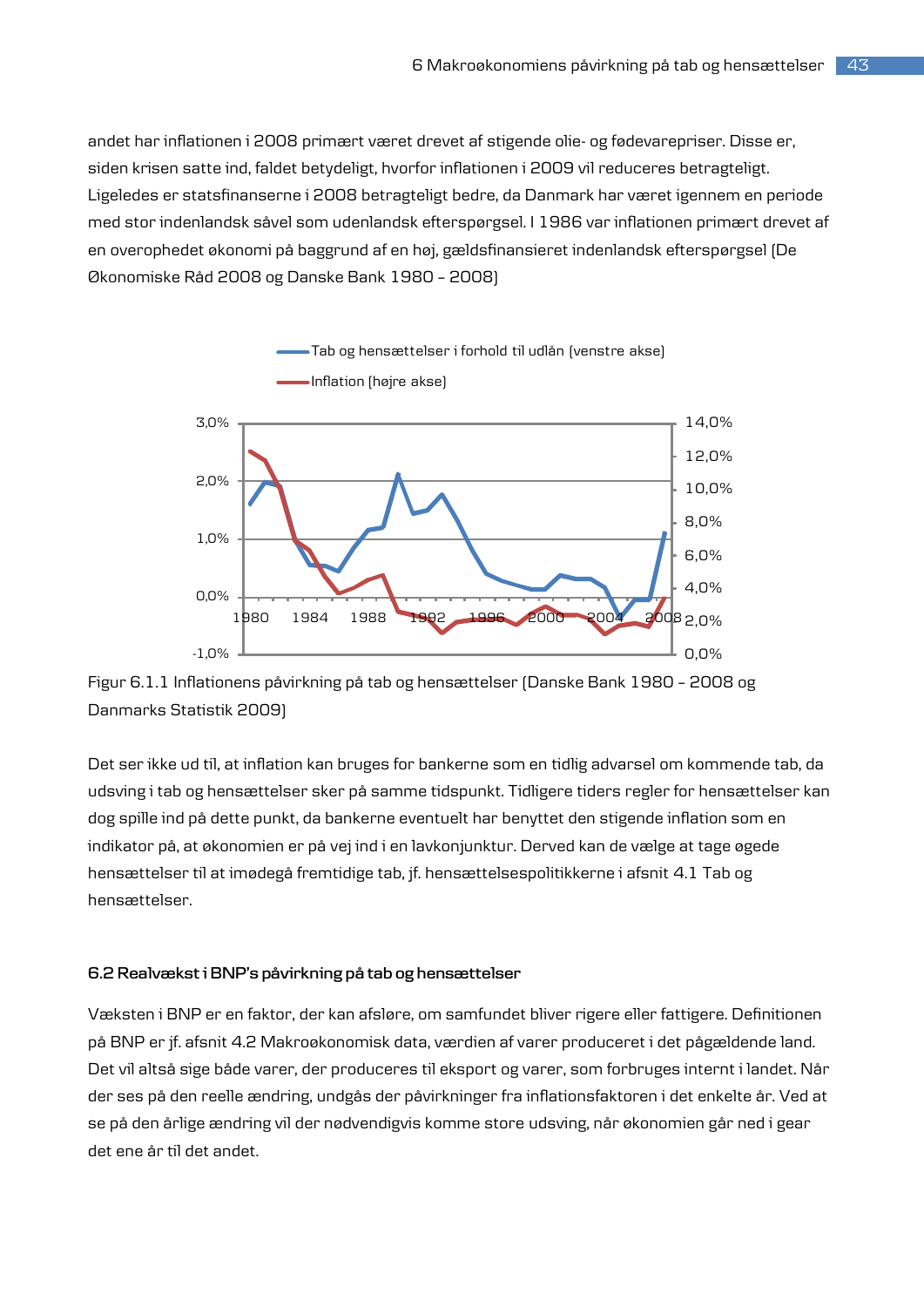andet har inflationen i 2008 primært været drevet af stigende olie- og fødevarepriser. Disse er, siden krisen satte ind, faldet betydeligt, hvorfor inflationen i 2009 vil reduceres betragteligt. Ligeledes er statsfinanserne i 2008 betragteligt bedre, da Danmark har været igennem en periode med stor indenlandsk såvel som udenlandsk efterspørgsel. I 1986 var inflationen primært drevet af en overophedet økonomi på baggrund af en høj, gældsfinansieret indenlandsk efterspørgsel (De Økonomiske Råd 2008 og Danske Bank 1980 – 2008)

Tab og hensættelser i forhold til udlån (venstre akse)
Inflation (højre akse)

3,0%
2,0%
1,0%
0,0%
-1,0%

14,0%
12,0%
10,0%
8,0%
6,0%
4,0%
2,0%
0,0%

1980 1984 1988 1992 1996 2000 2004 2008

Figur 6.1.1 Inflationens påvirkning på tab og hensættelser (Danske Bank 1980 – 2008 og Danmarks Statistik 2009)

Det ser ikke ud til, at inflation kan bruges for bankerne som en tidlig advarsel om kommende tab, da udsving i tab og hensættelser sker på samme tidspunkt. Tidligere tiders regler for hensættelser kan dog spille ind på dette punkt, da bankerne eventuelt har benyttet den stigende inflation som en indikator på, at økonomien er på vej ind i en lavkonjunktur. Derved kan de vælge at tage øgede hensættelser til at imødegå fremtidige tab, jf. hensættelsespolitikkerne i afsnit 4.1 Tab og hensættelser.

### 6.2 Realvækst i BNP's påvirkning på tab og hensættelser

Væksten i BNP er en faktor, der kan afsløre, om samfundet bliver rigere eller fattigere. Definitionen på BNP er jf. afsnit 4.2 Makroøkonomisk data, værdien af varer produceret i det pågældende land. Det vil altså sige både varer, der produceres til eksport og varer, som forbruges internt i landet. Når der ses på den reelle ændring, undgås der påvirkninger fra inflationsfaktoren i det enkelte år. Ved at se på den årlige ændring vil der nødvendigvis komme store udsving, når økonomien går ned i gear det ene år til det andet.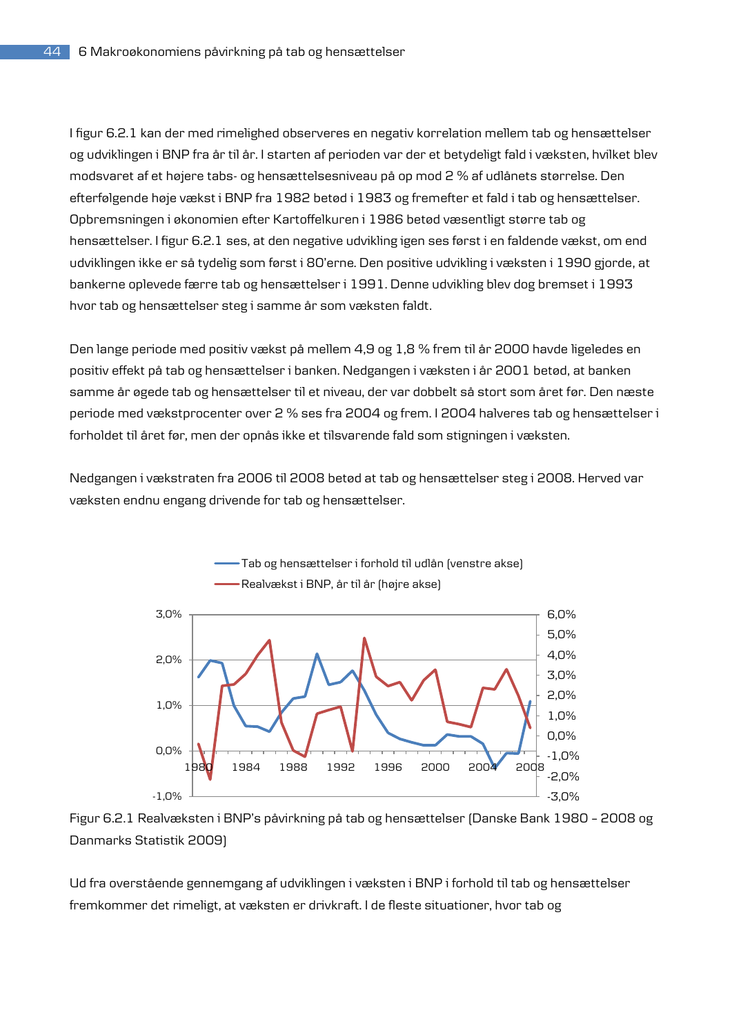I figur 6.2.1 kan der med rimelighed observeres en negativ korrelation mellem tab og hensættelser og udviklingen i BNP fra år til år. I starten af perioden var der et betydeligt fald i væksten, hvilket blev modsvaret af et højere tabs- og hensættelsesniveau på op mod 2 % af udlånets størrelse. Den efterfølgende høje vækst i BNP fra 1982 betød i 1983 og fremefter et fald i tab og hensættelser. Opbremsningen i økonomien efter Kartoffelkuren i 1986 betød væsentligt større tab og hensættelser. I figur 6.2.1 ses, at den negative udvikling igen ses først i en faldende vækst, om end udviklingen ikke er så tydelig som først i 80'erne. Den positive udvikling i væksten i 1990 gjorde, at bankerne oplevede færre tab og hensættelser i 1991. Denne udvikling blev dog bremset i 1993 hvor tab og hensættelser steg i samme år som væksten faldt.

Den lange periode med positiv vækst på mellem 4,9 og 1,8 % frem til år 2000 havde ligeledes en positiv effekt på tab og hensættelser i banken. Nedgangen i væksten i år 2001 betød, at banken samme år øgede tab og hensættelser til et niveau, der var dobbelt så stort som året før. Den næste periode med vækstprocenter over 2 % ses fra 2004 og frem. I 2004 halveres tab og hensættelser i forholdet til året før, men der opnås ikke et tilsvarende fald som stigningen i væksten.

Nedgangen i vækstraten fra 2006 til 2008 betød at tab og hensættelser steg i 2008. Herved var væksten endnu engang drivende for tab og hensættelser.

Tab og hensættelser i forhold til udlån (venstre akse)
Realvækst i BNP, år til år (højre akse)

3,0%
2,0%
1,0%
0,0%
-1,0%

6,0%
5,0%
4,0%
3,0%
2,0%
1,0%
0,0%
-1,0%
-2,0%
-3,0%

1980 1984 1988 1992 1996 2000 2004 2008

Figur 6.2.1 Realvæksten i BNP's påvirkning på tab og hensættelser (Danske Bank 1980 – 2008 og Danmarks Statistik 2009)

Ud fra overstående gennemgang af udviklingen i væksten i BNP i forhold til tab og hensættelser fremkommer det rimeligt, at væksten er drivkraft. I de fleste situationer, hvor tab og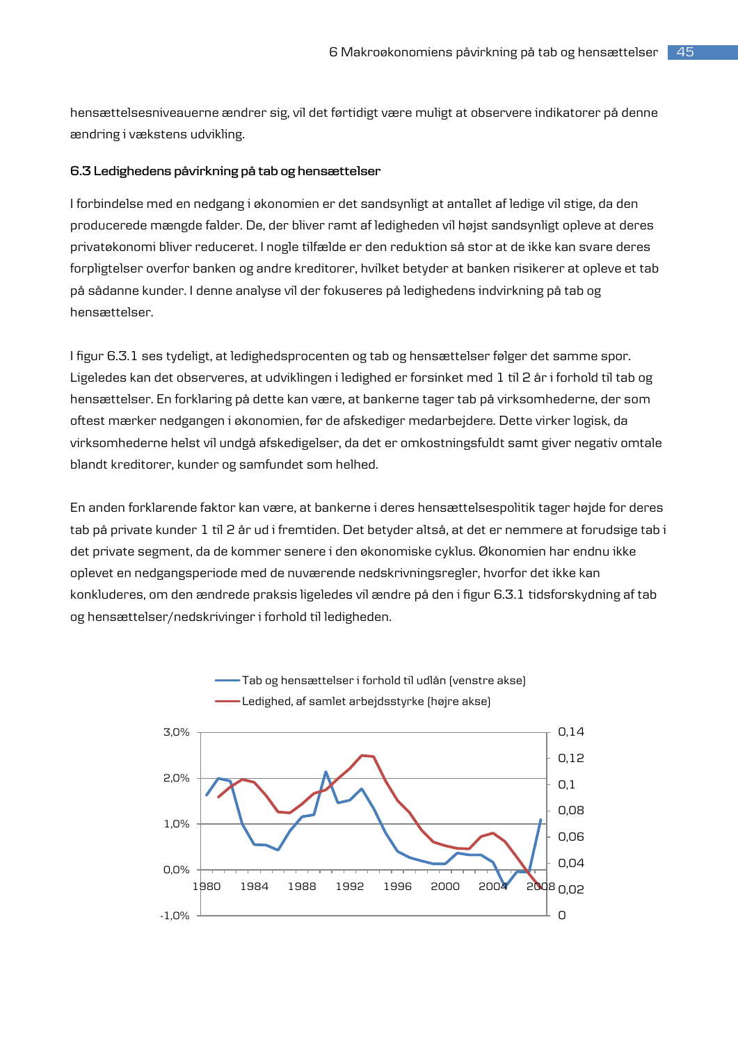hensættelsesniveauerne ændrer sig, vil det førtidigt være muligt at observere indikatorer på denne ændring i vækstens udvikling.

### 6.3 Ledighedens påvirkning på tab og hensættelser

I forbindelse med en nedgang i økonomien er det sandsynligt at antallet af ledige vil stige, da den producerede mængde falder. De, der bliver ramt af ledigheden vil højst sandsynligt opleve at deres privatøkonomi bliver reduceret. I nogle tilfælde er den reduktion så stor at de ikke kan svare deres forpligtelser overfor banken og andre kreditorer, hvilket betyder at banken risikerer at opleve et tab på sådanne kunder. I denne analyse vil der fokuseres på ledighedens indvirkning på tab og hensættelser.

I figur 6.3.1 ses tydeligt, at ledighedsprocenten og tab og hensættelser følger det samme spor. Ligeledes kan det observeres, at udviklingen i ledighed er forsinket med 1 til 2 år i forhold til tab og hensættelser. En forklaring på dette kan være, at bankerne tager tab på virksomhederne, der som oftest mærker nedgangen i økonomien, før de afskediger medarbejdere. Dette virker logisk, da virksomhederne helst vil undgå afskedigelser, da det er omkostningsfuldt samt giver negativ omtale blandt kreditorer, kunder og samfundet som helhed.

En anden forklarende faktor kan være, at bankerne i deres hensættelsespolitik tager højde for deres tab på private kunder 1 til 2 år ud i fremtiden. Det betyder altså, at det er nemmere at forudsige tab i det private segment, da de kommer senere i den økonomiske cyklus. Økonomien har endnu ikke oplevet en nedgangsperiode med de nuværende nedskrivningsregler, hvorfor det ikke kan konkluderes, om den ændrede praksis ligeledes vil ændre på den i figur 6.3.1 tidsforskydning af tab og hensættelser/nedskrivinger i forhold til ledigheden.

Tab og hensættelser i forhold til udlån (venstre akse)
Ledighed, af samlet arbejdsstyrke (højre akse)

3,0%
2,0%
1,0%
0,0%
-1,0%

0,14
0,12
0,1
0,08
0,06
0,04
0,02
0

1980 1984 1988 1992 1996 2000 2004 2008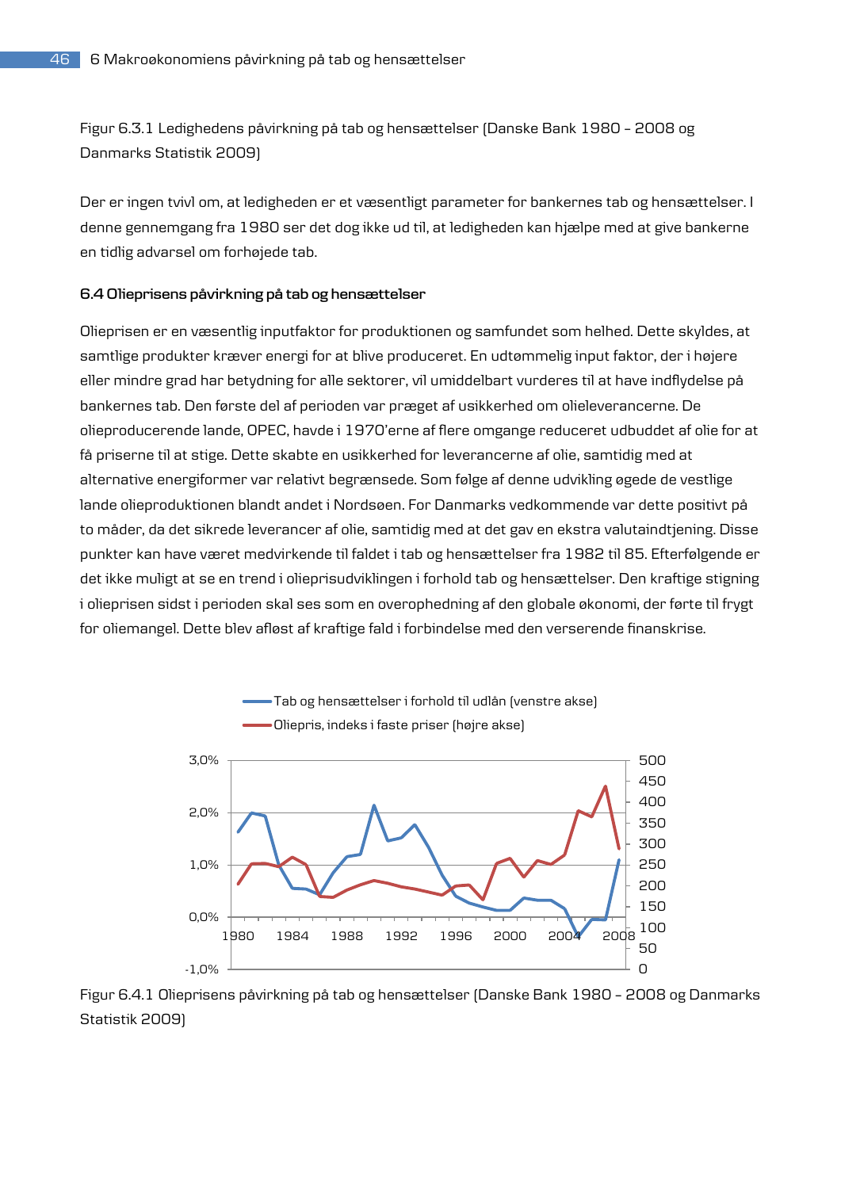Figur 6.3.1 Ledighedens påvirkning på tab og hensættelser (Danske Bank 1980 – 2008 og Danmarks Statistik 2009)

Der er ingen tvivl om, at ledigheden er et væsentligt parameter for bankernes tab og hensættelser. I denne gennemgang fra 1980 ser det dog ikke ud til, at ledigheden kan hjælpe med at give bankerne en tidlig advarsel om forhøjede tab.

### 6.4 Olieprisens påvirkning på tab og hensættelser

Olieprisen er en væsentlig inputfaktor for produktionen og samfundet som helhed. Dette skyldes, at samtlige produkter kræver energi for at blive produceret. En udtømmelig input faktor, der i højere eller mindre grad har betydning for alle sektorer, vil umiddelbart vurderes til at have indflydelse på bankernes tab. Den første del af perioden var præget af usikkerhed om olieleverancerne. De olieproducerende lande, OPEC, havde i 1970'erne af flere omgange reduceret udbuddet af olie for at få priserne til at stige. Dette skabte en usikkerhed for leverancerne af olie, samtidig med at alternative energiformer var relativt begrænsede. Som følge af denne udvikling øgede de vestlige lande olieproduktionen blandt andet i Nordsøen. For Danmarks vedkommende var dette positivt på to måder, da det sikrede leverancer af olie, samtidig med at det gav en ekstra valutaindtjening. Disse punkter kan have været medvirkende til faldet i tab og hensættelser fra 1982 til 85. Efterfølgende er det ikke muligt at se en trend i olieprisudviklingen i forhold tab og hensættelser. Den kraftige stigning i olieprisen sidst i perioden skal ses som en overophedning af den globale økonomi, der førte til frygt for oliemangel. Dette blev afløst af kraftige fald i forbindelse med den verserende finanskrise.

Tab og hensættelser i forhold til udlån (venstre akse)
Oliepris, indeks i faste priser (højre akse)

3,0%
2,0%
1,0%
0,0%
-1,0%

500
450
400
350
300
250
200
150
100
50
0

1980
1984
1988
1992
1996
2000
2004
2008

Figur 6.4.1 Olieprisens påvirkning på tab og hensættelser (Danske Bank 1980 – 2008 og Danmarks Statistik 2009)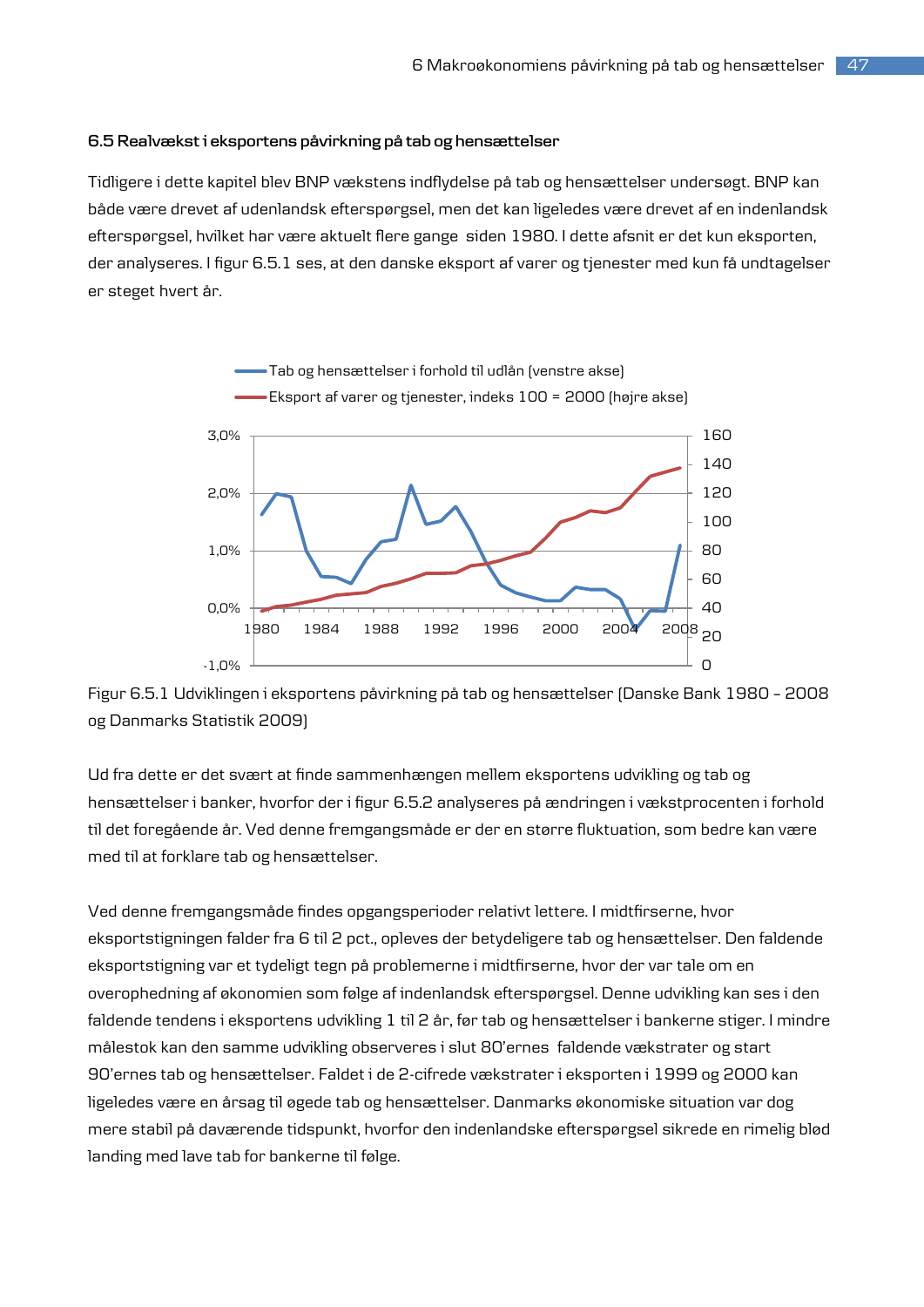### 6.5 Realvækst i eksportens påvirkning på tab og hensættelser

Tidligere i dette kapitel blev BNP vækstens indflydelse på tab og hensættelser undersøgt. BNP kan både være drevet af udenlandsk efterspørgsel, men det kan ligeledes være drevet af en indenlandsk efterspørgsel, hvilket har være aktuelt flere gange siden 1980. I dette afsnit er det kun eksporten, der analyseres. I figur 6.5.1 ses, at den danske eksport af varer og tjenester med kun få undtagelser er steget hvert år.

Tab og hensættelser i forhold til udlån (venstre akse)
Eksport af varer og tjenester, indeks 100 = 2000 (højre akse)

3,0%
2,0%
1,0%
0,0%
-1,0%

160
140
120
100
80
60
40
20
0

1980 1984 1988 1992 1996 2000 2004 2008

Figur 6.5.1 Udviklingen i eksportens påvirkning på tab og hensættelser (Danske Bank 1980 – 2008 og Danmarks Statistik 2009)

Ud fra dette er det svært at finde sammenhængen mellem eksportens udvikling og tab og hensættelser i banker, hvorfor der i figur 6.5.2 analyseres på ændringen i vækstprocenten i forhold til det foregående år. Ved denne fremgangsmåde er der en større fluktuation, som bedre kan være med til at forklare tab og hensættelser.

Ved denne fremgangsmåde findes opgangsperioder relativt lettere. I midtfirserne, hvor eksportstigningen falder fra 6 til 2 pct., opleves der betydeligere tab og hensættelser. Den faldende eksportstigning var et tydeligt tegn på problemerne i midtfirserne, hvor der var tale om en overophedning af økonomien som følge af indenlandsk efterspørgsel. Denne udvikling kan ses i den faldende tendens i eksportens udvikling 1 til 2 år, før tab og hensættelser i bankerne stiger. I mindre målestok kan den samme udvikling observeres i slut 80'ernes faldende vækstrater og start 90'ernes tab og hensættelser. Faldet i de 2-cifrede vækstrater i eksporten i 1999 og 2000 kan ligeledes være en årsag til øgede tab og hensættelser. Danmarks økonomiske situation var dog mere stabil på daværende tidspunkt, hvorfor den indenlandske efterspørgsel sikrede en rimelig blød landing med lave tab for bankerne til følge.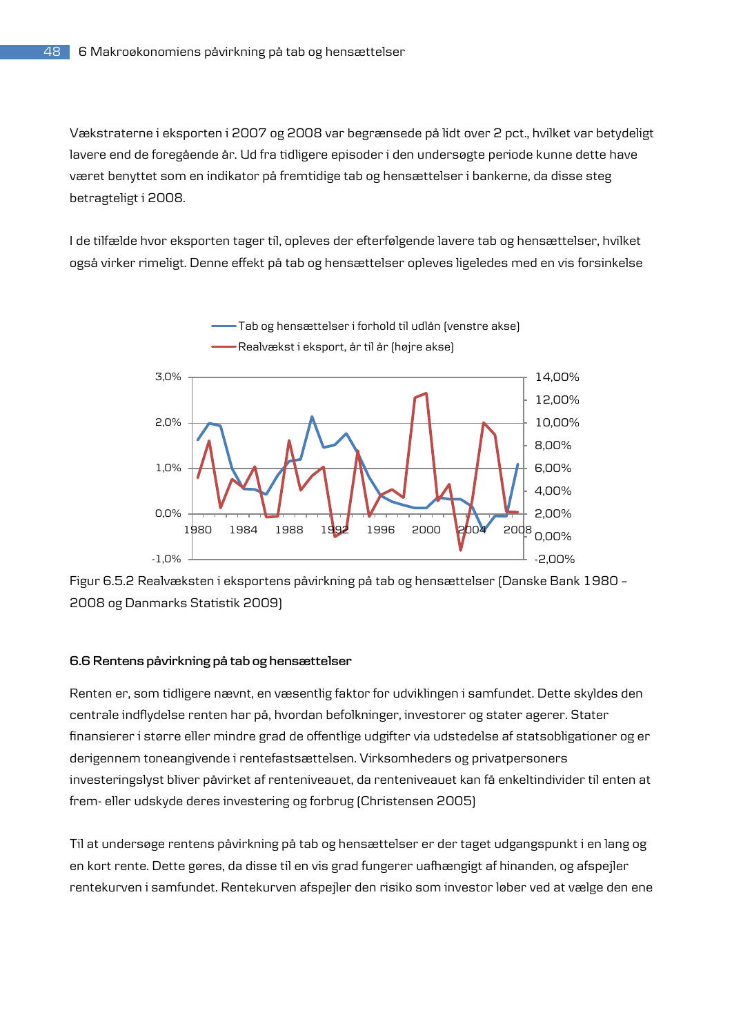Vækstraterne i eksporten i 2007 og 2008 var begrænsede på lidt over 2 pct., hvilket var betydeligt lavere end de foregående år. Ud fra tidligere episoder i den undersøgte periode kunne dette have været benyttet som en indikator på fremtidige tab og hensættelser i bankerne, da disse steg betragteligt i 2008.

I de tilfælde hvor eksporten tager til, opleves der efterfølgende lavere tab og hensættelser, hvilket også virker rimeligt. Denne effekt på tab og hensættelser opleves ligeledes med en vis forsinkelse

Tab og hensættelser i forhold til udlån (venstre akse)
Realvækst i eksport, år til år (højre akse)

3,0%
2,0%
1,0%
0,0%
-1,0%

14,00%
12,00%
10,00%
8,00%
6,00%
4,00%
2,00%
0,00%
-2,00%

1980 1984 1988 1992 1996 2000 2004 2008

Figur 6.5.2 Realvæksten i eksportens påvirkning på tab og hensættelser (Danske Bank 1980 – 2008 og Danmarks Statistik 2009)

#### 6.6 Rentens påvirkning på tab og hensættelser

Renten er, som tidligere nævnt, en væsentlig faktor for udviklingen i samfundet. Dette skyldes den centrale indflydelse renten har på, hvordan befolkninger, investorer og stater agerer. Stater finansierer i større eller mindre grad de offentlige udgifter via udstedelse af statsobligationer og er derigennem toneangivende i rentefastsættelsen. Virksomheders og privatpersoners investeringslyst bliver påvirket af renteniveauet, da renteniveauet kan få enkeltindivider til enten at frem- eller udskyde deres investering og forbrug (Christensen 2005)

Til at undersøge rentens påvirkning på tab og hensættelser er der taget udgangspunkt i en lang og en kort rente. Dette gøres, da disse til en vis grad fungerer uafhængigt af hinanden, og afspejler rentekurven i samfundet. Rentekurven afspejler den risiko som investor løber ved at vælge den ene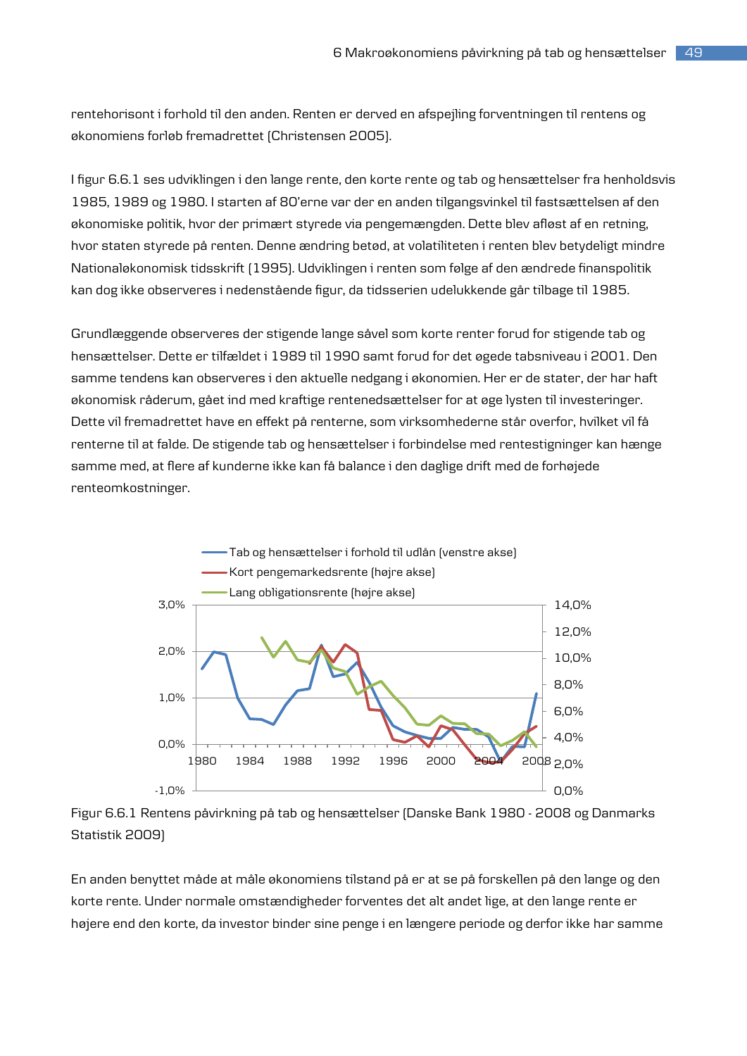rentehorisont i forhold til den anden. Renten er derved en afspejling forventningen til rentens og økonomiens forløb fremadrettet (Christensen 2005).

I figur 6.6.1 ses udviklingen i den lange rente, den korte rente og tab og hensættelser fra henholdsvis 1985, 1989 og 1980. I starten af 80'erne var der en anden tilgangsvinkel til fastsættelsen af den økonomiske politik, hvor der primært styrede via pengemængden. Dette blev afløst af en retning, hvor staten styrede på renten. Denne ændring betød, at volatiliteten i renten blev betydeligt mindre Nationaløkonomisk tidsskrift (1995). Udviklingen i renten som følge af den ændrede finanspolitik kan dog ikke observeres i nedenstående figur, da tidsserien udelukkende går tilbage til 1985.

Grundlæggende observeres der stigende lange såvel som korte renter forud for stigende tab og hensættelser. Dette er tilfældet i 1989 til 1990 samt forud for det øgede tabsniveau i 2001. Den samme tendens kan observeres i den aktuelle nedgang i økonomien. Her er de stater, der har haft økonomisk råderum, gået ind med kraftige rentenedsættelser for at øge lysten til investeringer. Dette vil fremadrettet have en effekt på renterne, som virksomhederne står overfor, hvilket vil få renterne til at falde. De stigende tab og hensættelser i forbindelse med rentestigninger kan hænge samme med, at flere af kunderne ikke kan få balance i den daglige drift med de forhøjede renteomkostninger.

Tab og hensættelser i forhold til udlån (venstre akse)
Kort pengemarkedsrente (højre akse)
Lang obligationsrente (højre akse)

3,0%
2,0%
1,0%
0,0%
-1,0%

14,0%
12,0%
10,0%
8,0%
6,0%
4,0%
2,0%
0,0%

1980 1984 1988 1992 1996 2000 2004 2008

Figur 6.6.1 Rentens påvirkning på tab og hensættelser (Danske Bank 1980 - 2008 og Danmarks Statistik 2009)

En anden benyttet måde at måle økonomiens tilstand på er at se på forskellen på den lange og den korte rente. Under normale omstændigheder forventes det alt andet lige, at den lange rente er højere end den korte, da investor binder sine penge i en længere periode og derfor ikke har samme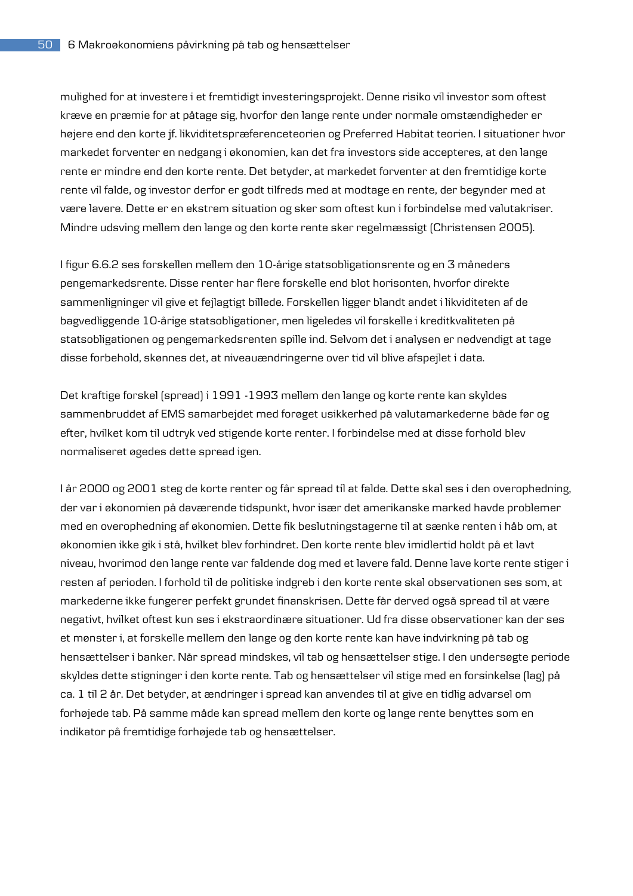mulighed for at investere i et fremtidigt investeringsprojekt. Denne risiko vil investor som oftest kræve en præmie for at påtage sig, hvorfor den lange rente under normale omstændigheder er højere end den korte jf. likviditetspræferenceteorien og Preferred Habitat teorien. I situationer hvor markedet forventer en nedgang i økonomien, kan det fra investors side accepteres, at den lange rente er mindre end den korte rente. Det betyder, at markedet forventer at den fremtidige korte rente vil falde, og investor derfor er godt tilfreds med at modtage en rente, der begynder med at være lavere. Dette er en ekstrem situation og sker som oftest kun i forbindelse med valutakriser. Mindre udsving mellem den lange og den korte rente sker regelmæssigt (Christensen 2005).

I figur 6.6.2 ses forskellen mellem den 10-årige statsobligationsrente og en 3 måneders pengemarkedsrente. Disse renter har flere forskelle end blot horisonten, hvorfor direkte sammenligninger vil give et fejlagtigt billede. Forskellen ligger blandt andet i likviditeten af de bagvedliggende 10-årige statsobligationer, men ligeledes vil forskelle i kreditkvaliteten på statsobligationen og pengemarkedsrenten spille ind. Selvom det i analysen er nødvendigt at tage disse forbehold, skønnes det, at niveauændringerne over tid vil blive afspejlet i data.

Det kraftige forskel (spread) i 1991 -1993 mellem den lange og korte rente kan skyldes sammenbruddet af EMS samarbejdet med forøget usikkerhed på valutamarkederne både før og efter, hvilket kom til udtryk ved stigende korte renter. I forbindelse med at disse forhold blev normaliseret øgedes dette spread igen.

I år 2000 og 2001 steg de korte renter og får spread til at falde. Dette skal ses i den overophedning, der var i økonomien på daværende tidspunkt, hvor især det amerikanske marked havde problemer med en overophedning af økonomien. Dette fik beslutningstagerne til at sænke renten i håb om, at økonomien ikke gik i stå, hvilket blev forhindret. Den korte rente blev imidlertid holdt på et lavt niveau, hvorimod den lange rente var faldende dog med et lavere fald. Denne lave korte rente stiger i resten af perioden. I forhold til de politiske indgreb i den korte rente skal observationen ses som, at markederne ikke fungerer perfekt grundet finanskrisen. Dette får derved også spread til at være negativt, hvilket oftest kun ses i ekstraordinære situationer. Ud fra disse observationer kan der ses et mønster i, at forskelle mellem den lange og den korte rente kan have indvirkning på tab og hensættelser i banker. Når spread mindskes, vil tab og hensættelser stige. I den undersøgte periode skyldes dette stigninger i den korte rente. Tab og hensættelser vil stige med en forsinkelse (lag) på ca. 1 til 2 år. Det betyder, at ændringer i spread kan anvendes til at give en tidlig advarsel om forhøjede tab. På samme måde kan spread mellem den korte og lange rente benyttes som en indikator på fremtidige forhøjede tab og hensættelser.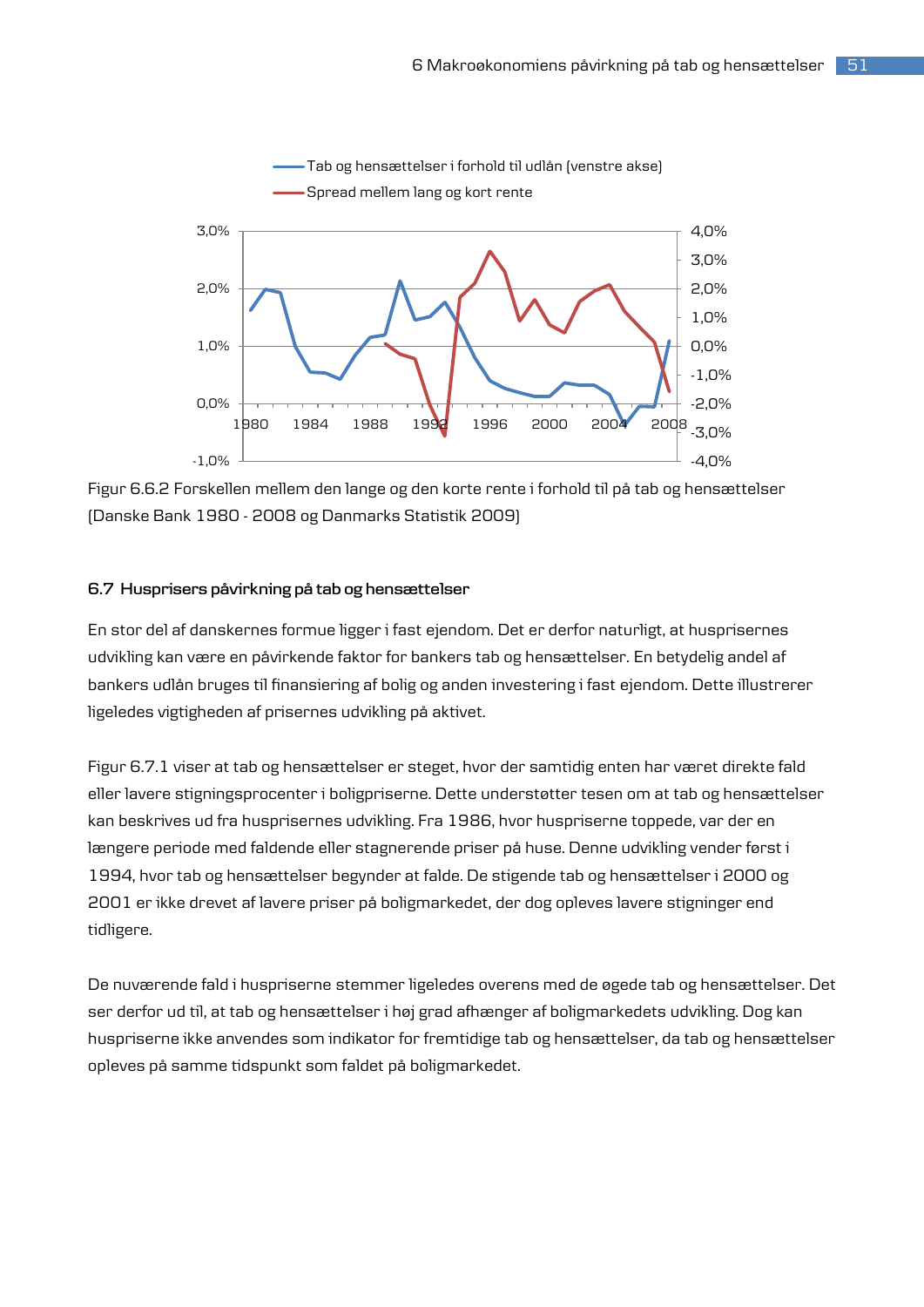Figur 6.6.2 Forskellen mellem den lange og den korte rente i forhold til på tab og hensættelser (Danske Bank 1980 - 2008 og Danmarks Statistik 2009)

### 6.7 Husprisers påvirkning på tab og hensættelser

En stor del af danskernes formue ligger i fast ejendom. Det er derfor naturligt, at husprisernes udvikling kan være en påvirkende faktor for bankers tab og hensættelser. En betydelig andel af bankers udlån bruges til finansiering af bolig og anden investering i fast ejendom. Dette illustrerer ligeledes vigtigheden af prisernes udvikling på aktivet.

Figur 6.7.1 viser at tab og hensættelser er steget, hvor der samtidig enten har været direkte fald eller lavere stigningsprocenter i boligpriserne. Dette understøtter tesen om at tab og hensættelser kan beskrives ud fra husprisernes udvikling. Fra 1986, hvor huspriserne toppede, var der en længere periode med faldende eller stagnerende priser på huse. Denne udvikling vender først i 1994, hvor tab og hensættelser begynder at falde. De stigende tab og hensættelser i 2000 og 2001 er ikke drevet af lavere priser på boligmarkedet, der dog opleves lavere stigninger end tidligere.

De nuværende fald i huspriserne stemmer ligeledes overens med de øgede tab og hensættelser. Det ser derfor ud til, at tab og hensættelser i høj grad afhænger af boligmarkedets udvikling. Dog kan huspriserne ikke anvendes som indikator for fremtidige tab og hensættelser, da tab og hensættelser opleves på samme tidspunkt som faldet på boligmarkedet.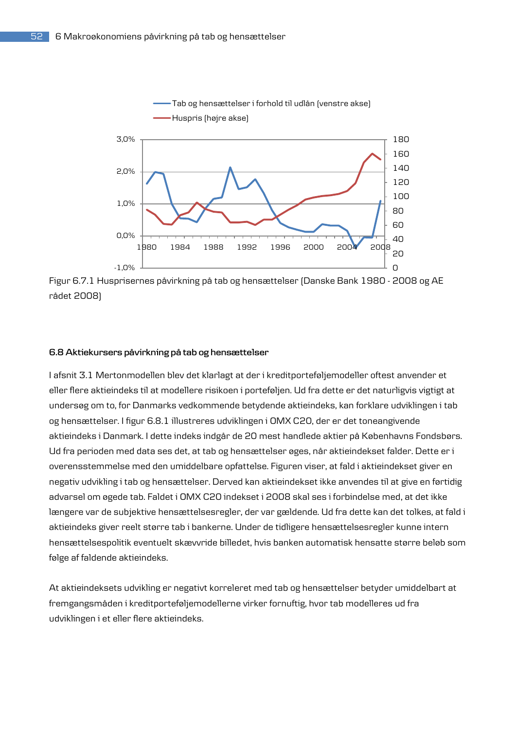Tab og hensættelser i forhold til udlån (venstre akse)

Huspris (højre akse)

3,0%
2,0%
1,0%
0,0%
-1,0%

180
160
140
120
100
80
60
40
20
0

1980 1984 1988 1992 1996 2000 2004 2008

Figur 6.7.1 Husprisernes påvirkning på tab og hensættelser (Danske Bank 1980 - 2008 og AE rådet 2008)

### 6.8 Aktiekursers påvirkning på tab og hensættelser

I afsnit 3.1 Mertonmodellen blev det klarlagt at der i kreditporteføljemodeller oftest anvender et eller flere aktieindeks til at modellere risikoen i porteføljen. Ud fra dette er det naturligvis vigtigt at undersøg om to, for Danmarks vedkommende betydende aktieindeks, kan forklare udviklingen i tab og hensættelser. I figur 6.8.1 illustreres udviklingen i OMX C20, der er det toneangivende aktieindeks i Danmark. I dette indeks indgår de 20 mest handlede aktier på Københavns Fondsbørs. Ud fra perioden med data ses det, at tab og hensættelser øges, når aktieindekset falder. Dette er i overensstemmelse med den umiddelbare opfattelse. Figuren viser, at fald i aktieindekset giver en negativ udvikling i tab og hensættelser. Derved kan aktieindekset ikke anvendes til at give en førtidig advarsel om øgede tab. Faldet i OMX C20 indekset i 2008 skal ses i forbindelse med, at det ikke længere var de subjektive hensættelsesregler, der var gældende. Ud fra dette kan det tolkes, at fald i aktieindeks giver reelt større tab i bankerne. Under de tidligere hensættelsesregler kunne intern hensættelsespolitik eventuelt skævvride billedet, hvis banken automatisk hensatte større beløb som følge af faldende aktieindeks.

At aktieindeksets udvikling er negativt korreleret med tab og hensættelser betyder umiddelbart at fremgangsmåden i kreditporteføljemodellerne virker fornuftig, hvor tab modelleres ud fra udviklingen i et eller flere aktieindeks.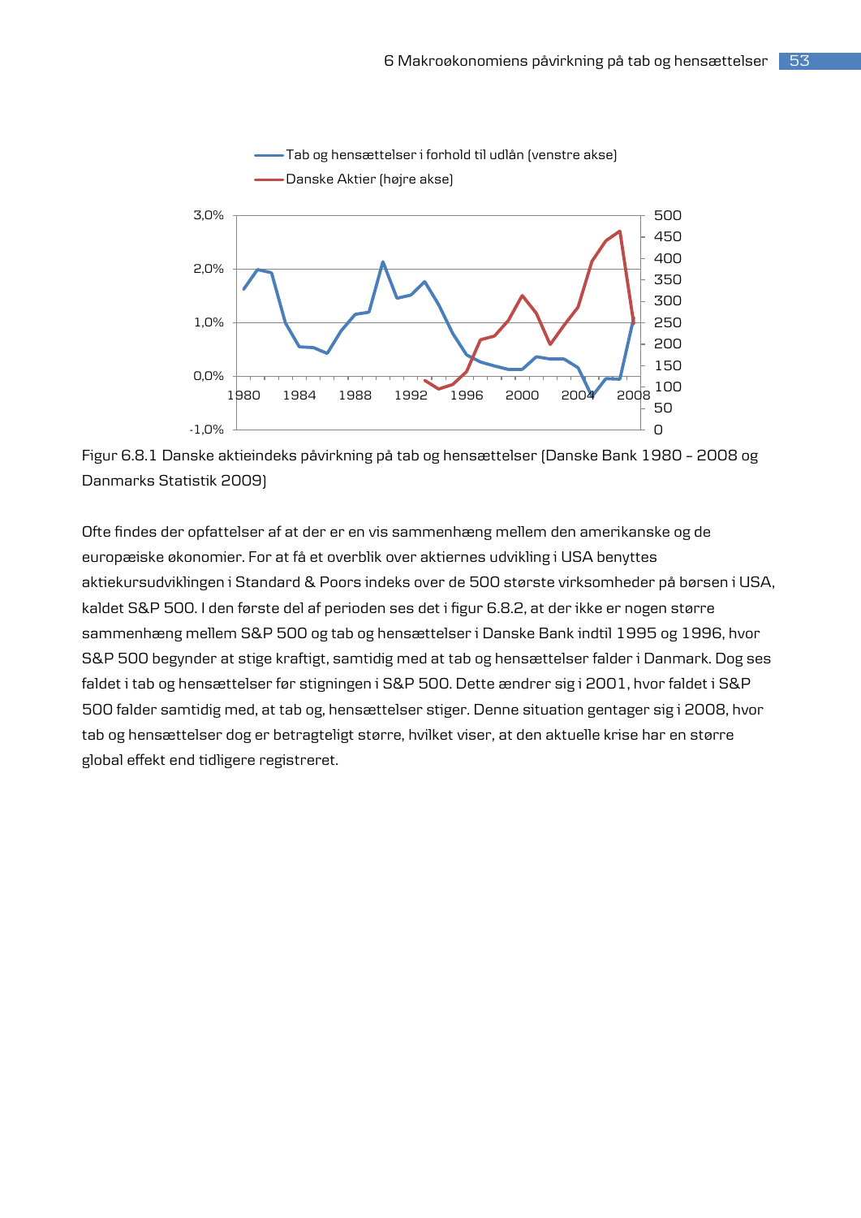Tab og hensættelser i forhold til udlån (venstre akse)

Danske Aktier (højre akse)

3,0%
2,0%
1,0%
0,0%
-1,0%

500
450
400
350
300
250
200
150
100
50
0

1980 1984 1988 1992 1996 2000 2004 2008

Figur 6.8.1 Danske aktieindeks påvirkning på tab og hensættelser (Danske Bank 1980 – 2008 og Danmarks Statistik 2009)

Ofte findes der opfattelser af at der er en vis sammenhæng mellem den amerikanske og de europæiske økonomier. For at få et overblik over aktiernes udvikling i USA benyttes aktiekursudviklingen i Standard & Poors indeks over de 500 største virksomheder på børsen i USA, kaldet S&P 500. I den første del af perioden ses det i figur 6.8.2, at der ikke er nogen større sammenhæng mellem S&P 500 og tab og hensættelser i Danske Bank indtil 1995 og 1996, hvor S&P 500 begynder at stige kraftigt, samtidig med at tab og hensættelser falder i Danmark. Dog ses faldet i tab og hensættelser før stigningen i S&P 500. Dette ændrer sig i 2001, hvor faldet i S&P 500 falder samtidig med, at tab og, hensættelser stiger. Denne situation gentager sig i 2008, hvor tab og hensættelser dog er betragteligt større, hvilket viser, at den aktuelle krise har en større global effekt end tidligere registreret.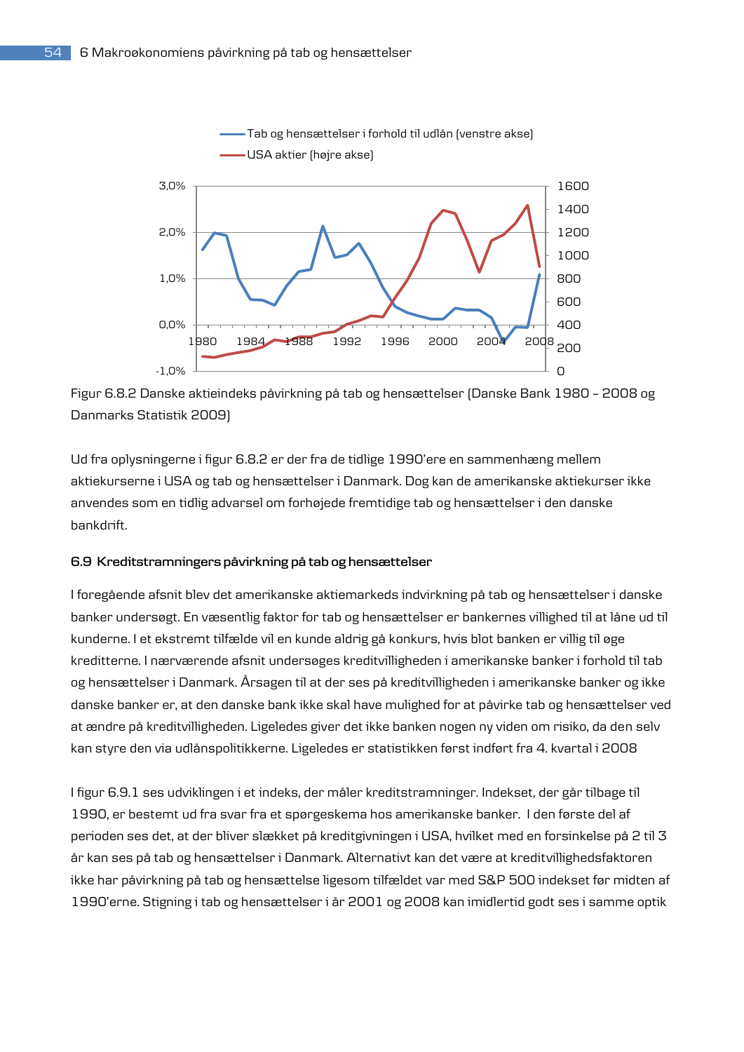Figur 6.8.2 Danske aktieindeks påvirkning på tab og hensættelser (Danske Bank 1980 – 2008 og Danmarks Statistik 2009)

Ud fra oplysningerne i figur 6.8.2 er der fra de tidlige 1990'ere en sammenhæng mellem aktiekurserne i USA og tab og hensættelser i Danmark. Dog kan de amerikanske aktiekurser ikke anvendes som en tidlig advarsel om forhøjede fremtidige tab og hensættelser i den danske bankdrift.

### 6.9 Kreditstramningers påvirkning på tab og hensættelser

I foregående afsnit blev det amerikanske aktiemarkeds indvirkning på tab og hensættelser i danske banker undersøgt. En væsentlig faktor for tab og hensættelser er bankernes villighed til at låne ud til kunderne. I et ekstremt tilfælde vil en kunde aldrig gå konkurs, hvis blot banken er villig til øge kreditterne. I nærværende afsnit undersøges kreditvilligheden i amerikanske banker i forhold til tab og hensættelser i Danmark. Årsagen til at der ses på kreditvilligheden i amerikanske banker og ikke danske banker er, at den danske bank ikke skal have mulighed for at påvirke tab og hensættelser ved at ændre på kreditvilligheden. Ligeledes giver det ikke banken nogen ny viden om risiko, da den selv kan styre den via udlånspolitikkerne. Ligeledes er statistikken først indført fra 4. kvartal i 2008

I figur 6.9.1 ses udviklingen i et indeks, der måler kreditstramninger. Indekset, der går tilbage til 1990, er bestemt ud fra svar fra et spørgeskema hos amerikanske banker. I den første del af perioden ses det, at der bliver slækket på kreditgivningen i USA, hvilket med en forsinkelse på 2 til 3 år kan ses på tab og hensættelser i Danmark. Alternativt kan det være at kreditvillighedsfaktoren ikke har påvirkning på tab og hensættelse ligesom tilfældet var med S&P 500 indekset før midten af 1990'erne. Stigning i tab og hensættelser i år 2001 og 2008 kan imidlertid godt ses i samme optik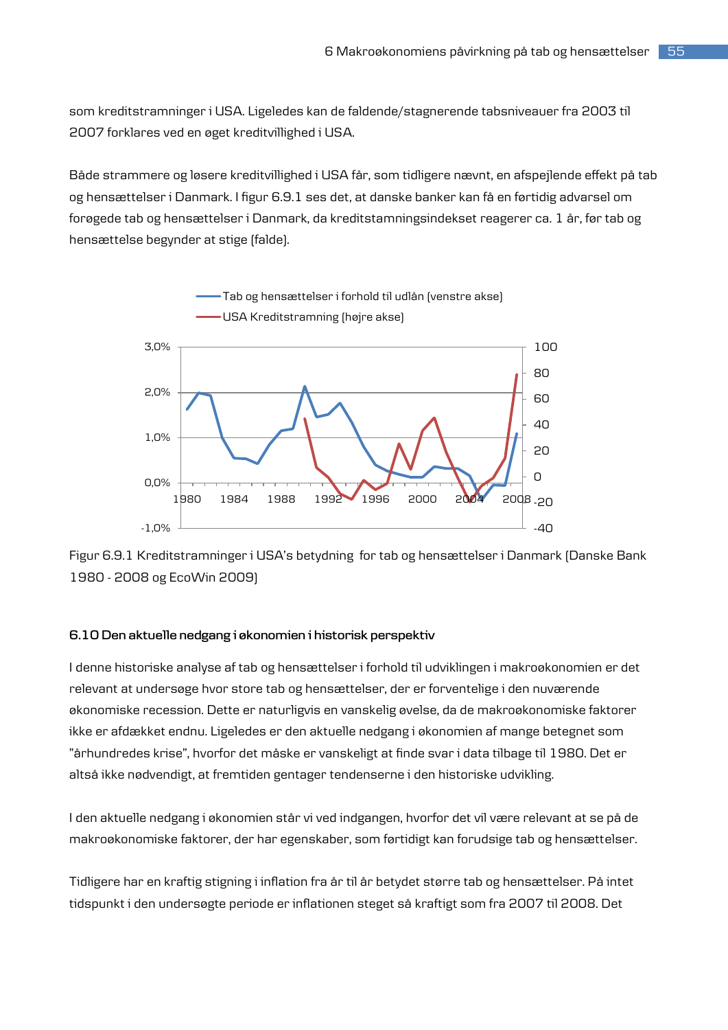som kreditstramninger i USA. Ligeledes kan de faldende/stagnerende tabsniveauer fra 2003 til 2007 forklares ved en øget kreditvillighed i USA.

Både strammere og løsere kreditvillighed i USA får, som tidligere nævnt, en afspejlende effekt på tab og hensættelser i Danmark. I figur 6.9.1 ses det, at danske banker kan få en førtidig advarsel om forøgede tab og hensættelser i Danmark, da kreditstamningsindekset reagerer ca. 1 år, før tab og hensættelse begynder at stige (falde).

Tab og hensættelser i forhold til udlån (venstre akse)
USA Kreditstramning (højre akse)

3,0%
2,0%
1,0%
0,0%
-1,0%

100
80
60
40
20
0
-20
-40

1980
1984
1988
1992
1996
2000
2004
2008

Figur 6.9.1 Kreditstramninger i USA's betydning for tab og hensættelser i Danmark (Danske Bank 1980 - 2008 og EcoWin 2009)

### 6.10 Den aktuelle nedgang i økonomien i historisk perspektiv

I denne historiske analyse af tab og hensættelser i forhold til udviklingen i makroøkonomien er det relevant at undersøge hvor store tab og hensættelser, der er forventelige i den nuværende økonomiske recession. Dette er naturligvis en vanskelig øvelse, da de makroøkonomiske faktorer ikke er afdækket endnu. Ligeledes er den aktuelle nedgang i økonomien af mange betegnet som "århundredes krise", hvorfor det måske er vanskeligt at finde svar i data tilbage til 1980. Det er altså ikke nødvendigt, at fremtiden gentager tendenserne i den historiske udvikling.

I den aktuelle nedgang i økonomien står vi ved indgangen, hvorfor det vil være relevant at se på de makroøkonomiske faktorer, der har egenskaber, som førtidigt kan forudsige tab og hensættelser.

Tidligere har en kraftig stigning i inflation fra år til år betydet større tab og hensættelser. På intet tidspunkt i den undersøgte periode er inflationen steget så kraftigt som fra 2007 til 2008. Det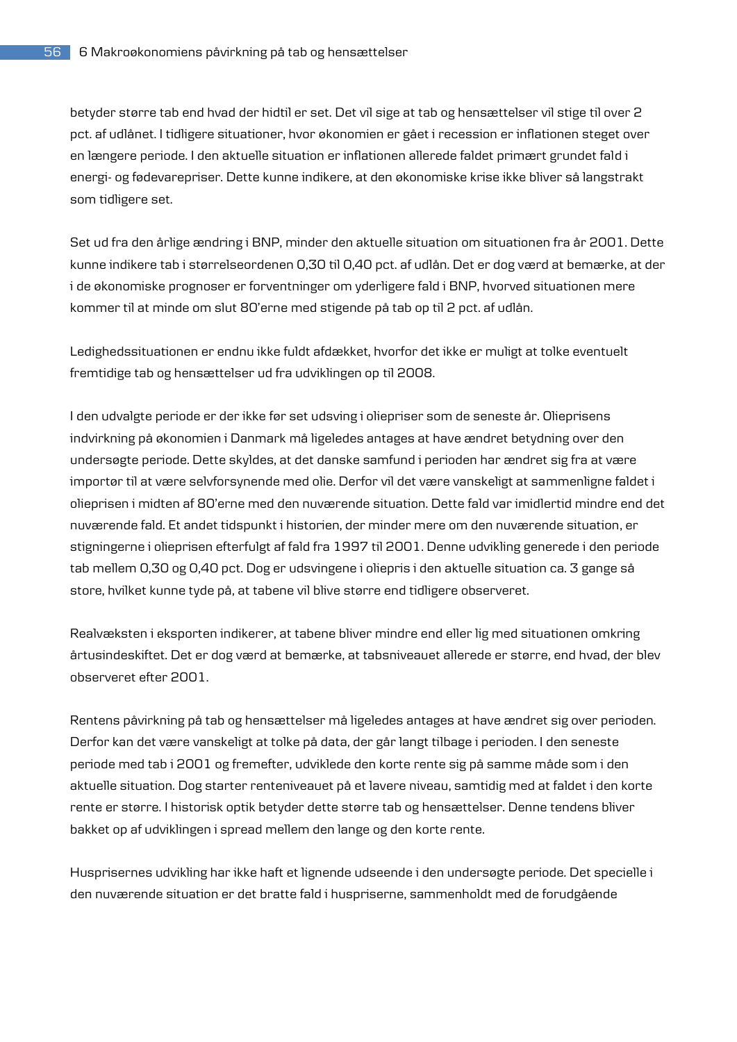betyder større tab end hvad der hidtil er set. Det vil sige at tab og hensættelser vil stige til over 2 pct. af udlånet. I tidligere situationer, hvor økonomien er gået i recession er inflationen steget over en længere periode. I den aktuelle situation er inflationen allerede faldet primært grundet fald i energi- og fødevarepriser. Dette kunne indikere, at den økonomiske krise ikke bliver så langstrakt som tidligere set.

Set ud fra den årlige ændring i BNP, minder den aktuelle situation om situationen fra år 2001. Dette kunne indikere tab i størrelseordenen 0,30 til 0,40 pct. af udlån. Det er dog værd at bemærke, at der i de økonomiske prognoser er forventninger om yderligere fald i BNP, hvorved situationen mere kommer til at minde om slut 80'erne med stigende på tab op til 2 pct. af udlån.

Ledighedssituationen er endnu ikke fuldt afdækket, hvorfor det ikke er muligt at tolke eventuelt fremtidige tab og hensættelser ud fra udviklingen op til 2008.

I den udvalgte periode er der ikke før set udsving i oliepriser som de seneste år. Olieprisens indvirkning på økonomien i Danmark må ligeledes antages at have ændret betydning over den undersøgte periode. Dette skyldes, at det danske samfund i perioden har ændret sig fra at være importør til at være selvforsynende med olie. Derfor vil det være vanskeligt at sammenligne faldet i olieprisen i midten af 80'erne med den nuværende situation. Dette fald var imidlertid mindre end det nuværende fald. Et andet tidspunkt i historien, der minder mere om den nuværende situation, er stigningerne i olieprisen efterfulgt af fald fra 1997 til 2001. Denne udvikling generede i den periode tab mellem 0,30 og 0,40 pct. Dog er udsvingene i oliepris i den aktuelle situation ca. 3 gange så store, hvilket kunne tyde på, at tabene vil blive større end tidligere observeret.

Realvæksten i eksporten indikerer, at tabene bliver mindre end eller lig med situationen omkring årtusindeskiftet. Det er dog værd at bemærke, at tabsniveauet allerede er større, end hvad, der blev observeret efter 2001.

Rentens påvirkning på tab og hensættelser må ligeledes antages at have ændret sig over perioden. Derfor kan det være vanskeligt at tolke på data, der går langt tilbage i perioden. I den seneste periode med tab i 2001 og fremefter, udviklede den korte rente sig på samme måde som i den aktuelle situation. Dog starter renteniveauet på et lavere niveau, samtidig med at faldet i den korte rente er større. I historisk optik betyder dette større tab og hensættelser. Denne tendens bliver bakket op af udviklingen i spread mellem den lange og den korte rente.

Husprisernes udvikling har ikke haft et lignende udseende i den undersøgte periode. Det specielle i den nuværende situation er det bratte fald i huspriserne, sammenholdt med de forudgående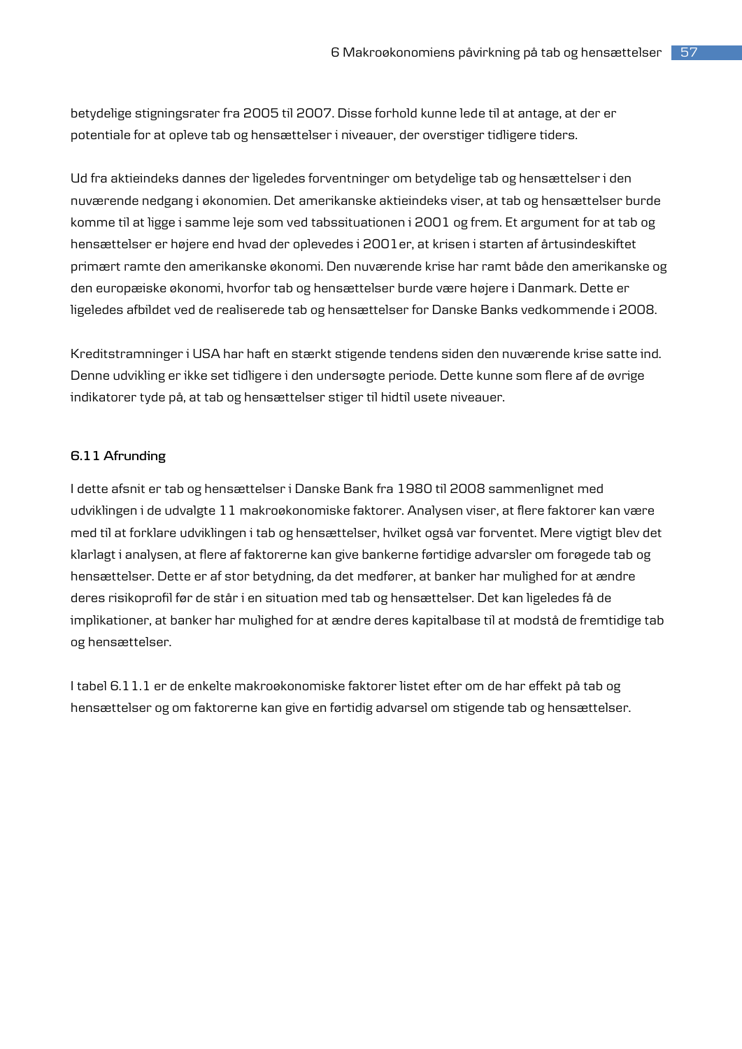betydelige stigningsrater fra 2005 til 2007. Disse forhold kunne lede til at antage, at der er potentiale for at opleve tab og hensættelser i niveauer, der overstiger tidligere tiders.

Ud fra aktieindeks dannes der ligeledes forventninger om betydelige tab og hensættelser i den nuværende nedgang i økonomien. Det amerikanske aktieindeks viser, at tab og hensættelser burde komme til at ligge i samme leje som ved tabssituationen i 2001 og frem. Et argument for at tab og hensættelser er højere end hvad der oplevedes i 2001 er, at krisen i starten af årtusindeskiftet primært ramte den amerikanske økonomi. Den nuværende krise har ramt både den amerikanske og den europæiske økonomi, hvorfor tab og hensættelser burde være højere i Danmark. Dette er ligeledes afbildet ved de realiserede tab og hensættelser for Danske Banks vedkommende i 2008.

Kreditstramninger i USA har haft en stærkt stigende tendens siden den nuværende krise satte ind. Denne udvikling er ikke set tidligere i den undersøgte periode. Dette kunne som flere af de øvrige indikatorer tyde på, at tab og hensættelser stiger til hidtil usete niveauer.

### 6.11 Afrunding

I dette afsnit er tab og hensættelser i Danske Bank fra 1980 til 2008 sammenlignet med udviklingen i de udvalgte 11 makroøkonomiske faktorer. Analysen viser, at flere faktorer kan være med til at forklare udviklingen i tab og hensættelser, hvilket også var forventet. Mere vigtigt blev det klarlagt i analysen, at flere af faktorerne kan give bankerne førtidige advarsler om forøgede tab og hensættelser. Dette er af stor betydning, da det medfører, at banker har mulighed for at ændre deres risikoprofil før de står i en situation med tab og hensættelser. Det kan ligeledes få de implikationer, at banker har mulighed for at ændre deres kapitalbase til at modstå de fremtidige tab og hensættelser.

I tabel 6.11.1 er de enkelte makroøkonomiske faktorer listet efter om de har effekt på tab og hensættelser og om faktorerne kan give en førtidig advarsel om stigende tab og hensættelser.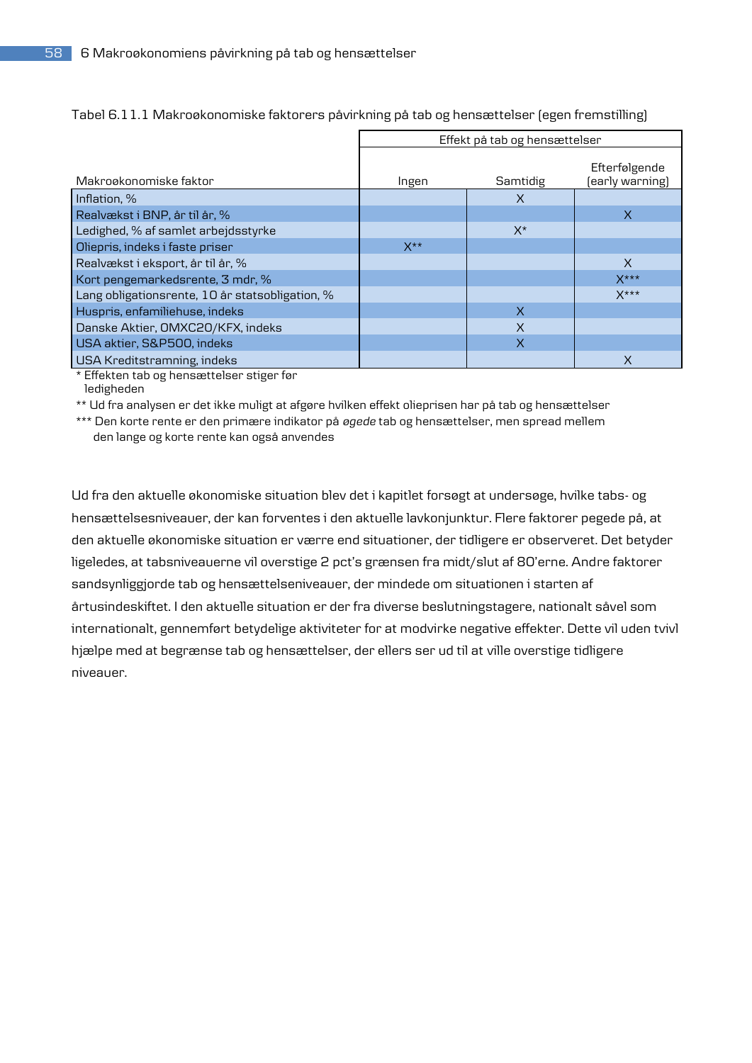Tabel 6.11.1 Makroøkonomiske faktorers påvirkning på tab og hensættelser (egen fremstilling)

| Makroøkonomiske faktor | Effekt på tab og hensættelser | | |
|---|---|---|---|
| | Ingen | Samtidig | Efterfølgende (early warning) |
| Inflation, % | | X | |
| Realvækst i BNP, år til år, % | | | X |
| Ledighed, % af samlet arbejdsstyrke | | X* | |
| Oliepris, indeks i faste priser | X** | | |
| Realvækst i eksport, år til år, % | | | X |
| Kort pengemarkedsrente, 3 mdr, % | | | X*** |
| Lang obligationsrente, 10 år statsobligation, % | | | X*** |
| Huspris, enfamiliehuse, indeks | | X | |
| Danske Aktier, OMXC20/KFX, indeks | | X | |
| USA aktier, S&P500, indeks | | X | |
| USA Kreditstramning, indeks | | | X |

* Effekten tab og hensættelser stiger før ledigheden

** Ud fra analysen er det ikke muligt at afgøre hvilken effekt olieprisen har på tab og hensættelser

*** Den korte rente er den primære indikator på *øgede* tab og hensættelser, men spread mellem den lange og korte rente kan også anvendes

Ud fra den aktuelle økonomiske situation blev det i kapitlet forsøgt at undersøge, hvilke tabs- og hensættelsesniveauer, der kan forventes i den aktuelle lavkonjunktur. Flere faktorer pegede på, at den aktuelle økonomiske situation er værre end situationer, der tidligere er observeret. Det betyder ligeledes, at tabsniveauerne vil overstige 2 pct's grænsen fra midt/slut af 80'erne. Andre faktorer sandsynliggjorde tab og hensættelseniveauer, der mindede om situationen i starten af årtusindeskiftet. I den aktuelle situation er der fra diverse beslutningstagere, nationalt såvel som internationalt, gennemført betydelige aktiviteter for at modvirke negative effekter. Dette vil uden tvivl hjælpe med at begrænse tab og hensættelser, der ellers ser ud til at ville overstige tidligere niveauer.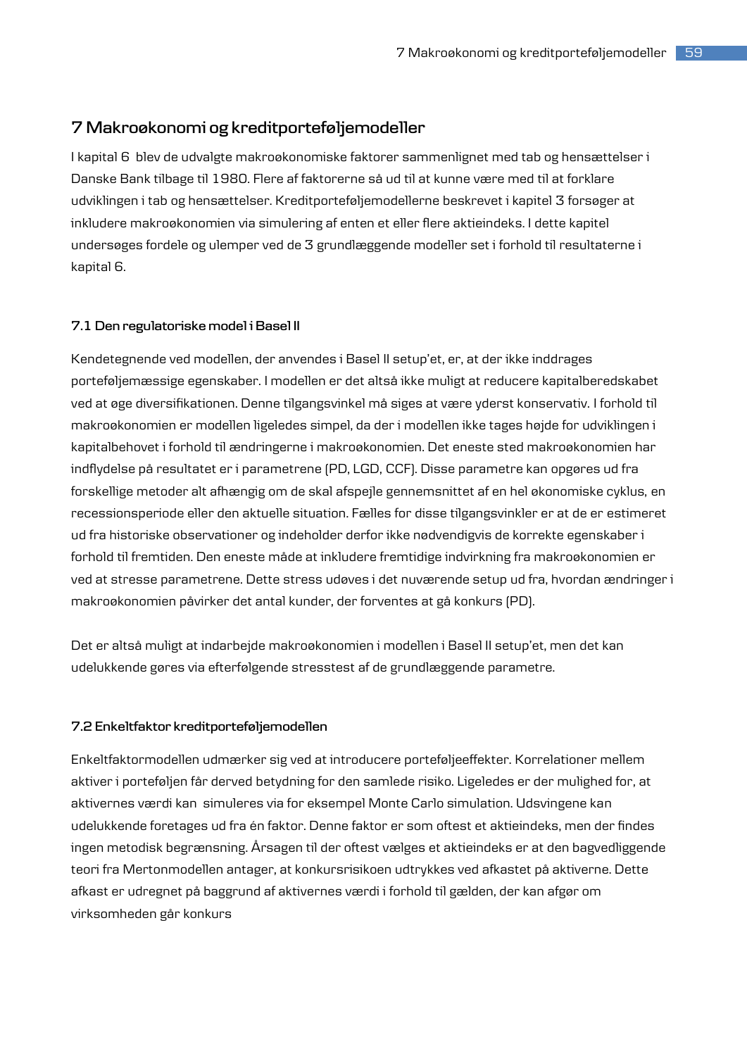# 7 Makroøkonomi og kreditporteføljemodeller

I kapital 6 blev de udvalgte makroøkonomiske faktorer sammenlignet med tab og hensættelser i Danske Bank tilbage til 1980. Flere af faktorerne så ud til at kunne være med til at forklare udviklingen i tab og hensættelser. Kreditporteføljemodellerne beskrevet i kapitel 3 forsøger at inkludere makroøkonomien via simulering af enten et eller flere aktieindeks. I dette kapitel undersøges fordele og ulemper ved de 3 grundlæggende modeller set i forhold til resultaterne i kapital 6.

## 7.1 Den regulatoriske model i Basel II

Kendetegnende ved modellen, der anvendes i Basel II setup'et, er, at der ikke inddrages porteføljemæssige egenskaber. I modellen er det altså ikke muligt at reducere kapitalberedskabet ved at øge diversifikationen. Denne tilgangsvinkel må siges at være yderst konservativ. I forhold til makroøkonomien er modellen ligeledes simpel, da der i modellen ikke tages højde for udviklingen i kapitalbehovet i forhold til ændringerne i makroøkonomien. Det eneste sted makroøkonomien har indflydelse på resultatet er i parametrene (PD, LGD, CCF). Disse parametre kan opgøres ud fra forskellige metoder alt afhængig om de skal afspejle gennemsnittet af en hel økonomiske cyklus, en recessionsperiode eller den aktuelle situation. Fælles for disse tilgangsvinkler er at de er estimeret ud fra historiske observationer og indeholder derfor ikke nødvendigvis de korrekte egenskaber i forhold til fremtiden. Den eneste måde at inkludere fremtidige indvirkning fra makroøkonomien er ved at stresse parametrene. Dette stress udøves i det nuværende setup ud fra, hvordan ændringer i makroøkonomien påvirker det antal kunder, der forventes at gå konkurs (PD).

Det er altså muligt at indarbejde makroøkonomien i modellen i Basel II setup'et, men det kan udelukkende gøres via efterfølgende stresstest af de grundlæggende parametre.

## 7.2 Enkeltfaktor kreditporteføljemodellen

Enkeltfaktormodellen udmærker sig ved at introducere porteføljeeffekter. Korrelationer mellem aktiver i porteføljen får derved betydning for den samlede risiko. Ligeledes er der mulighed for, at aktivernes værdi kan simuleres via for eksempel Monte Carlo simulation. Udsvingene kan udelukkende foretages ud fra én faktor. Denne faktor er som oftest et aktieindeks, men der findes ingen metodisk begrænsning. Årsagen til der oftest vælges et aktieindeks er at den bagvedliggende teori fra Mertonmodellen antager, at konkursrisikoen udtrykkes ved afkastet på aktiverne. Dette afkast er udregnet på baggrund af aktivernes værdi i forhold til gælden, der kan afgør om virksomheden går konkurs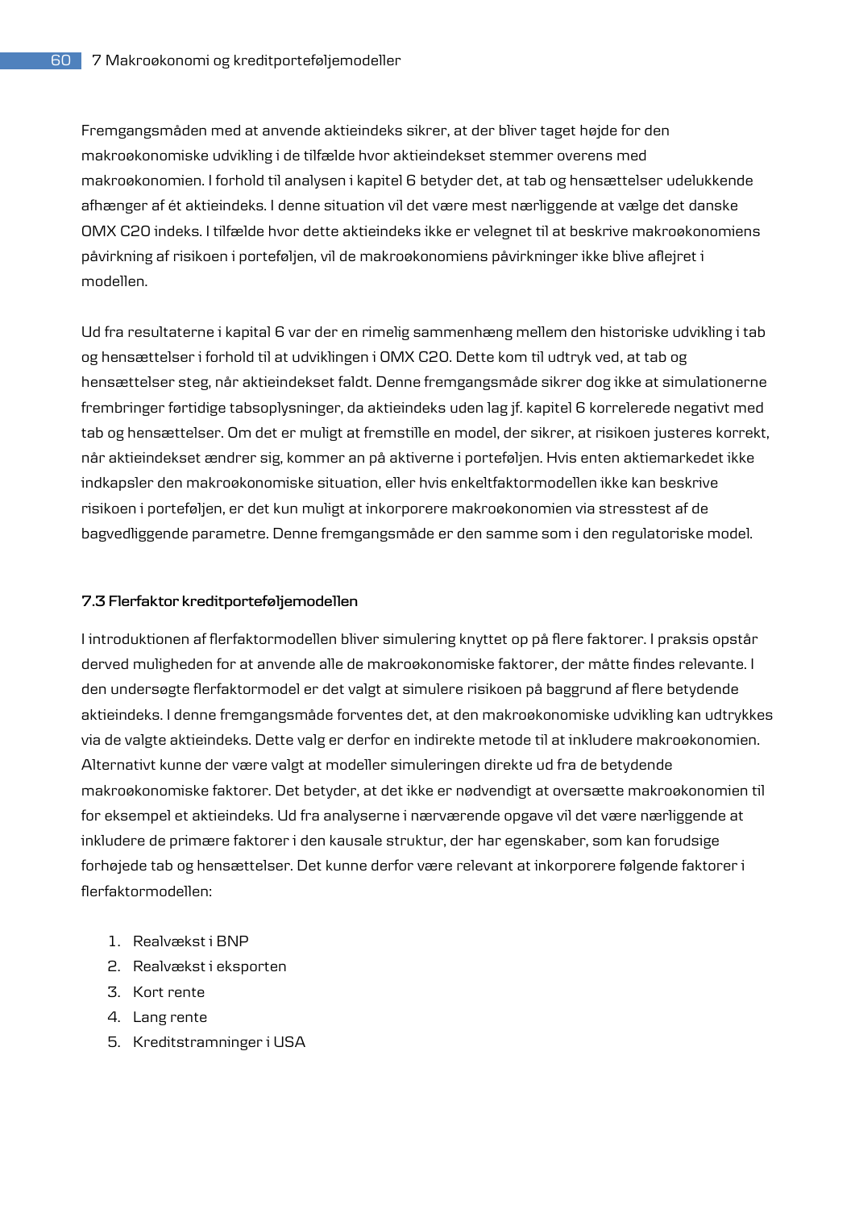Fremgangsmåden med at anvende aktieindeks sikrer, at der bliver taget højde for den makroøkonomiske udvikling i de tilfælde hvor aktieindekset stemmer overens med makroøkonomien. I forhold til analysen i kapitel 6 betyder det, at tab og hensættelser udelukkende afhænger af ét aktieindeks. I denne situation vil det være mest nærliggende at vælge det danske OMX C20 indeks. I tilfælde hvor dette aktieindeks ikke er velegnet til at beskrive makroøkonomiens påvirkning af risikoen i porteføljen, vil de makroøkonomiens påvirkninger ikke blive aflejret i modellen.

Ud fra resultaterne i kapitel 6 var der en rimelig sammenhæng mellem den historiske udvikling i tab og hensættelser i forhold til at udviklingen i OMX C20. Dette kom til udtryk ved, at tab og hensættelser steg, når aktieindekset faldt. Denne fremgangsmåde sikrer dog ikke at simulationerne frembringer førtidige tabsoplysninger, da aktieindeks uden lag jf. kapitel 6 korrelerede negativt med tab og hensættelser. Om det er muligt at fremstille en model, der sikrer, at risikoen justeres korrekt, når aktieindekset ændrer sig, kommer an på aktiverne i porteføljen. Hvis enten aktiemarkedet ikke indkapsler den makroøkonomiske situation, eller hvis enkeltfaktormodellen ikke kan beskrive risikoen i porteføljen, er det kun muligt at inkorporere makroøkonomien via stresstest af de bagvedliggende parametre. Denne fremgangsmåde er den samme som i den regulatoriske model.

### 7.3 Flerfaktor kreditporteføljemodellen

I introduktionen af flerfaktormodellen bliver simulering knyttet op på flere faktorer. I praksis opstår derved muligheden for at anvende alle de makroøkonomiske faktorer, der måtte findes relevante. I den undersøgte flerfaktormodel er det valgt at simulere risikoen på baggrund af flere betydende aktieindeks. I denne fremgangsmåde forventes det, at den makroøkonomiske udvikling kan udtrykkes via de valgte aktieindeks. Dette valg er derfor en indirekte metode til at inkludere makroøkonomien. Alternativt kunne der være valgt at modeller simuleringen direkte ud fra de betydende makroøkonomiske faktorer. Det betyder, at det ikke er nødvendigt at oversætte makroøkonomien til for eksempel et aktieindeks. Ud fra analyserne i nærværende opgave vil det være nærliggende at inkludere de primære faktorer i den kausale struktur, der har egenskaber, som kan forudsige forhøjede tab og hensættelser. Det kunne derfor være relevant at inkorporere følgende faktorer i flerfaktormodellen:

1. Realvækst i BNP
2. Realvækst i eksporten
3. Kort rente
4. Lang rente
5. Kreditstramninger i USA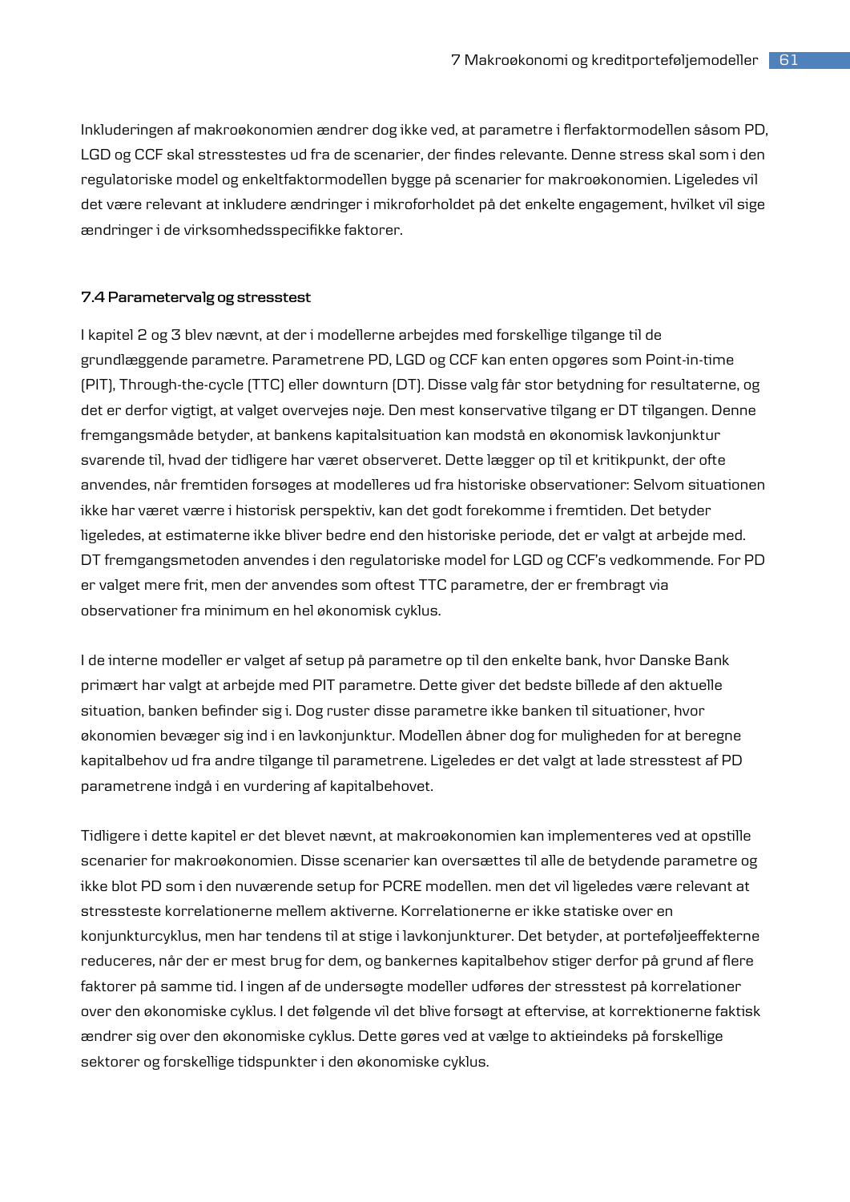Inkluderingen af makroøkonomien ændrer dog ikke ved, at parametre i flerfaktormodellen såsom PD, LGD og CCF skal stresstestes ud fra de scenarier, der findes relevante. Denne stress skal som i den regulatoriske model og enkeltfaktormodellen bygge på scenarier for makroøkonomien. Ligeledes vil det være relevant at inkludere ændringer i mikroforholdet på det enkelte engagement, hvilket vil sige ændringer i de virksomhedsspecifikke faktorer.

### 7.4 Parametervalg og stresstest

I kapitel 2 og 3 blev nævnt, at der i modellerne arbejdes med forskellige tilgange til de grundlæggende parametre. Parametrene PD, LGD og CCF kan enten opgøres som Point-in-time (PIT), Through-the-cycle (TTC) eller downturn (DT). Disse valg får stor betydning for resultaterne, og det er derfor vigtigt, at valget overvejes nøje. Den mest konservative tilgang er DT tilgangen. Denne fremgangsmåde betyder, at bankens kapitalsituation kan modstå en økonomisk lavkonjunktur svarende til, hvad der tidligere har været observeret. Dette lægger op til et kritikpunkt, der ofte anvendes, når fremtiden forsøges at modelleres ud fra historiske observationer: Selvom situationen ikke har været værre i historisk perspektiv, kan det godt forekomme i fremtiden. Det betyder ligeledes, at estimaterne ikke bliver bedre end den historiske periode, det er valgt at arbejde med. DT fremgangsmetoden anvendes i den regulatoriske model for LGD og CCF's vedkommende. For PD er valget mere frit, men der anvendes som oftest TTC parametre, der er frembragt via observationer fra minimum en hel økonomisk cyklus.

I de interne modeller er valget af setup på parametre op til den enkelte bank, hvor Danske Bank primært har valgt at arbejde med PIT parametre. Dette giver det bedste billede af den aktuelle situation, banken befinder sig i. Dog ruster disse parametre ikke banken til situationer, hvor økonomien bevæger sig ind i en lavkonjunktur. Modellen åbner dog for muligheden for at beregne kapitalbehov ud fra andre tilgange til parametrene. Ligeledes er det valgt at lade stresstest af PD parametrene indgå i en vurdering af kapitalbehovet.

Tidligere i dette kapitel er det blevet nævnt, at makroøkonomien kan implementeres ved at opstille scenarier for makroøkonomien. Disse scenarier kan oversættes til alle de betydende parametre og ikke blot PD som i den nuværende setup for PCRE modellen. men det vil ligeledes være relevant at stressteste korrelationerne mellem aktiverne. Korrelationerne er ikke statiske over en konjunkturcyklus, men har tendens til at stige i lavkonjunkturer. Det betyder, at porteføljeeffekterne reduceres, når der er mest brug for dem, og bankernes kapitalbehov stiger derfor på grund af flere faktorer på samme tid. I ingen af de undersøgte modeller udføres der stresstest på korrelationer over den økonomiske cyklus. I det følgende vil det blive forsøgt at eftervise, at korrektionerne faktisk ændrer sig over den økonomiske cyklus. Dette gøres ved at vælge to aktieindeks på forskellige sektorer og forskellige tidspunkter i den økonomiske cyklus.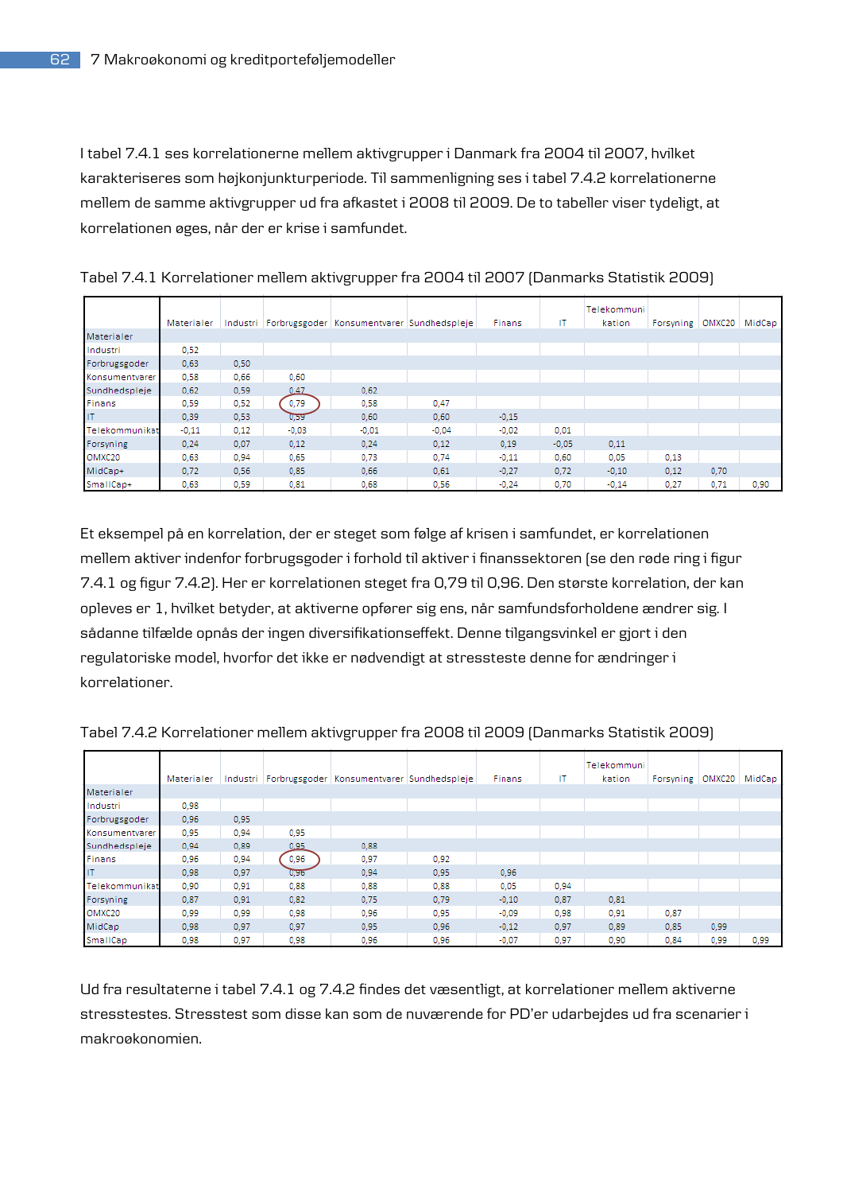I tabel 7.4.1 ses korrelationerne mellem aktivgrupper i Danmark fra 2004 til 2007, hvilket karakteriseres som højkonjunkturperiode. Til sammenligning ses i tabel 7.4.2 korrelationerne mellem de samme aktivgrupper ud fra afkastet i 2008 til 2009. De to tabeller viser tydeligt, at korrelationen øges, når der er krise i samfundet.

Tabel 7.4.1 Korrelationer mellem aktivgrupper fra 2004 til 2007 (Danmarks Statistik 2009)

| | Materialer | Industri | Forbrugsgoder | Konsumentvarer | Sundhedspleje | Finans | IT | Telekommunikation | Forsyning | OMXC20 | MidCap |
|---|---|---|---|---|---|---|---|---|---|---|---|
| Materialer | | | | | | | | | | | |
| Industri | 0,52 | | | | | | | | | | |
| Forbrugsgoder | 0,63 | 0,50 | | | | | | | | | |
| Konsumentvarer | 0,58 | 0,66 | 0,60 | | | | | | | | |
| Sundhedspleje | 0,62 | 0,59 | 0,47 | 0,62 | | | | | | | |
| Finans | 0,59 | 0,52 | 0,79 | 0,58 | 0,47 | | | | | | |
| IT | 0,39 | 0,53 | 0,59 | 0,60 | 0,60 | -0,15 | | | | | |
| Telekommunikat | -0,11 | 0,12 | -0,03 | -0,01 | -0,04 | -0,02 | 0,01 | | | | |
| Forsyning | 0,24 | 0,07 | 0,12 | 0,24 | 0,12 | 0,19 | -0,05 | 0,11 | | | |
| OMXC20 | 0,63 | 0,94 | 0,65 | 0,73 | 0,74 | -0,11 | 0,60 | 0,05 | 0,13 | | |
| MidCap+ | 0,72 | 0,56 | 0,85 | 0,66 | 0,61 | -0,27 | 0,72 | -0,10 | 0,12 | 0,70 | |
| SmallCap+ | 0,63 | 0,59 | 0,81 | 0,68 | 0,56 | -0,24 | 0,70 | -0,14 | 0,27 | 0,71 | 0,90 |

Et eksempel på en korrelation, der er steget som følge af krisen i samfundet, er korrelationen mellem aktiver indenfor forbrugsgoder i forhold til aktiver i finanssektoren (se den røde ring i figur 7.4.1 og figur 7.4.2). Her er korrelationen steget fra 0,79 til 0,96. Den største korrelation, der kan opleves er 1, hvilket betyder, at aktiverne opfører sig ens, når samfundsforholdene ændrer sig. I sådanne tilfælde opnås der ingen diversifikationseffekt. Denne tilgangsvinkel er gjort i den regulatoriske model, hvorfor det ikke er nødvendigt at stressteste denne for ændringer i korrelationer.

Tabel 7.4.2 Korrelationer mellem aktivgrupper fra 2008 til 2009 (Danmarks Statistik 2009)

| | Materialer | Industri | Forbrugsgoder | Konsumentvarer | Sundhedspleje | Finans | IT | Telekommunikation | Forsyning | OMXC20 | MidCap |
|---|---|---|---|---|---|---|---|---|---|---|---|
| Materialer | | | | | | | | | | | |
| Industri | 0,98 | | | | | | | | | | |
| Forbrugsgoder | 0,96 | 0,95 | | | | | | | | | |
| Konsumentvarer | 0,95 | 0,94 | 0,95 | | | | | | | | |
| Sundhedspleje | 0,94 | 0,89 | 0,95 | 0,88 | | | | | | | |
| Finans | 0,96 | 0,94 | 0,96 | 0,97 | 0,92 | | | | | | |
| IT | 0,98 | 0,97 | 0,96 | 0,94 | 0,95 | 0,96 | | | | | |
| Telekommunikat | 0,90 | 0,91 | 0,88 | 0,88 | 0,88 | 0,05 | 0,94 | | | | |
| Forsyning | 0,87 | 0,91 | 0,82 | 0,75 | 0,79 | -0,10 | 0,87 | 0,81 | | | |
| OMXC20 | 0,99 | 0,99 | 0,98 | 0,96 | 0,95 | -0,09 | 0,98 | 0,91 | 0,87 | | |
| MidCap | 0,98 | 0,97 | 0,97 | 0,95 | 0,96 | -0,12 | 0,97 | 0,89 | 0,85 | 0,99 | |
| SmallCap | 0,98 | 0,97 | 0,98 | 0,96 | 0,96 | -0,07 | 0,97 | 0,90 | 0,84 | 0,99 | 0,99 |

Ud fra resultaterne i tabel 7.4.1 og 7.4.2 findes det væsentligt, at korrelationer mellem aktiverne stresstestes. Stresstest som disse kan som de nuværende for PD'er udarbejdes ud fra scenarier i makroøkonomien.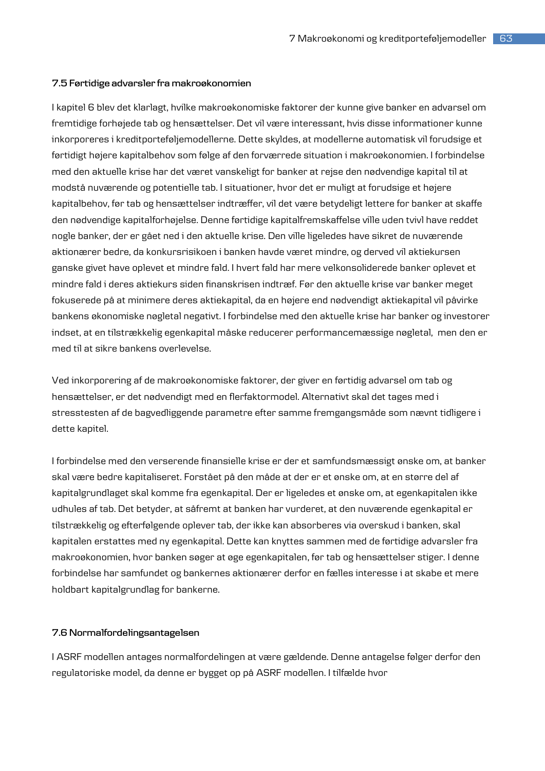### 7.5 Førtidige advarsler fra makroøkonomien

I kapitel 6 blev det klarlagt, hvilke makroøkonomiske faktorer der kunne give banker en advarsel om fremtidige forhøjede tab og hensættelser. Det vil være interessant, hvis disse informationer kunne inkorporeres i kreditporteføljemodellerne. Dette skyldes, at modellerne automatisk vil forudsige et førtidigt højere kapitalbehov som følge af den forværrede situation i makroøkonomien. I forbindelse med den aktuelle krise har det været vanskeligt for banker at rejse den nødvendige kapital til at modstå nuværende og potentielle tab. I situationer, hvor det er muligt at forudsige et højere kapitalbehov, før tab og hensættelser indtræffer, vil det være betydeligt lettere for banker at skaffe den nødvendige kapitalforhøjelse. Denne førtidige kapitalfremskaffelse ville uden tvivl have reddet nogle banker, der er gået ned i den aktuelle krise. Den ville ligeledes have sikret de nuværende aktionærer bedre, da konkursrisikoen i banken havde været mindre, og derved vil aktiekursen ganske givet have oplevet et mindre fald. I hvert fald har mere velkonsoliderede banker oplevet et mindre fald i deres aktiekurs siden finanskrisen indtræf. Før den aktuelle krise var banker meget fokuserede på at minimere deres aktiekapital, da en højere end nødvendigt aktiekapital vil påvirke bankens økonomiske nøgletal negativt. I forbindelse med den aktuelle krise har banker og investorer indset, at en tilstrækkelig egenkapital måske reducerer performancemæssige nøgletal, men den er med til at sikre bankens overlevelse.

Ved inkorporering af de makroøkonomiske faktorer, der giver en førtidig advarsel om tab og hensættelser, er det nødvendigt med en flerfaktormodel. Alternativt skal det tages med i stresstesten af de bagvedliggende parametre efter samme fremgangsmåde som nævnt tidligere i dette kapitel.

I forbindelse med den verserende finansielle krise er der et samfundsmæssigt ønske om, at banker skal være bedre kapitaliseret. Forstået på den måde at der er et ønske om, at en større del af kapitalgrundlaget skal komme fra egenkapital. Der er ligeledes et ønske om, at egenkapitalen ikke udhules af tab. Det betyder, at såfremt at banken har vurderet, at den nuværende egenkapital er tilstrækkelig og efterfølgende oplever tab, der ikke kan absorberes via overskud i banken, skal kapitalen erstattes med ny egenkapital. Dette kan knyttes sammen med de førtidige advarsler fra makroøkonomien, hvor banken søger at øge egenkapitalen, før tab og hensættelser stiger. I denne forbindelse har samfundet og bankernes aktionærer derfor en fælles interesse i at skabe et mere holdbart kapitalgrundlag for bankerne.

### 7.6 Normalfordelingsantagelsen

I ASRF modellen antages normalfordelingen at være gældende. Denne antagelse følger derfor den regulatoriske model, da denne er bygget op på ASRF modellen. I tilfælde hvor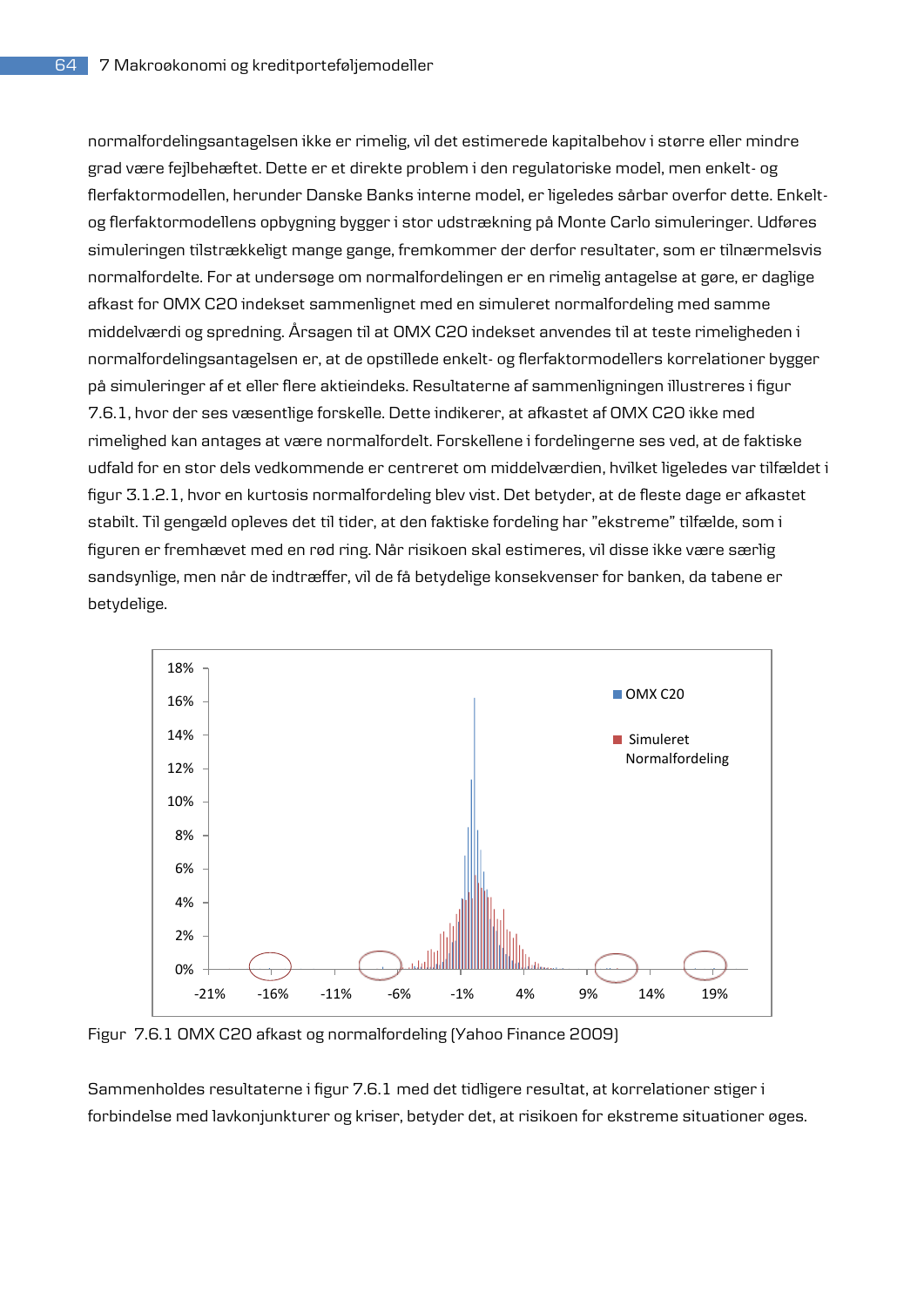normalfordelingsantagelsen ikke er rimelig, vil det estimerede kapitalbehov i større eller mindre grad være fejlbehæftet. Dette er et direkte problem i den regulatoriske model, men enkelt- og flerfaktormodellen, herunder Danske Banks interne model, er ligeledes sårbar overfor dette. Enkelt- og flerfaktormodellens opbygning bygger i stor udstrækning på Monte Carlo simuleringer. Udføres simuleringen tilstrækkeligt mange gange, fremkommer der derfor resultater, som er tilnærmelsvis normalfordelte. For at undersøge om normalfordelingen er en rimelig antagelse at gøre, er daglige afkast for OMX C20 indekset sammenlignet med en simuleret normalfordeling med samme middelværdi og spredning. Årsagen til at OMX C20 indekset anvendes til at teste rimeligheden i normalfordelingsantagelsen er, at de opstillede enkelt- og flerfaktormodellers korrelationer bygger på simuleringer af et eller flere aktieindeks. Resultaterne af sammenligningen illustreres i figur 7.6.1, hvor der ses væsentlige forskelle. Dette indikerer, at afkastet af OMX C20 ikke med rimelighed kan antages at være normalfordelt. Forskellene i fordelingerne ses ved, at de faktiske udfald for en stor dels vedkommende er centreret om middelværdien, hvilket ligeledes var tilfældet i figur 3.1.2.1, hvor en kurtosis normalfordeling blev vist. Det betyder, at de fleste dage er afkastet stabilt. Til gengæld opleves det til tider, at den faktiske fordeling har "ekstreme" tilfælde, som i figuren er fremhævet med en rød ring. Når risikoen skal estimeres, vil disse ikke være særlig sandsynlige, men når de indtræffer, vil de få betydelige konsekvenser for banken, da tabene er betydelige.

18%
16%
14%
12%
10%
8%
6%
4%
2%
0%
-21% -16% -11% -6% -1% 4% 9% 14% 19%
OMX C20
Simuleret Normalfordeling

Figur 7.6.1 OMX C20 afkast og normalfordeling (Yahoo Finance 2009)

Sammenholdes resultaterne i figur 7.6.1 med det tidligere resultat, at korrelationer stiger i forbindelse med lavkonjunkturer og kriser, betyder det, at risikoen for ekstreme situationer øges.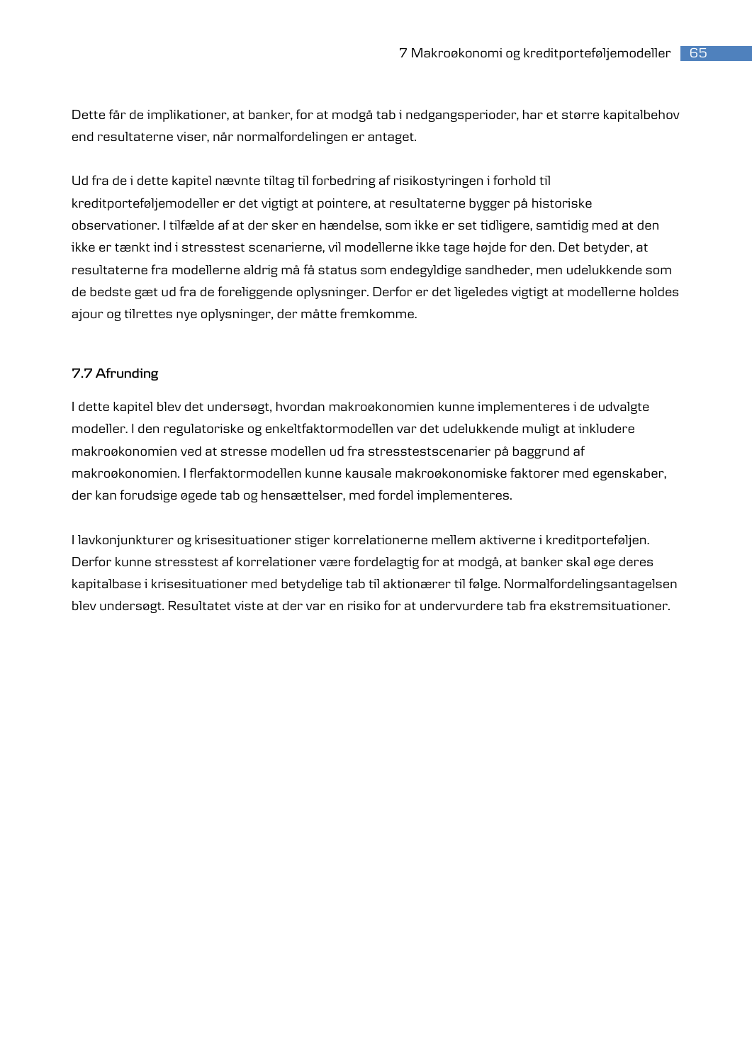Dette får de implikationer, at banker, for at modgå tab i nedgangsperioder, har et større kapitalbehov end resultaterne viser, når normalfordelingen er antaget.

Ud fra de i dette kapitel nævnte tiltag til forbedring af risikostyringen i forhold til kreditporteføljemodeller er det vigtigt at pointere, at resultaterne bygger på historiske observationer. I tilfælde af at der sker en hændelse, som ikke er set tidligere, samtidig med at den ikke er tænkt ind i stresstest scenarierne, vil modellerne ikke tage højde for den. Det betyder, at resultaterne fra modellerne aldrig må få status som endegyldige sandheder, men udelukkende som de bedste gæt ud fra de foreliggende oplysninger. Derfor er det ligeledes vigtigt at modellerne holdes ajour og tilrettes nye oplysninger, der måtte fremkomme.

### 7.7 Afrunding

I dette kapitel blev det undersøgt, hvordan makroøkonomien kunne implementeres i de udvalgte modeller. I den regulatoriske og enkeltfaktormodellen var det udelukkende muligt at inkludere makroøkonomien ved at stresse modellen ud fra stresstestscenarier på baggrund af makroøkonomien. I flerfaktormodellen kunne kausale makroøkonomiske faktorer med egenskaber, der kan forudsige øgede tab og hensættelser, med fordel implementeres.

I lavkonjunkturer og krisesituationer stiger korrelationerne mellem aktiverne i kreditporteføljen. Derfor kunne stresstest af korrelationer være fordelagtig for at modgå, at banker skal øge deres kapitalbase i krisesituationer med betydelige tab til aktionærer til følge. Normalfordelingsantagelsen blev undersøgt. Resultatet viste at der var en risiko for at undervurdere tab fra ekstremsituationer.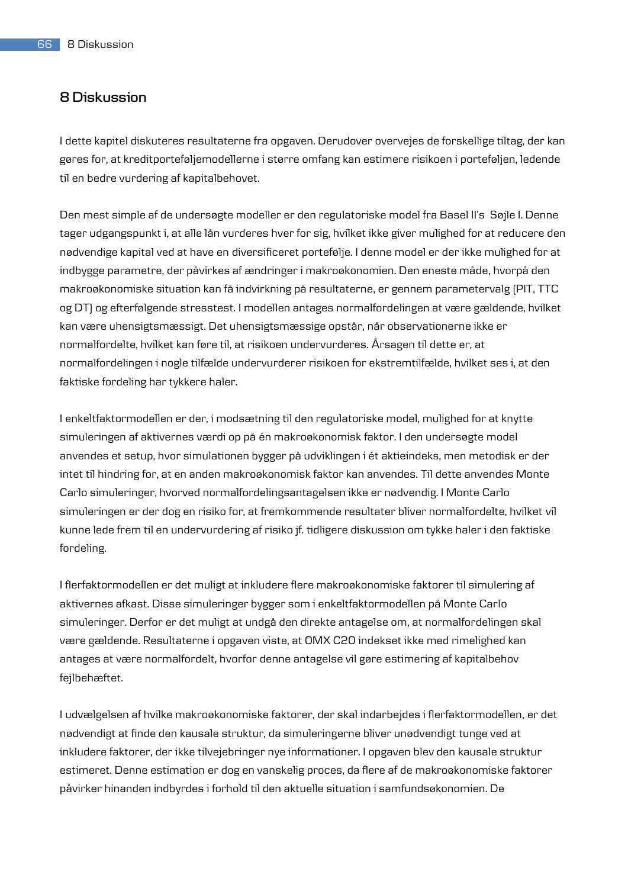# 8 Diskussion

I dette kapitel diskuteres resultaterne fra opgaven. Derudover overvejes de forskellige tiltag, der kan gøres for, at kreditporteføljemodellerne i større omfang kan estimere risikoen i porteføljen, ledende til en bedre vurdering af kapitalbehovet.

Den mest simple af de undersøgte modeller er den regulatoriske model fra Basel II's Søjle I. Denne tager udgangspunkt i, at alle lån vurderes hver for sig, hvilket ikke giver mulighed for at reducere den nødvendige kapital ved at have en diversificeret portefølje. I denne model er der ikke mulighed for at indbygge parametre, der påvirkes af ændringer i makroøkonomien. Den eneste måde, hvorpå den makroøkonomiske situation kan få indvirkning på resultaterne, er gennem parametervalg (PIT, TTC og DT) og efterfølgende stresstest. I modellen antages normalfordelingen at være gældende, hvilket kan være uhensigtsmæssigt. Det uhensigtsmæssige opstår, når observationerne ikke er normalfordelte, hvilket kan føre til, at risikoen undervurderes. Årsagen til dette er, at normalfordelingen i nogle tilfælde undervurderer risikoen for ekstremtilfælde, hvilket ses i, at den faktiske fordeling har tykkere haler.

I enkeltfaktormodellen er der, i modsætning til den regulatoriske model, mulighed for at knytte simuleringen af aktivernes værdi op på én makroøkonomisk faktor. I den undersøgte model anvendes et setup, hvor simulationen bygger på udviklingen i ét aktieindeks, men metodisk er der intet til hindring for, at en anden makroøkonomisk faktor kan anvendes. Til dette anvendes Monte Carlo simuleringer, hvorved normalfordelingsantagelsen ikke er nødvendig. I Monte Carlo simuleringen er der dog en risiko for, at fremkommende resultater bliver normalfordelte, hvilket vil kunne lede frem til en undervurdering af risiko jf. tidligere diskussion om tykke haler i den faktiske fordeling.

I flerfaktormodellen er det muligt at inkludere flere makroøkonomiske faktorer til simulering af aktivernes afkast. Disse simuleringer bygger som i enkeltfaktormodellen på Monte Carlo simuleringer. Derfor er det muligt at undgå den direkte antagelse om, at normalfordelingen skal være gældende. Resultaterne i opgaven viste, at OMX C20 indekset ikke med rimelighed kan antages at være normalfordelt, hvorfor denne antagelse vil gøre estimering af kapitalbehov fejlbehæftet.

I udvælgelsen af hvilke makroøkonomiske faktorer, der skal indarbejdes i flerfaktormodellen, er det nødvendigt at finde den kausale struktur, da simuleringerne bliver unødvendigt tunge ved at inkludere faktorer, der ikke tilvejebringer nye informationer. I opgaven blev den kausale struktur estimeret. Denne estimation er dog en vanskelig proces, da flere af de makroøkonomiske faktorer påvirker hinanden indbyrdes i forhold til den aktuelle situation i samfundsøkonomien. De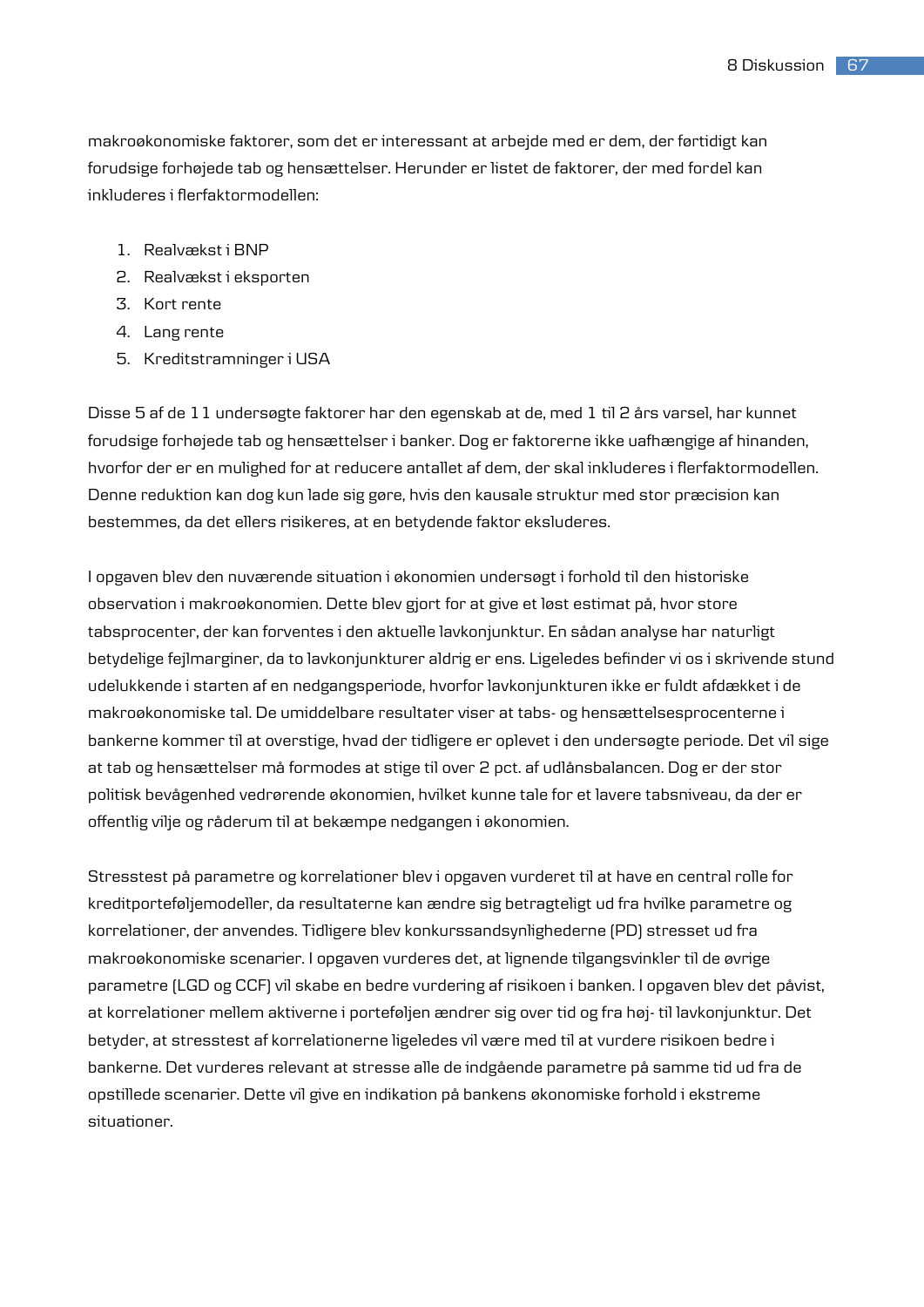makroøkonomiske faktorer, som det er interessant at arbejde med er dem, der førtidigt kan forudsige forhøjede tab og hensættelser. Herunder er listet de faktorer, der med fordel kan inkluderes i flerfaktormodellen:

1. Realvækst i BNP
2. Realvækst i eksporten
3. Kort rente
4. Lang rente
5. Kreditstramninger i USA

Disse 5 af de 11 undersøgte faktorer har den egenskab at de, med 1 til 2 års varsel, har kunnet forudsige forhøjede tab og hensættelser i banker. Dog er faktorerne ikke uafhængige af hinanden, hvorfor der er en mulighed for at reducere antallet af dem, der skal inkluderes i flerfaktormodellen. Denne reduktion kan dog kun lade sig gøre, hvis den kausale struktur med stor præcision kan bestemmes, da det ellers risikeres, at en betydende faktor ekskluderes.

I opgaven blev den nuværende situation i økonomien undersøgt i forhold til den historiske observation i makroøkonomien. Dette blev gjort for at give et løst estimat på, hvor store tabsprocenter, der kan forventes i den aktuelle lavkonjunktur. En sådan analyse har naturligt betydelige fejlmarginer, da to lavkonjunkturer aldrig er ens. Ligeledes befinder vi os i skrivende stund udelukkende i starten af en nedgangsperiode, hvorfor lavkonjunkturen ikke er fuldt afdækket i de makroøkonomiske tal. De umiddelbare resultater viser at tabs- og hensættelsesprocenterne i bankerne kommer til at overstige, hvad der tidligere er oplevet i den undersøgte periode. Det vil sige at tab og hensættelser må formodes at stige til over 2 pct. af udlånsbalancen. Dog er der stor politisk bevågenhed vedrørende økonomien, hvilket kunne tale for et lavere tabsniveau, da der er offentlig vilje og råderum til at bekæmpe nedgangen i økonomien.

Stresstest på parametre og korrelationer blev i opgaven vurderet til at have en central rolle for kreditporteføljemodeller, da resultaterne kan ændre sig betragteligt ud fra hvilke parametre og korrelationer, der anvendes. Tidligere blev konkurssandsynlighederne (PD) stresset ud fra makroøkonomiske scenarier. I opgaven vurderes det, at lignende tilgangsvinkler til de øvrige parametre (LGD og CCF) vil skabe en bedre vurdering af risikoen i banken. I opgaven blev det påvist, at korrelationer mellem aktiverne i porteføljen ændrer sig over tid og fra høj- til lavkonjunktur. Det betyder, at stresstest af korrelationerne ligeledes vil være med til at vurdere risikoen bedre i bankerne. Det vurderes relevant at stresse alle de indgående parametre på samme tid ud fra de opstillede scenarier. Dette vil give en indikation på bankens økonomiske forhold i ekstreme situationer.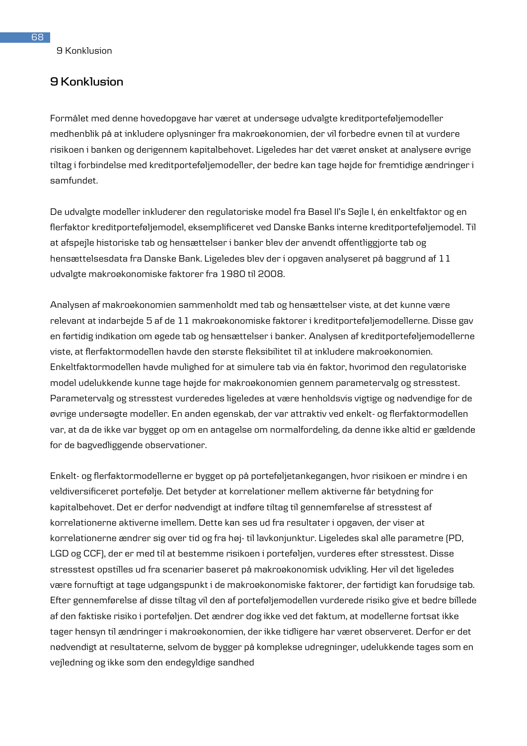# 9 Konklusion

Formålet med denne hovedopgave har været at undersøge udvalgte kreditporteføljemodeller medhenblik på at inkludere oplysninger fra makroøkonomien, der vil forbedre evnen til at vurdere risikoen i banken og derigennem kapitalbehovet. Ligeledes har det været ønsket at analysere øvrige tiltag i forbindelse med kreditporteføljemodeller, der bedre kan tage højde for fremtidige ændringer i samfundet.

De udvalgte modeller inkluderer den regulatoriske model fra Basel II's Søjle I, én enkeltfaktor og en flerfaktor kreditporteføljemodel, eksemplificeret ved Danske Banks interne kreditporteføljemodel. Til at afspejle historiske tab og hensættelser i banker blev der anvendt offentliggjorte tab og hensættelsesdata fra Danske Bank. Ligeledes blev der i opgaven analyseret på baggrund af 11 udvalgte makroøkonomiske faktorer fra 1980 til 2008.

Analysen af makroøkonomien sammenholdt med tab og hensættelser viste, at det kunne være relevant at indarbejde 5 af de 11 makroøkonomiske faktorer i kreditporteføljemodellerne. Disse gav en førtidig indikation om øgede tab og hensættelser i banker. Analysen af kreditporteføljemodellerne viste, at flerfaktormodellen havde den største fleksibilitet til at inkludere makroøkonomien. Enkeltfaktormodellen havde mulighed for at simulere tab via én faktor, hvorimod den regulatoriske model udelukkende kunne tage højde for makroøkonomien gennem parametervalg og stresstest. Parametervalg og stresstest vurderedes ligeledes at være henholdsvis vigtige og nødvendige for de øvrige undersøgte modeller. En anden egenskab, der var attraktiv ved enkelt- og flerfaktormodellen var, at da de ikke var bygget op om en antagelse om normalfordeling, da denne ikke altid er gældende for de bagvedliggende observationer.

Enkelt- og flerfaktormodellerne er bygget op på porteføljetankegangen, hvor risikoen er mindre i en veldiversificeret portefølje. Det betyder at korrelationer mellem aktiverne får betydning for kapitalbehovet. Det er derfor nødvendigt at indføre tiltag til gennemførelse af stresstest af korrelationerne aktiverne imellem. Dette kan ses ud fra resultater i opgaven, der viser at korrelationerne ændrer sig over tid og fra høj- til lavkonjunktur. Ligeledes skal alle parametre (PD, LGD og CCF), der er med til at bestemme risikoen i porteføljen, vurderes efter stresstest. Disse stresstest opstilles ud fra scenarier baseret på makroøkonomisk udvikling. Her vil det ligeledes være fornuftigt at tage udgangspunkt i de makroøkonomiske faktorer, der førtidigt kan forudsige tab. Efter gennemførelse af disse tiltag vil den af porteføljemodellen vurderede risiko give et bedre billede af den faktiske risiko i porteføljen. Det ændrer dog ikke ved det faktum, at modellerne fortsat ikke tager hensyn til ændringer i makroøkonomien, der ikke tidligere har været observeret. Derfor er det nødvendigt at resultaterne, selvom de bygger på komplekse udregninger, udelukkende tages som en vejledning og ikke som den endegyldige sandhed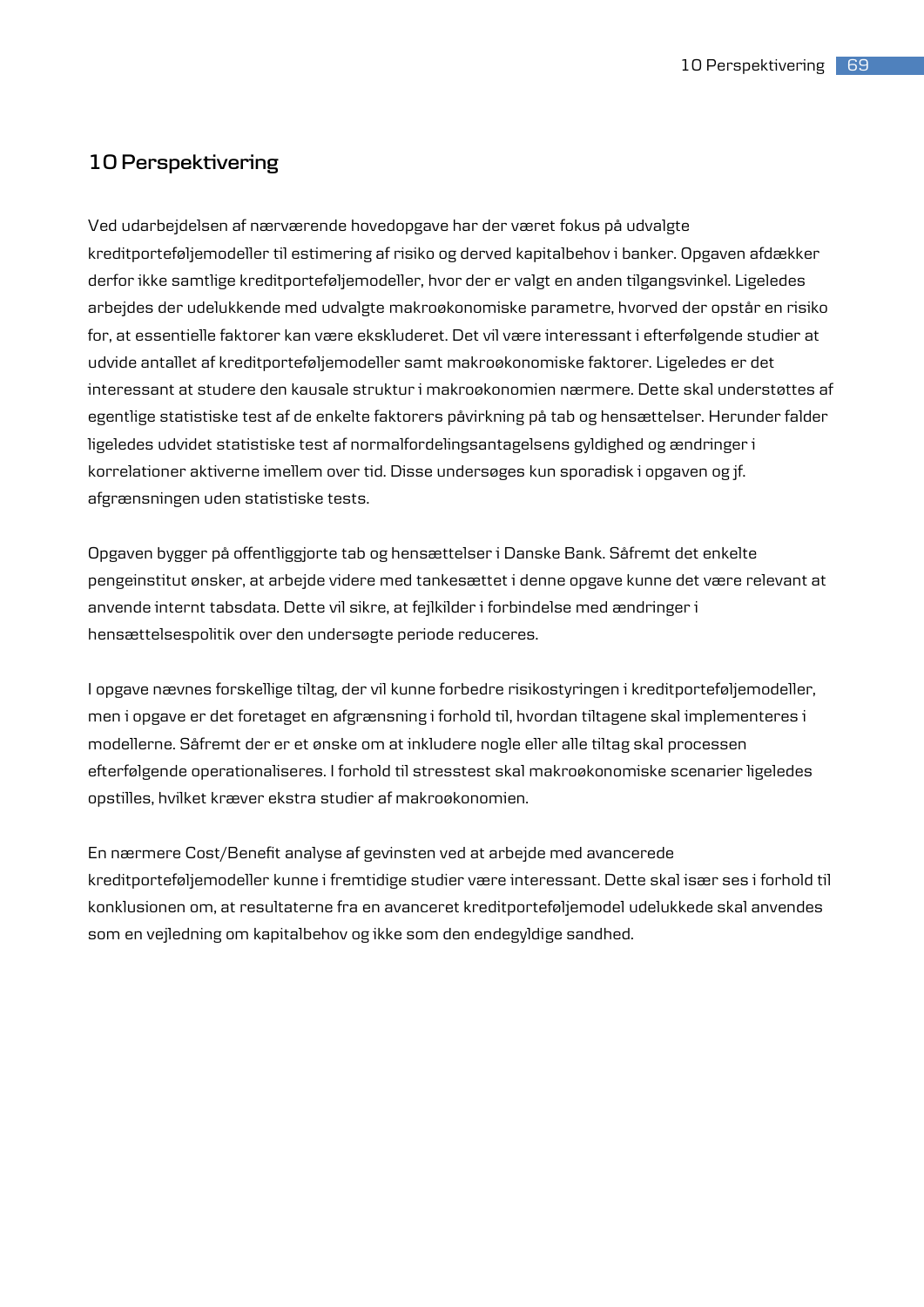# 10 Perspektivering

Ved udarbejdelsen af nærværende hovedopgave har der været fokus på udvalgte kreditporteføljemodeller til estimering af risiko og derved kapitalbehov i banker. Opgaven afdækker derfor ikke samtlige kreditporteføljemodeller, hvor der er valgt en anden tilgangsvinkel. Ligeledes arbejdes der udelukkende med udvalgte makroøkonomiske parametre, hvorved der opstår en risiko for, at essentielle faktorer kan være ekskluderet. Det vil være interessant i efterfølgende studier at udvide antallet af kreditporteføljemodeller samt makroøkonomiske faktorer. Ligeledes er det interessant at studere den kausale struktur i makroøkonomien nærmere. Dette skal understøttes af egentlige statistiske test af de enkelte faktorers påvirkning på tab og hensættelser. Herunder falder ligeledes udvidet statistiske test af normalfordelingsantagelsens gyldighed og ændringer i korrelationer aktiverne imellem over tid. Disse undersøges kun sporadisk i opgaven og jf. afgrænsningen uden statistiske tests.

Opgaven bygger på offentliggjorte tab og hensættelser i Danske Bank. Såfremt det enkelte pengeinstitut ønsker, at arbejde videre med tankesættet i denne opgave kunne det være relevant at anvende internt tabsdata. Dette vil sikre, at fejlkilder i forbindelse med ændringer i hensættelsespolitik over den undersøgte periode reduceres.

I opgave nævnes forskellige tiltag, der vil kunne forbedre risikostyringen i kreditporteføljemodeller, men i opgave er det foretaget en afgrænsning i forhold til, hvordan tiltagene skal implementeres i modellerne. Såfremt der er et ønske om at inkludere nogle eller alle tiltag skal processen efterfølgende operationaliseres. I forhold til stresstest skal makroøkonomiske scenarier ligeledes opstilles, hvilket kræver ekstra studier af makroøkonomien.

En nærmere Cost/Benefit analyse af gevinsten ved at arbejde med avancerede kreditporteføljemodeller kunne i fremtidige studier være interessant. Dette skal især ses i forhold til konklusionen om, at resultaterne fra en avanceret kreditporteføljemodel udelukkede skal anvendes som en vejledning om kapitalbehov og ikke som den endegyldige sandhed.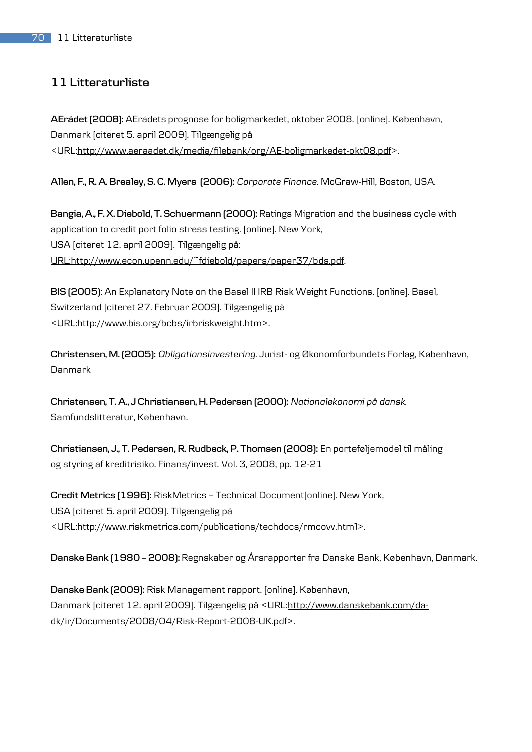# 11 Litteraturliste

**AErådet (2008):** AErådets prognose for boligmarkedet, oktober 2008. [online]. København, Danmark [citeret 5. april 2009]. Tilgængelig på <URL:http://www.aeraadet.dk/media/filebank/org/AE-boligmarkedet-okt08.pdf>.

**Allen, F., R. A. Brealey, S. C. Myers (2006):** *Corporate Finance.* McGraw-Hill, Boston, USA.

**Bangia, A., F. X. Diebold, T. Schuermann (2000):** Ratings Migration and the business cycle with application to credit port folio stress testing. [online]. New York, USA [citeret 12. april 2009]. Tilgængelig på: URL:http://www.econ.upenn.edu/~fdiebold/papers/paper37/bds.pdf.

**BIS (2005)**: An Explanatory Note on the Basel II IRB Risk Weight Functions. [online]. Basel, Switzerland [citeret 27. Februar 2009]. Tilgængelig på <URL:http://www.bis.org/bcbs/irbriskweight.htm>.

**Christensen, M. (2005):** *Obligationsinvestering.* Jurist- og Økonomforbundets Forlag, København, Danmark

**Christensen, T. A., J Christiansen, H. Pedersen (2000):** *Nationaløkonomi på dansk.* Samfundslitteratur, København.

**Christiansen, J., T. Pedersen, R. Rudbeck, P. Thomsen (2008):** En porteføljemodel til måling og styring af kreditrisiko. Finans/invest. Vol. 3, 2008, pp. 12-21

**Credit Metrics (1996):** RiskMetrics – Technical Document[online]. New York, USA [citeret 5. april 2009]. Tilgængelig på <URL:http://www.riskmetrics.com/publications/techdocs/rmcovv.html>.

**Danske Bank (1980 – 2008):** Regnskaber og Årsrapporter fra Danske Bank, København, Danmark.

**Danske Bank (2009):** Risk Management rapport. [online]. København, Danmark [citeret 12. april 2009]. Tilgængelig på <URL:http://www.danskebank.com/da-dk/ir/Documents/2008/Q4/Risk-Report-2008-UK.pdf>.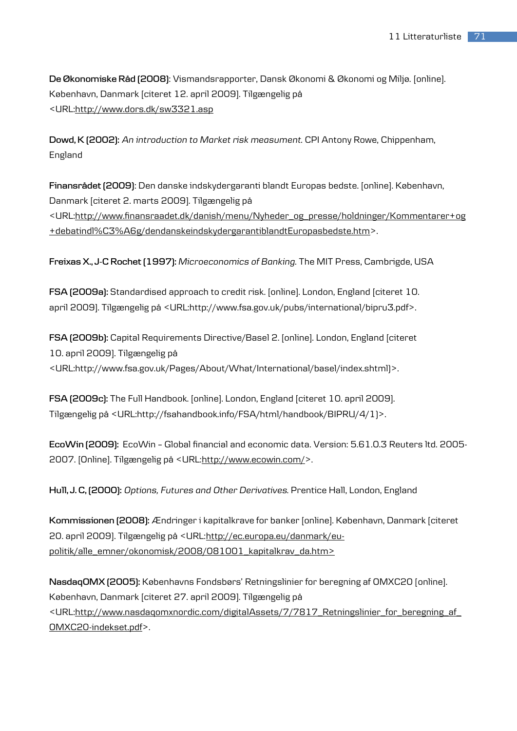**De Økonomiske Råd (2008)**: Vismandsrapporter, Dansk Økonomi & Økonomi og Miljø. [online]. København, Danmark [citeret 12. april 2009]. Tilgængelig på <URL:http://www.dors.dk/sw3321.asp

**Dowd, K (2002):** *An introduction to Market risk measument*. CPI Antony Rowe, Chippenham, England

**Finansrådet (2009)**: Den danske indskydergaranti blandt Europas bedste. [online]. København, Danmark [citeret 2. marts 2009]. Tilgængelig på <URL:http://www.finansraadet.dk/danish/menu/Nyheder_og_presse/holdninger/Kommentarer+og+debatindl%C3%A6g/dendanskeindskydergarantiblandtEuropasbedste.htm>.

**Freixas X., J-C Rochet (1997):** *Microeconomics of Banking*. The MIT Press, Cambrigde, USA

**FSA (2009a):** Standardised approach to credit risk. [online]. London, England [citeret 10. april 2009]. Tilgængelig på <URL:http://www.fsa.gov.uk/pubs/international/bipru3.pdf>.

**FSA (2009b):** Capital Requirements Directive/Basel 2. [online]. London, England [citeret 10. april 2009]. Tilgængelig på <URL:http://www.fsa.gov.uk/Pages/About/What/International/basel/index.shtml)>.

**FSA (2009c):** The Full Handbook. [online]. London, England [citeret 10. april 2009]. Tilgængelig på <URL:http://fsahandbook.info/FSA/html/handbook/BIPRU/4/1)>.

**EcoWin (2009):** EcoWin – Global financial and economic data. Version: 5.61.0.3 Reuters ltd. 2005-2007. [Online]. Tilgængelig på <URL:http://www.ecowin.com/>.

**Hull, J. C, (2000):** *Options, Futures and Other Derivatives*. Prentice Hall, London, England

**Kommissionen (2008):** Ændringer i kapitalkrave for banker [online]. København, Danmark [citeret 20. april 2009]. Tilgængelig på <URL:http://ec.europa.eu/danmark/eu-politik/alle_emner/okonomisk/2008/081001_kapitalkrav_da.htm>

**NasdaqOMX (2005):** Københavns Fondsbørs' Retningslinier for beregning af OMXC20 [online]. København, Danmark [citeret 27. april 2009]. Tilgængelig på <URL:http://www.nasdaqomxnordic.com/digitalAssets/7/7817_Retningslinier_for_beregning_af_OMXC20-indekset.pdf>.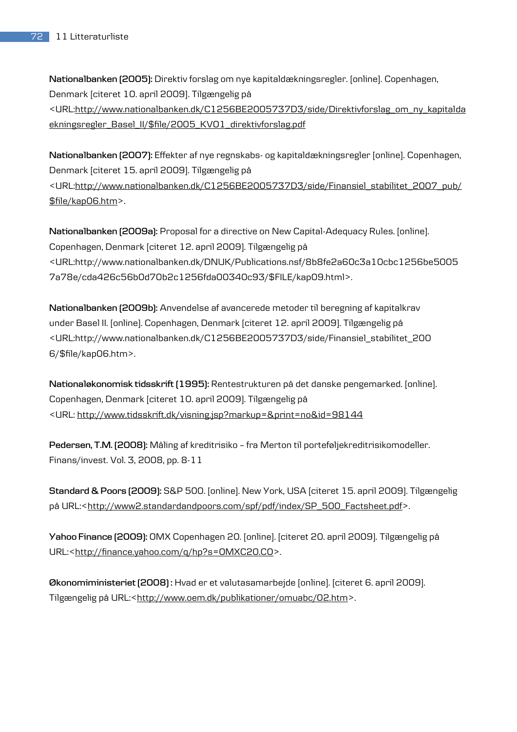**Nationalbanken (2005):** Direktiv forslag om nye kapitaldækningsregler. [online]. Copenhagen, Denmark [citeret 10. april 2009]. Tilgængelig på <URL:http://www.nationalbanken.dk/C1256BE2005737D3/side/Direktivforslag_om_ny_kapitaldaekningsregler_Basel_II/$file/2005_KV01_direktivforslag.pdf

**Nationalbanken (2007):** Effekter af nye regnskabs- og kapitaldækningsregler [online]. Copenhagen, Denmark [citeret 15. april 2009]. Tilgængelig på <URL:http://www.nationalbanken.dk/C1256BE2005737D3/side/Finansiel_stabilitet_2007_pub/$file/kap06.htm>.

**Nationalbanken (2009a):** Proposal for a directive on New Capital-Adequacy Rules. [online]. Copenhagen, Denmark [citeret 12. april 2009]. Tilgængelig på <URL:http://www.nationalbanken.dk/DNUK/Publications.nsf/8b8fe2a60c3a10cbc1256be50057a78e/cda426c56b0d70b2c1256fda00340c93/$FILE/kap09.html>.

**Nationalbanken (2009b):** Anvendelse af avancerede metoder til beregning af kapitalkrav under Basel II. [online]. Copenhagen, Denmark [citeret 12. april 2009]. Tilgængelig på <URL:http://www.nationalbanken.dk/C1256BE2005737D3/side/Finansiel_stabilitet_2006/$file/kap06.htm>.

**Nationaløkonomisk tidsskrift (1995):** Rentestrukturen på det danske pengemarked. [online]. Copenhagen, Denmark [citeret 10. april 2009]. Tilgængelig på <URL: http://www.tidsskrift.dk/visning.jsp?markup=&print=no&id=98144

**Pedersen, T.M. (2008):** Måling af kreditrisiko – fra Merton til porteføljekreditrisikomodeller. Finans/invest. Vol. 3, 2008, pp. 8-11

**Standard & Poors (2009):** S&P 500. [online]. New York, USA [citeret 15. april 2009]. Tilgængelig på URL:<http://www2.standardandpoors.com/spf/pdf/index/SP_500_Factsheet.pdf>.

**Yahoo Finance (2009):** OMX Copenhagen 20. [online]. [citeret 20. april 2009]. Tilgængelig på URL:<http://finance.yahoo.com/q/hp?s=OMXC20.CO>.

**Økonomiministeriet (2008) :** Hvad er et valutasamarbejde [online]. [citeret 6. april 2009]. Tilgængelig på URL:<http://www.oem.dk/publikationer/omuabc/02.htm>.